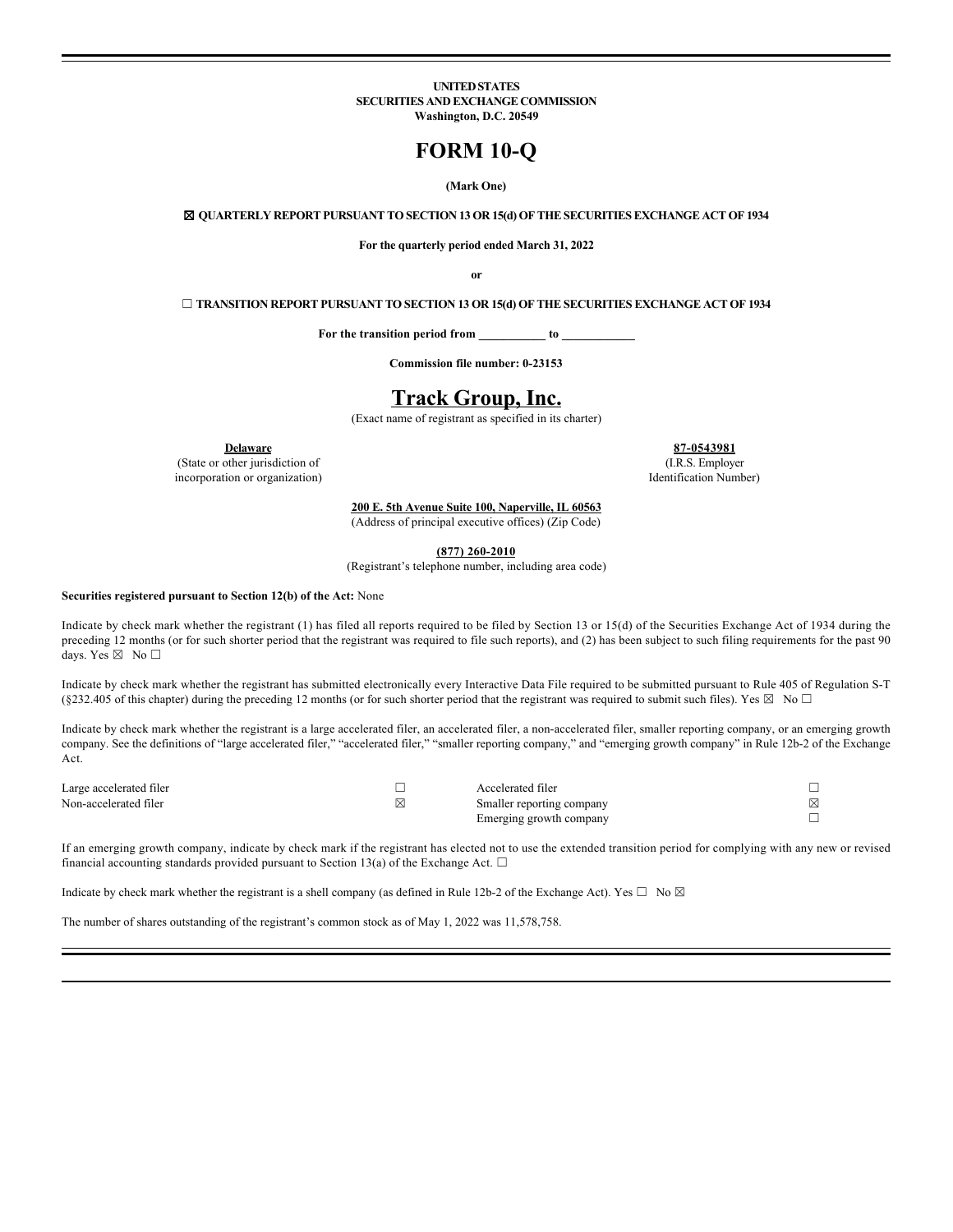**UNITED STATES**
**SECURITIES AND EXCHANGE COMMISSION**
**Washington, D.C. 20549**

# FORM 10-Q

**(Mark One)**

**☒ QUARTERLY REPORT PURSUANT TO SECTION 13 OR 15(d) OF THE SECURITIES EXCHANGE ACT OF 1934**

**For the quarterly period ended March 31, 2022**

**or**

**☐ TRANSITION REPORT PURSUANT TO SECTION 13 OR 15(d) OF THE SECURITIES EXCHANGE ACT OF 1934**

**For the transition period from \_\_\_\_\_\_\_\_\_\_\_ to \_\_\_\_\_\_\_\_\_\_\_\_**

**Commission file number: 0-23153**

# Track Group, Inc.

(Exact name of registrant as specified in its charter)

| **Delaware** | **87-0543981** |
|---|---|
| (State or other jurisdiction of incorporation or organization) | (I.R.S. Employer Identification Number) |

**200 E. 5th Avenue Suite 100, Naperville, IL 60563**
(Address of principal executive offices) (Zip Code)

**(877) 260-2010**
(Registrant's telephone number, including area code)

**Securities registered pursuant to Section 12(b) of the Act:** None

Indicate by check mark whether the registrant (1) has filed all reports required to be filed by Section 13 or 15(d) of the Securities Exchange Act of 1934 during the preceding 12 months (or for such shorter period that the registrant was required to file such reports), and (2) has been subject to such filing requirements for the past 90 days. Yes ☒ No ☐

Indicate by check mark whether the registrant has submitted electronically every Interactive Data File required to be submitted pursuant to Rule 405 of Regulation S-T (§232.405 of this chapter) during the preceding 12 months (or for such shorter period that the registrant was required to submit such files). Yes ☒ No ☐

Indicate by check mark whether the registrant is a large accelerated filer, an accelerated filer, a non-accelerated filer, smaller reporting company, or an emerging growth company. See the definitions of "large accelerated filer," "accelerated filer," "smaller reporting company," and "emerging growth company" in Rule 12b-2 of the Exchange Act.

| | | | |
|---|---|---|---|
| Large accelerated filer | ☐ | Accelerated filer | ☐ |
| Non-accelerated filer | ☒ | Smaller reporting company | ☒ |
| | | Emerging growth company | ☐ |

If an emerging growth company, indicate by check mark if the registrant has elected not to use the extended transition period for complying with any new or revised financial accounting standards provided pursuant to Section 13(a) of the Exchange Act. ☐

Indicate by check mark whether the registrant is a shell company (as defined in Rule 12b-2 of the Exchange Act). Yes ☐ No ☒

The number of shares outstanding of the registrant's common stock as of May 1, 2022 was 11,578,758.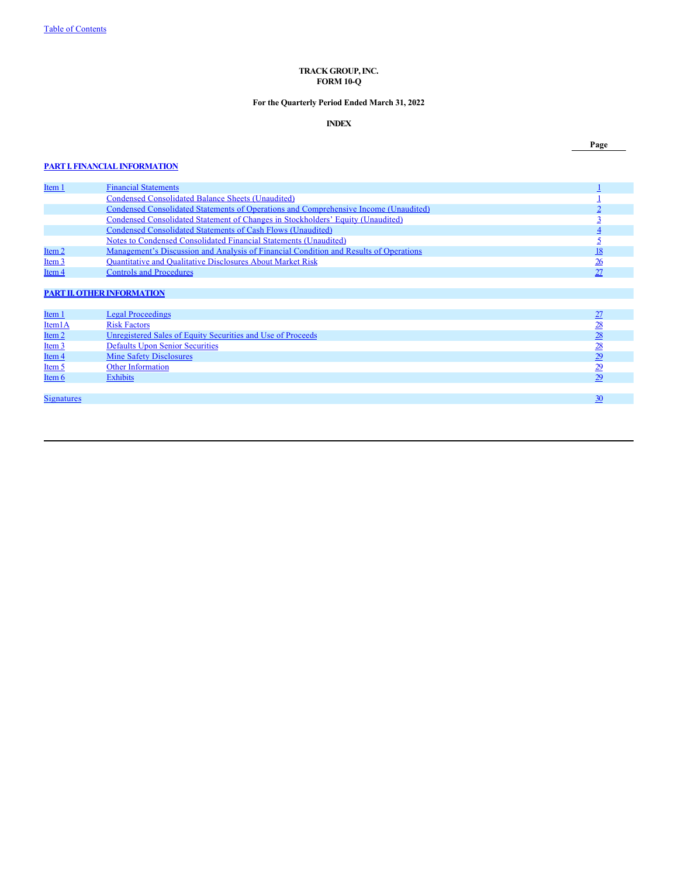Table of Contents

**TRACK GROUP, INC.**
**FORM 10-Q**

**For the Quarterly Period Ended March 31, 2022**

**INDEX**

| | | Page |
|---|---|---|
| **PART I. FINANCIAL INFORMATION** | | |
| Item 1 | Financial Statements | 1 |
| | Condensed Consolidated Balance Sheets (Unaudited) | 1 |
| | Condensed Consolidated Statements of Operations and Comprehensive Income (Unaudited) | 2 |
| | Condensed Consolidated Statement of Changes in Stockholders' Equity (Unaudited) | 3 |
| | Condensed Consolidated Statements of Cash Flows (Unaudited) | 4 |
| | Notes to Condensed Consolidated Financial Statements (Unaudited) | 5 |
| Item 2 | Management's Discussion and Analysis of Financial Condition and Results of Operations | 18 |
| Item 3 | Quantitative and Qualitative Disclosures About Market Risk | 26 |
| Item 4 | Controls and Procedures | 27 |
| **PART II. OTHER INFORMATION** | | |
| Item 1 | Legal Proceedings | 27 |
| Item1A | Risk Factors | 28 |
| Item 2 | Unregistered Sales of Equity Securities and Use of Proceeds | 28 |
| Item 3 | Defaults Upon Senior Securities | 28 |
| Item 4 | Mine Safety Disclosures | 29 |
| Item 5 | Other Information | 29 |
| Item 6 | Exhibits | 29 |
| Signatures | | 30 |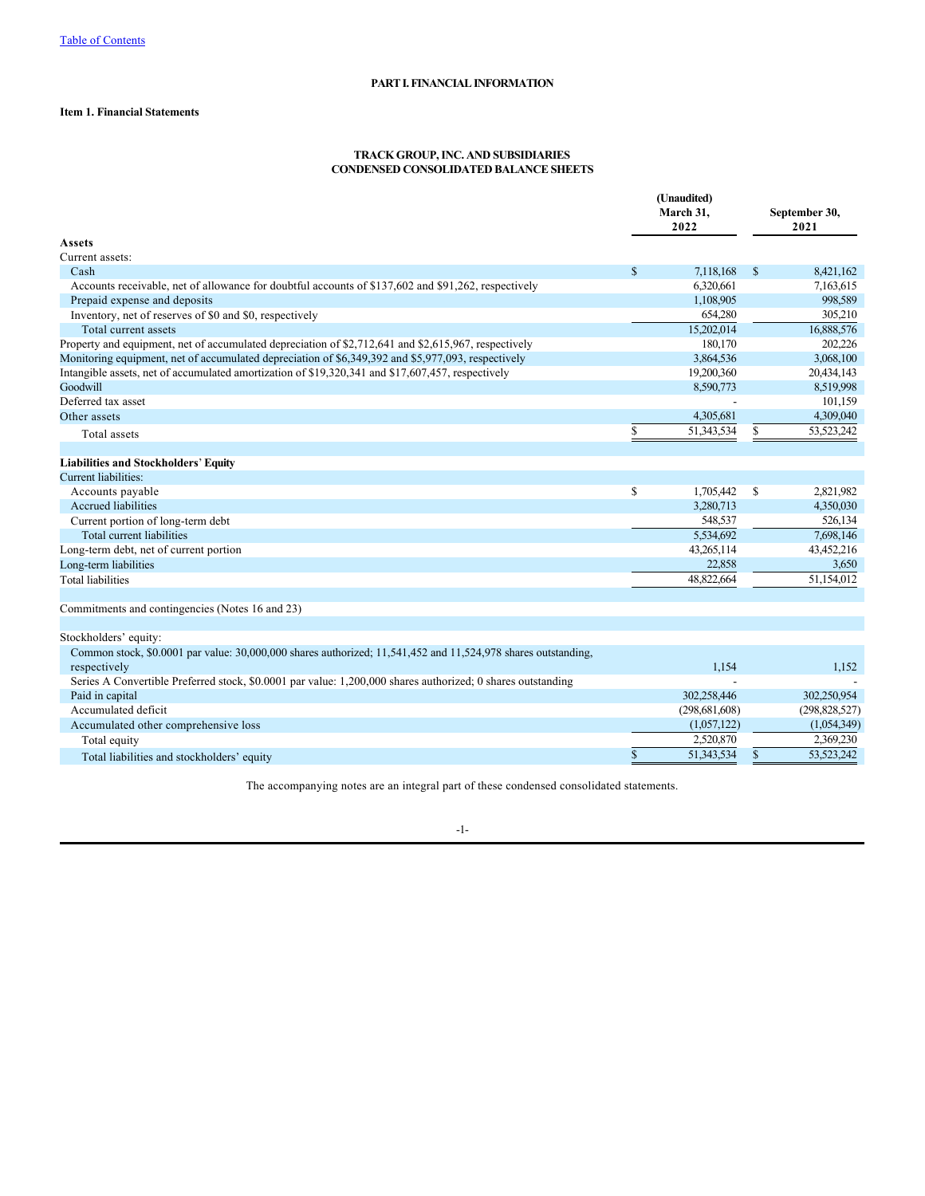# PART I. FINANCIAL INFORMATION

## Item 1. Financial Statements

### TRACK GROUP, INC. AND SUBSIDIARIES
### CONDENSED CONSOLIDATED BALANCE SHEETS

| | (Unaudited) March 31, 2022 | September 30, 2021 |
|---|---|---|
| **Assets** | | |
| Current assets: | | |
| Cash | $ 7,118,168 | $ 8,421,162 |
| Accounts receivable, net of allowance for doubtful accounts of $137,602 and $91,262, respectively | 6,320,661 | 7,163,615 |
| Prepaid expense and deposits | 1,108,905 | 998,589 |
| Inventory, net of reserves of $0 and $0, respectively | 654,280 | 305,210 |
| Total current assets | 15,202,014 | 16,888,576 |
| Property and equipment, net of accumulated depreciation of $2,712,641 and $2,615,967, respectively | 180,170 | 202,226 |
| Monitoring equipment, net of accumulated depreciation of $6,349,392 and $5,977,093, respectively | 3,864,536 | 3,068,100 |
| Intangible assets, net of accumulated amortization of $19,320,341 and $17,607,457, respectively | 19,200,360 | 20,434,143 |
| Goodwill | 8,590,773 | 8,519,998 |
| Deferred tax asset | - | 101,159 |
| Other assets | 4,305,681 | 4,309,040 |
| Total assets | $ 51,343,534 | $ 53,523,242 |
| | | |
| **Liabilities and Stockholders' Equity** | | |
| Current liabilities: | | |
| Accounts payable | $ 1,705,442 | $ 2,821,982 |
| Accrued liabilities | 3,280,713 | 4,350,030 |
| Current portion of long-term debt | 548,537 | 526,134 |
| Total current liabilities | 5,534,692 | 7,698,146 |
| Long-term debt, net of current portion | 43,265,114 | 43,452,216 |
| Long-term liabilities | 22,858 | 3,650 |
| Total liabilities | 48,822,664 | 51,154,012 |
| | | |
| Commitments and contingencies (Notes 16 and 23) | | |
| | | |
| Stockholders' equity: | | |
| Common stock, $0.0001 par value: 30,000,000 shares authorized; 11,541,452 and 11,524,978 shares outstanding, respectively | 1,154 | 1,152 |
| Series A Convertible Preferred stock, $0.0001 par value: 1,200,000 shares authorized; 0 shares outstanding | - | - |
| Paid in capital | 302,258,446 | 302,250,954 |
| Accumulated deficit | (298,681,608) | (298,828,527) |
| Accumulated other comprehensive loss | (1,057,122) | (1,054,349) |
| Total equity | 2,520,870 | 2,369,230 |
| Total liabilities and stockholders' equity | $ 51,343,534 | $ 53,523,242 |

The accompanying notes are an integral part of these condensed consolidated statements.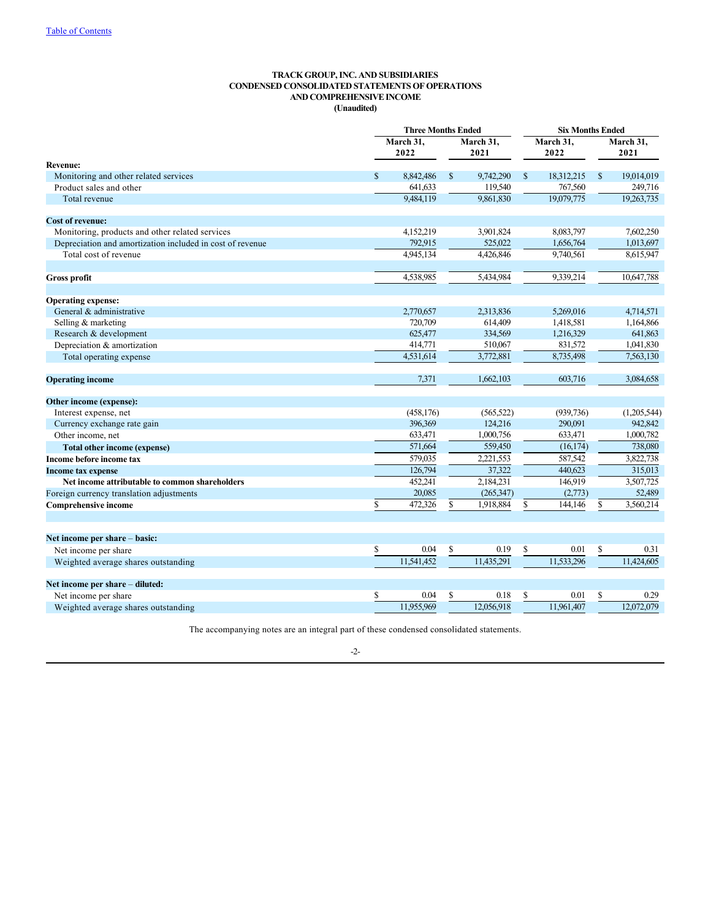Table of Contents

**TRACK GROUP, INC. AND SUBSIDIARIES**
**CONDENSED CONSOLIDATED STATEMENTS OF OPERATIONS**
**AND COMPREHENSIVE INCOME**
**(Unaudited)**

| | Three Months Ended | | Six Months Ended | |
|---|---|---|---|---|
| | March 31, 2022 | March 31, 2021 | March 31, 2022 | March 31, 2021 |
| **Revenue:** | | | | |
| Monitoring and other related services | $ 8,842,486 | $ 9,742,290 | $ 18,312,215 | $ 19,014,019 |
| Product sales and other | 641,633 | 119,540 | 767,560 | 249,716 |
| Total revenue | 9,484,119 | 9,861,830 | 19,079,775 | 19,263,735 |
| | | | | |
| **Cost of revenue:** | | | | |
| Monitoring, products and other related services | 4,152,219 | 3,901,824 | 8,083,797 | 7,602,250 |
| Depreciation and amortization included in cost of revenue | 792,915 | 525,022 | 1,656,764 | 1,013,697 |
| Total cost of revenue | 4,945,134 | 4,426,846 | 9,740,561 | 8,615,947 |
| | | | | |
| **Gross profit** | 4,538,985 | 5,434,984 | 9,339,214 | 10,647,788 |
| | | | | |
| **Operating expense:** | | | | |
| General & administrative | 2,770,657 | 2,313,836 | 5,269,016 | 4,714,571 |
| Selling & marketing | 720,709 | 614,409 | 1,418,581 | 1,164,866 |
| Research & development | 625,477 | 334,569 | 1,216,329 | 641,863 |
| Depreciation & amortization | 414,771 | 510,067 | 831,572 | 1,041,830 |
| Total operating expense | 4,531,614 | 3,772,881 | 8,735,498 | 7,563,130 |
| | | | | |
| **Operating income** | 7,371 | 1,662,103 | 603,716 | 3,084,658 |
| | | | | |
| **Other income (expense):** | | | | |
| Interest expense, net | (458,176) | (565,522) | (939,736) | (1,205,544) |
| Currency exchange rate gain | 396,369 | 124,216 | 290,091 | 942,842 |
| Other income, net | 633,471 | 1,000,756 | 633,471 | 1,000,782 |
| **Total other income (expense)** | 571,664 | 559,450 | (16,174) | 738,080 |
| **Income before income tax** | 579,035 | 2,221,553 | 587,542 | 3,822,738 |
| **Income tax expense** | 126,794 | 37,322 | 440,623 | 315,013 |
| **Net income attributable to common shareholders** | 452,241 | 2,184,231 | 146,919 | 3,507,725 |
| Foreign currency translation adjustments | 20,085 | (265,347) | (2,773) | 52,489 |
| **Comprehensive income** | $ 472,326 | $ 1,918,884 | $ 144,146 | $ 3,560,214 |
| | | | | |
| **Net income per share – basic:** | | | | |
| Net income per share | $ 0.04 | $ 0.19 | $ 0.01 | $ 0.31 |
| Weighted average shares outstanding | 11,541,452 | 11,435,291 | 11,533,296 | 11,424,605 |
| | | | | |
| **Net income per share – diluted:** | | | | |
| Net income per share | $ 0.04 | $ 0.18 | $ 0.01 | $ 0.29 |
| Weighted average shares outstanding | 11,955,969 | 12,056,918 | 11,961,407 | 12,072,079 |

The accompanying notes are an integral part of these condensed consolidated statements.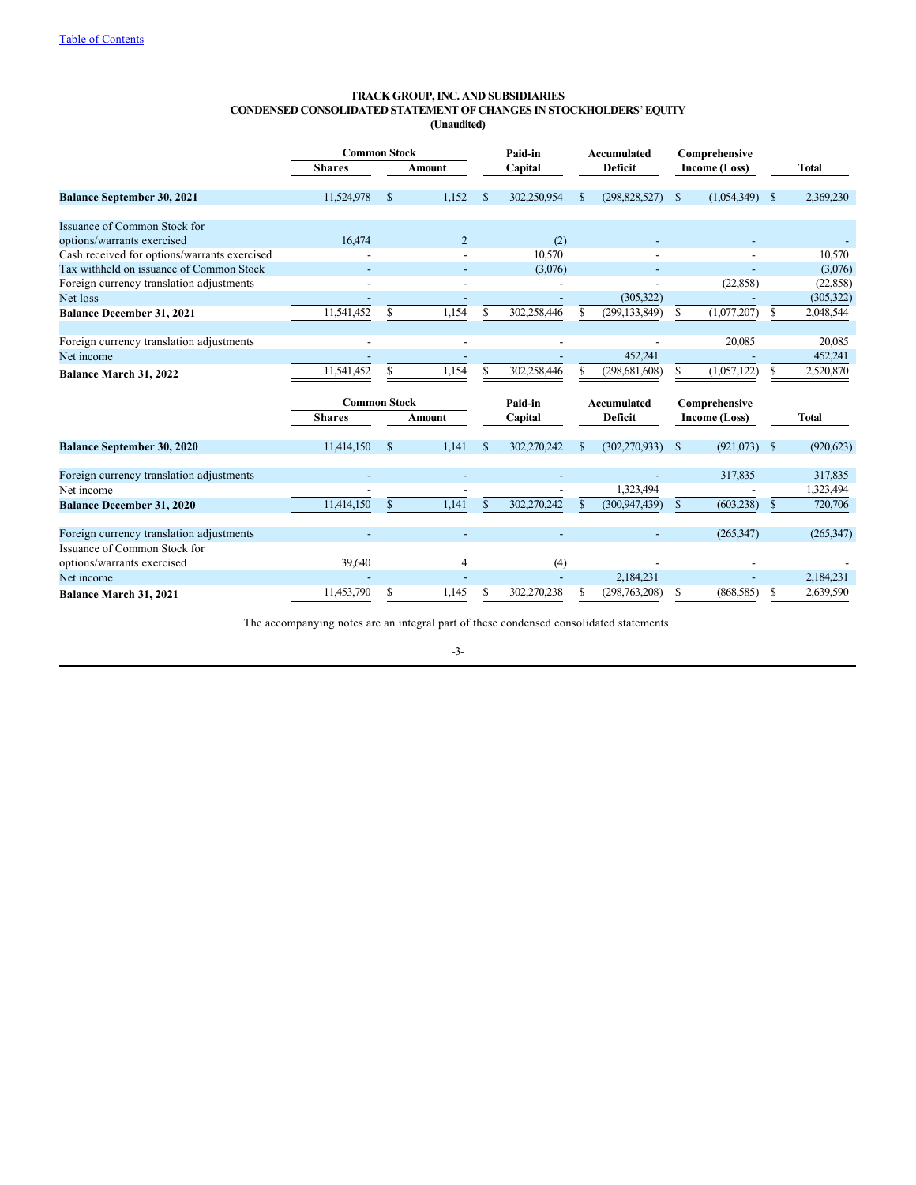**TRACK GROUP, INC. AND SUBSIDIARIES**
**CONDENSED CONSOLIDATED STATEMENT OF CHANGES IN STOCKHOLDERS' EQUITY**
**(Unaudited)**

| | Common Stock | | Paid-in | Accumulated | Comprehensive | |
|---|---|---|---|---|---|---|
| | Shares | Amount | Capital | Deficit | Income (Loss) | Total |
| **Balance September 30, 2021** | 11,524,978 | $ 1,152 | $ 302,250,954 | $ (298,828,527) | $ (1,054,349) | $ 2,369,230 |
| Issuance of Common Stock for options/warrants exercised | 16,474 | 2 | (2) | - | - | - |
| Cash received for options/warrants exercised | - | - | 10,570 | - | - | 10,570 |
| Tax withheld on issuance of Common Stock | - | - | (3,076) | - | - | (3,076) |
| Foreign currency translation adjustments | - | - | - | - | (22,858) | (22,858) |
| Net loss | - | - | - | (305,322) | - | (305,322) |
| **Balance December 31, 2021** | 11,541,452 | $ 1,154 | $ 302,258,446 | $ (299,133,849) | $ (1,077,207) | $ 2,048,544 |
| Foreign currency translation adjustments | - | - | - | - | 20,085 | 20,085 |
| Net income | - | - | - | 452,241 | - | 452,241 |
| **Balance March 31, 2022** | 11,541,452 | $ 1,154 | $ 302,258,446 | $ (298,681,608) | $ (1,057,122) | $ 2,520,870 |

| | Common Stock | | Paid-in | Accumulated | Comprehensive | |
|---|---|---|---|---|---|---|
| | Shares | Amount | Capital | Deficit | Income (Loss) | Total |
| **Balance September 30, 2020** | 11,414,150 | $ 1,141 | $ 302,270,242 | $ (302,270,933) | $ (921,073) | $ (920,623) |
| Foreign currency translation adjustments | - | - | - | - | 317,835 | 317,835 |
| Net income | - | - | - | 1,323,494 | - | 1,323,494 |
| **Balance December 31, 2020** | 11,414,150 | $ 1,141 | $ 302,270,242 | $ (300,947,439) | $ (603,238) | $ 720,706 |
| Foreign currency translation adjustments | - | - | - | - | (265,347) | (265,347) |
| Issuance of Common Stock for options/warrants exercised | 39,640 | 4 | (4) | - | - | - |
| Net income | - | - | - | 2,184,231 | - | 2,184,231 |
| **Balance March 31, 2021** | 11,453,790 | $ 1,145 | $ 302,270,238 | $ (298,763,208) | $ (868,585) | $ 2,639,590 |

The accompanying notes are an integral part of these condensed consolidated statements.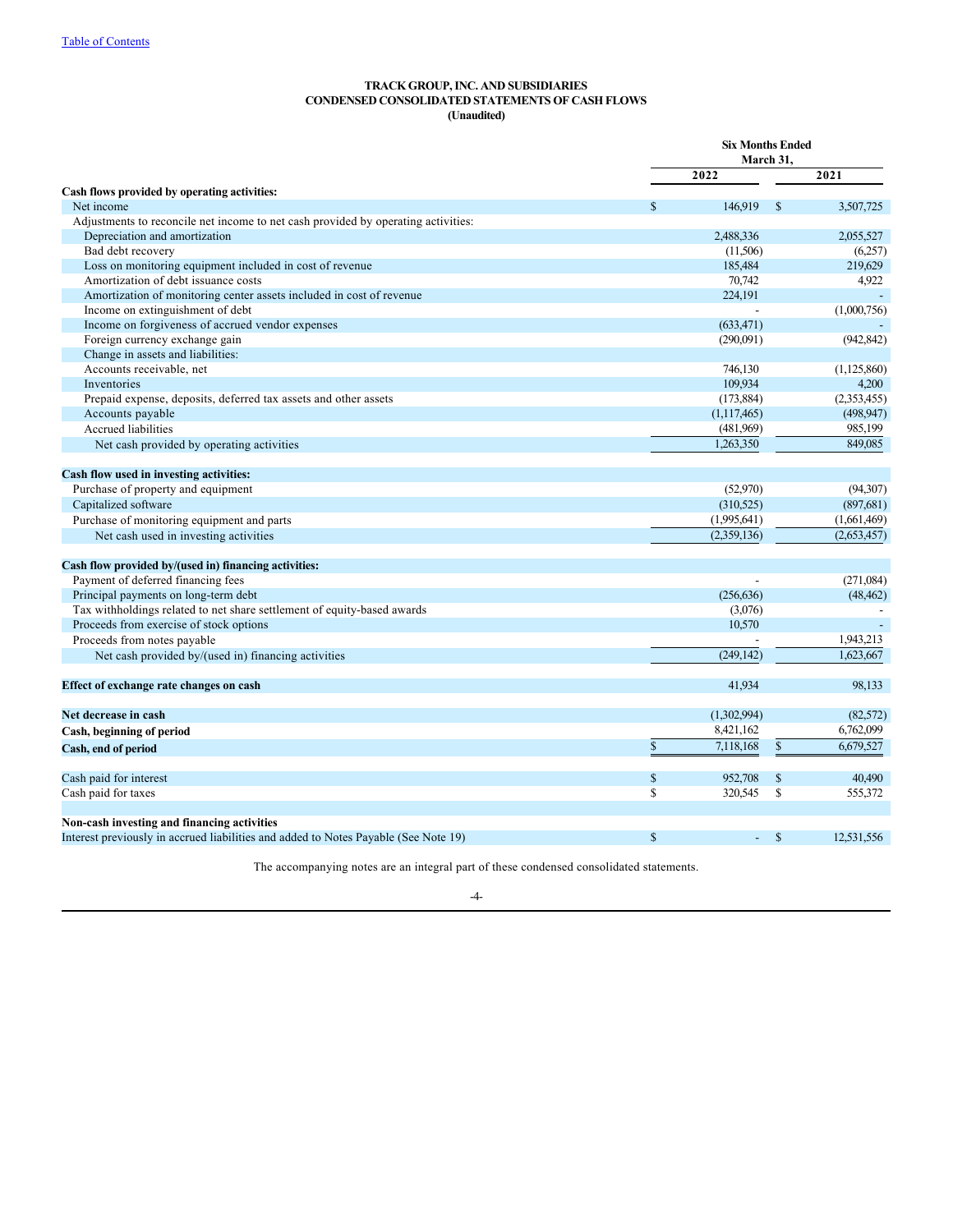[Table of Contents](#)

**TRACK GROUP, INC. AND SUBSIDIARIES**
**CONDENSED CONSOLIDATED STATEMENTS OF CASH FLOWS**
**(Unaudited)**

| | Six Months Ended March 31, | |
|---|---|---|
| | 2022 | 2021 |
| **Cash flows provided by operating activities:** | | |
| Net income | $ 146,919 | $ 3,507,725 |
| Adjustments to reconcile net income to net cash provided by operating activities: | | |
| Depreciation and amortization | 2,488,336 | 2,055,527 |
| Bad debt recovery | (11,506) | (6,257) |
| Loss on monitoring equipment included in cost of revenue | 185,484 | 219,629 |
| Amortization of debt issuance costs | 70,742 | 4,922 |
| Amortization of monitoring center assets included in cost of revenue | 224,191 | - |
| Income on extinguishment of debt | - | (1,000,756) |
| Income on forgiveness of accrued vendor expenses | (633,471) | - |
| Foreign currency exchange gain | (290,091) | (942,842) |
| Change in assets and liabilities: | | |
| Accounts receivable, net | 746,130 | (1,125,860) |
| Inventories | 109,934 | 4,200 |
| Prepaid expense, deposits, deferred tax assets and other assets | (173,884) | (2,353,455) |
| Accounts payable | (1,117,465) | (498,947) |
| Accrued liabilities | (481,969) | 985,199 |
| Net cash provided by operating activities | 1,263,350 | 849,085 |
| | | |
| **Cash flow used in investing activities:** | | |
| Purchase of property and equipment | (52,970) | (94,307) |
| Capitalized software | (310,525) | (897,681) |
| Purchase of monitoring equipment and parts | (1,995,641) | (1,661,469) |
| Net cash used in investing activities | (2,359,136) | (2,653,457) |
| | | |
| **Cash flow provided by/(used in) financing activities:** | | |
| Payment of deferred financing fees | - | (271,084) |
| Principal payments on long-term debt | (256,636) | (48,462) |
| Tax withholdings related to net share settlement of equity-based awards | (3,076) | - |
| Proceeds from exercise of stock options | 10,570 | - |
| Proceeds from notes payable | - | 1,943,213 |
| Net cash provided by/(used in) financing activities | (249,142) | 1,623,667 |
| | | |
| **Effect of exchange rate changes on cash** | 41,934 | 98,133 |
| | | |
| **Net decrease in cash** | (1,302,994) | (82,572) |
| **Cash, beginning of period** | 8,421,162 | 6,762,099 |
| **Cash, end of period** | $ 7,118,168 | $ 6,679,527 |
| | | |
| Cash paid for interest | $ 952,708 | $ 40,490 |
| Cash paid for taxes | $ 320,545 | $ 555,372 |
| | | |
| **Non-cash investing and financing activities** | | |
| Interest previously in accrued liabilities and added to Notes Payable (See Note 19) | $ - | $ 12,531,556 |

The accompanying notes are an integral part of these condensed consolidated statements.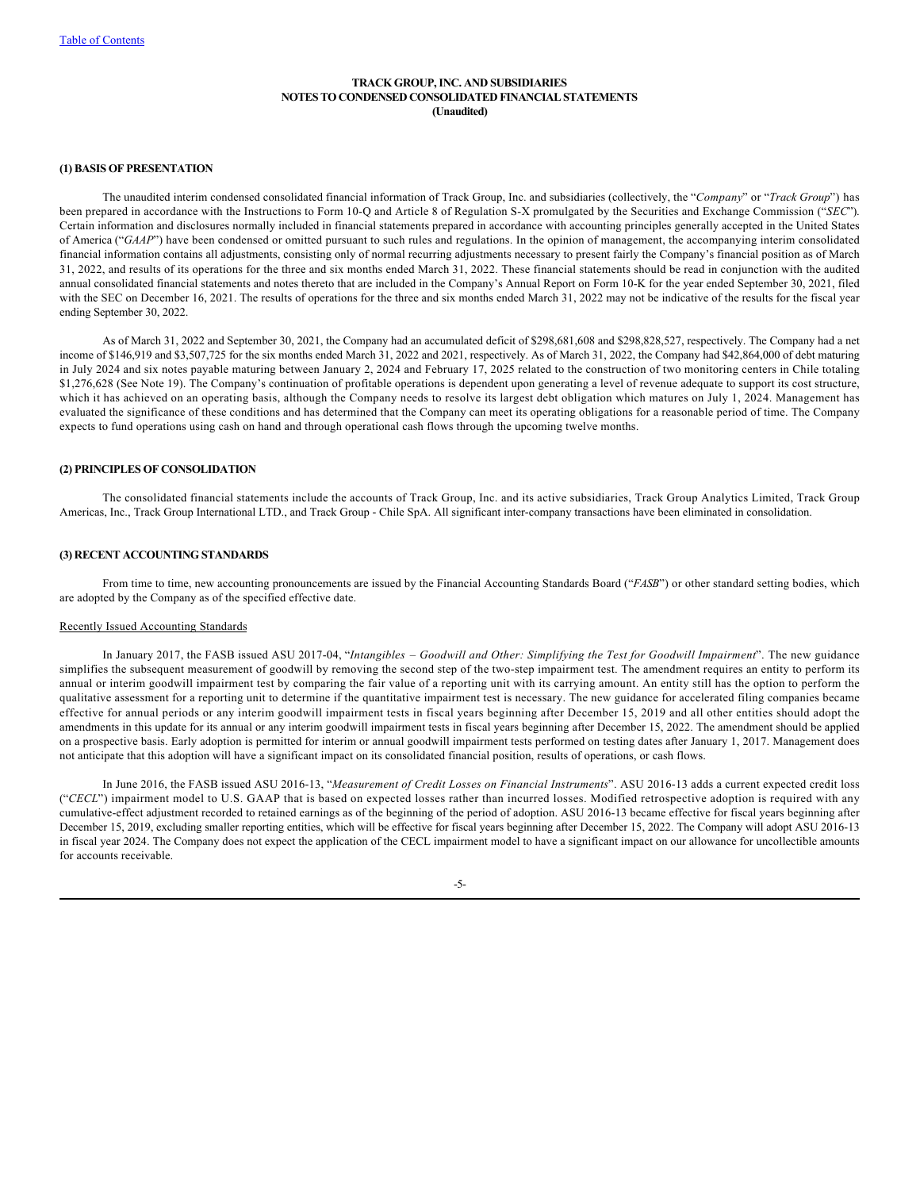[Table of Contents](#)

**TRACK GROUP, INC. AND SUBSIDIARIES**
**NOTES TO CONDENSED CONSOLIDATED FINANCIAL STATEMENTS**
**(Unaudited)**

### (1) BASIS OF PRESENTATION

The unaudited interim condensed consolidated financial information of Track Group, Inc. and subsidiaries (collectively, the "*Company*" or "*Track Group*") has been prepared in accordance with the Instructions to Form 10-Q and Article 8 of Regulation S-X promulgated by the Securities and Exchange Commission ("*SEC*"). Certain information and disclosures normally included in financial statements prepared in accordance with accounting principles generally accepted in the United States of America ("*GAAP*") have been condensed or omitted pursuant to such rules and regulations. In the opinion of management, the accompanying interim consolidated financial information contains all adjustments, consisting only of normal recurring adjustments necessary to present fairly the Company's financial position as of March 31, 2022, and results of its operations for the three and six months ended March 31, 2022. These financial statements should be read in conjunction with the audited annual consolidated financial statements and notes thereto that are included in the Company's Annual Report on Form 10-K for the year ended September 30, 2021, filed with the SEC on December 16, 2021. The results of operations for the three and six months ended March 31, 2022 may not be indicative of the results for the fiscal year ending September 30, 2022.

As of March 31, 2022 and September 30, 2021, the Company had an accumulated deficit of $298,681,608 and $298,828,527, respectively. The Company had a net income of $146,919 and $3,507,725 for the six months ended March 31, 2022 and 2021, respectively. As of March 31, 2022, the Company had $42,864,000 of debt maturing in July 2024 and six notes payable maturing between January 2, 2024 and February 17, 2025 related to the construction of two monitoring centers in Chile totaling $1,276,628 (See Note 19). The Company's continuation of profitable operations is dependent upon generating a level of revenue adequate to support its cost structure, which it has achieved on an operating basis, although the Company needs to resolve its largest debt obligation which matures on July 1, 2024. Management has evaluated the significance of these conditions and has determined that the Company can meet its operating obligations for a reasonable period of time. The Company expects to fund operations using cash on hand and through operational cash flows through the upcoming twelve months.

### (2) PRINCIPLES OF CONSOLIDATION

The consolidated financial statements include the accounts of Track Group, Inc. and its active subsidiaries, Track Group Analytics Limited, Track Group Americas, Inc., Track Group International LTD., and Track Group - Chile SpA. All significant inter-company transactions have been eliminated in consolidation.

### (3) RECENT ACCOUNTING STANDARDS

From time to time, new accounting pronouncements are issued by the Financial Accounting Standards Board ("*FASB*") or other standard setting bodies, which are adopted by the Company as of the specified effective date.

Recently Issued Accounting Standards

In January 2017, the FASB issued ASU 2017-04, "*Intangibles – Goodwill and Other: Simplifying the Test for Goodwill Impairment*". The new guidance simplifies the subsequent measurement of goodwill by removing the second step of the two-step impairment test. The amendment requires an entity to perform its annual or interim goodwill impairment test by comparing the fair value of a reporting unit with its carrying amount. An entity still has the option to perform the qualitative assessment for a reporting unit to determine if the quantitative impairment test is necessary. The new guidance for accelerated filing companies became effective for annual periods or any interim goodwill impairment tests in fiscal years beginning after December 15, 2019 and all other entities should adopt the amendments in this update for its annual or any interim goodwill impairment tests in fiscal years beginning after December 15, 2022. The amendment should be applied on a prospective basis. Early adoption is permitted for interim or annual goodwill impairment tests performed on testing dates after January 1, 2017. Management does not anticipate that this adoption will have a significant impact on its consolidated financial position, results of operations, or cash flows.

In June 2016, the FASB issued ASU 2016-13, "*Measurement of Credit Losses on Financial Instruments*". ASU 2016-13 adds a current expected credit loss ("*CECL*") impairment model to U.S. GAAP that is based on expected losses rather than incurred losses. Modified retrospective adoption is required with any cumulative-effect adjustment recorded to retained earnings as of the beginning of the period of adoption. ASU 2016-13 became effective for fiscal years beginning after December 15, 2019, excluding smaller reporting entities, which will be effective for fiscal years beginning after December 15, 2022. The Company will adopt ASU 2016-13 in fiscal year 2024. The Company does not expect the application of the CECL impairment model to have a significant impact on our allowance for uncollectible amounts for accounts receivable.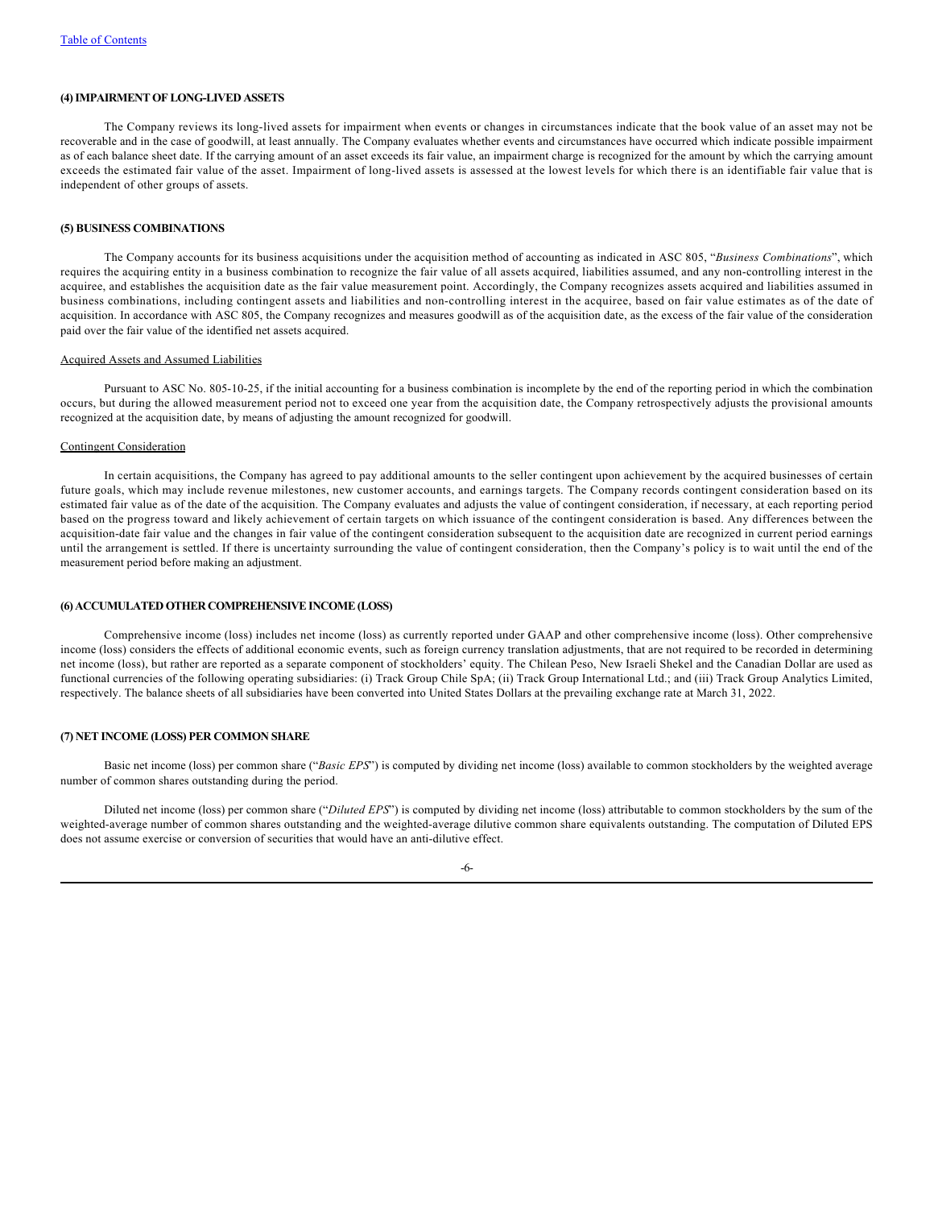#### (4) IMPAIRMENT OF LONG-LIVED ASSETS

The Company reviews its long-lived assets for impairment when events or changes in circumstances indicate that the book value of an asset may not be recoverable and in the case of goodwill, at least annually. The Company evaluates whether events and circumstances have occurred which indicate possible impairment as of each balance sheet date. If the carrying amount of an asset exceeds its fair value, an impairment charge is recognized for the amount by which the carrying amount exceeds the estimated fair value of the asset. Impairment of long-lived assets is assessed at the lowest levels for which there is an identifiable fair value that is independent of other groups of assets.

#### (5) BUSINESS COMBINATIONS

The Company accounts for its business acquisitions under the acquisition method of accounting as indicated in ASC 805, "*Business Combinations*", which requires the acquiring entity in a business combination to recognize the fair value of all assets acquired, liabilities assumed, and any non-controlling interest in the acquiree, and establishes the acquisition date as the fair value measurement point. Accordingly, the Company recognizes assets acquired and liabilities assumed in business combinations, including contingent assets and liabilities and non-controlling interest in the acquiree, based on fair value estimates as of the date of acquisition. In accordance with ASC 805, the Company recognizes and measures goodwill as of the acquisition date, as the excess of the fair value of the consideration paid over the fair value of the identified net assets acquired.

Acquired Assets and Assumed Liabilities

Pursuant to ASC No. 805-10-25, if the initial accounting for a business combination is incomplete by the end of the reporting period in which the combination occurs, but during the allowed measurement period not to exceed one year from the acquisition date, the Company retrospectively adjusts the provisional amounts recognized at the acquisition date, by means of adjusting the amount recognized for goodwill.

Contingent Consideration

In certain acquisitions, the Company has agreed to pay additional amounts to the seller contingent upon achievement by the acquired businesses of certain future goals, which may include revenue milestones, new customer accounts, and earnings targets. The Company records contingent consideration based on its estimated fair value as of the date of the acquisition. The Company evaluates and adjusts the value of contingent consideration, if necessary, at each reporting period based on the progress toward and likely achievement of certain targets on which issuance of the contingent consideration is based. Any differences between the acquisition-date fair value and the changes in fair value of the contingent consideration subsequent to the acquisition date are recognized in current period earnings until the arrangement is settled. If there is uncertainty surrounding the value of contingent consideration, then the Company's policy is to wait until the end of the measurement period before making an adjustment.

#### (6) ACCUMULATED OTHER COMPREHENSIVE INCOME (LOSS)

Comprehensive income (loss) includes net income (loss) as currently reported under GAAP and other comprehensive income (loss). Other comprehensive income (loss) considers the effects of additional economic events, such as foreign currency translation adjustments, that are not required to be recorded in determining net income (loss), but rather are reported as a separate component of stockholders' equity. The Chilean Peso, New Israeli Shekel and the Canadian Dollar are used as functional currencies of the following operating subsidiaries: (i) Track Group Chile SpA; (ii) Track Group International Ltd.; and (iii) Track Group Analytics Limited, respectively. The balance sheets of all subsidiaries have been converted into United States Dollars at the prevailing exchange rate at March 31, 2022.

#### (7) NET INCOME (LOSS) PER COMMON SHARE

Basic net income (loss) per common share ("*Basic EPS*") is computed by dividing net income (loss) available to common stockholders by the weighted average number of common shares outstanding during the period.

Diluted net income (loss) per common share ("*Diluted EPS*") is computed by dividing net income (loss) attributable to common stockholders by the sum of the weighted-average number of common shares outstanding and the weighted-average dilutive common share equivalents outstanding. The computation of Diluted EPS does not assume exercise or conversion of securities that would have an anti-dilutive effect.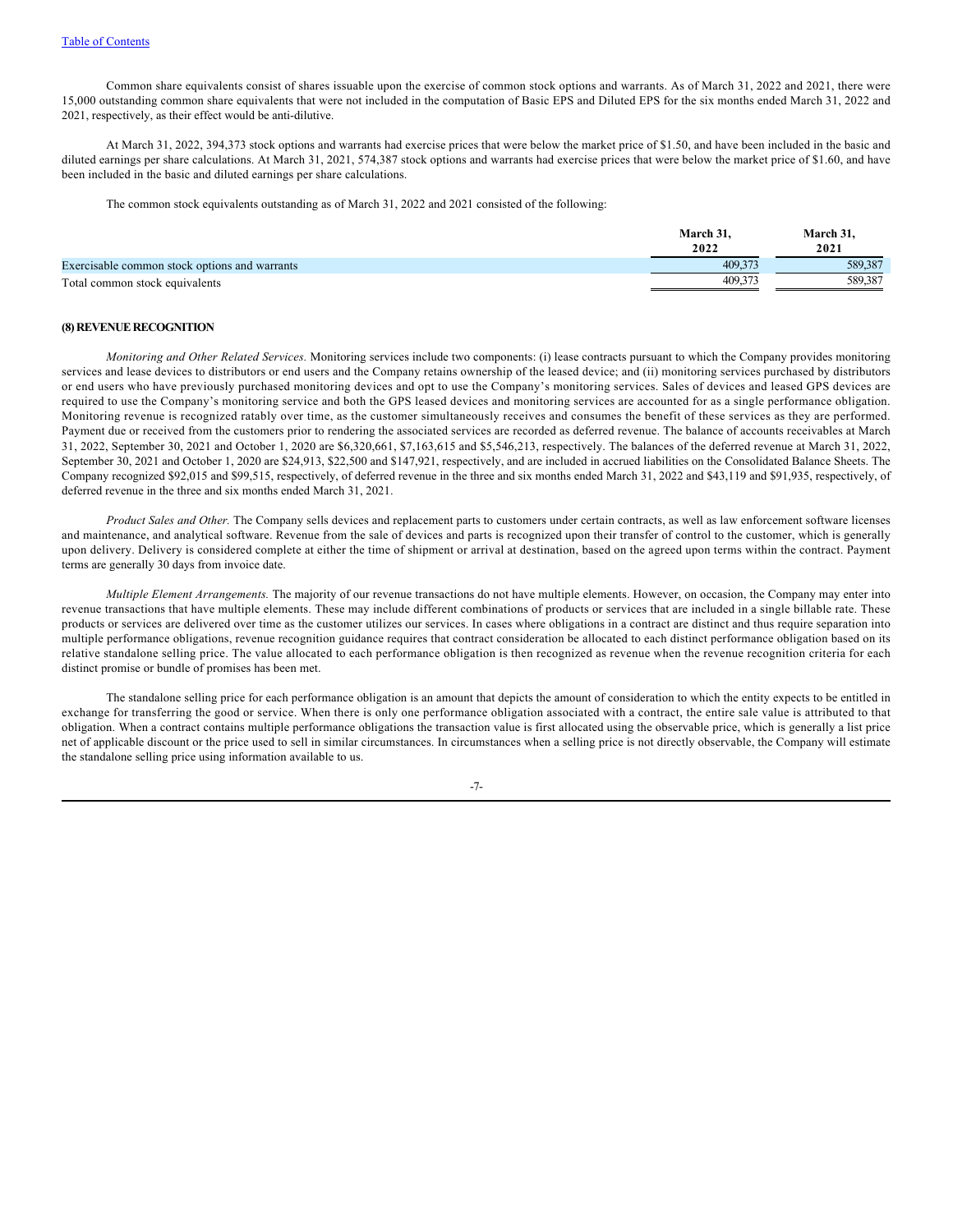Common share equivalents consist of shares issuable upon the exercise of common stock options and warrants. As of March 31, 2022 and 2021, there were 15,000 outstanding common share equivalents that were not included in the computation of Basic EPS and Diluted EPS for the six months ended March 31, 2022 and 2021, respectively, as their effect would be anti-dilutive.

At March 31, 2022, 394,373 stock options and warrants had exercise prices that were below the market price of $1.50, and have been included in the basic and diluted earnings per share calculations. At March 31, 2021, 574,387 stock options and warrants had exercise prices that were below the market price of $1.60, and have been included in the basic and diluted earnings per share calculations.

The common stock equivalents outstanding as of March 31, 2022 and 2021 consisted of the following:

| | March 31, 2022 | March 31, 2021 |
|---|---|---|
| Exercisable common stock options and warrants | 409,373 | 589,387 |
| Total common stock equivalents | 409,373 | 589,387 |

**(8) REVENUE RECOGNITION**

*Monitoring and Other Related Services.* Monitoring services include two components: (i) lease contracts pursuant to which the Company provides monitoring services and lease devices to distributors or end users and the Company retains ownership of the leased device; and (ii) monitoring services purchased by distributors or end users who have previously purchased monitoring devices and opt to use the Company's monitoring services. Sales of devices and leased GPS devices are required to use the Company's monitoring service and both the GPS leased devices and monitoring services are accounted for as a single performance obligation. Monitoring revenue is recognized ratably over time, as the customer simultaneously receives and consumes the benefit of these services as they are performed. Payment due or received from the customers prior to rendering the associated services are recorded as deferred revenue. The balance of accounts receivables at March 31, 2022, September 30, 2021 and October 1, 2020 are $6,320,661, $7,163,615 and $5,546,213, respectively. The balances of the deferred revenue at March 31, 2022, September 30, 2021 and October 1, 2020 are $24,913, $22,500 and $147,921, respectively, and are included in accrued liabilities on the Consolidated Balance Sheets. The Company recognized $92,015 and $99,515, respectively, of deferred revenue in the three and six months ended March 31, 2022 and $43,119 and $91,935, respectively, of deferred revenue in the three and six months ended March 31, 2021.

*Product Sales and Other.* The Company sells devices and replacement parts to customers under certain contracts, as well as law enforcement software licenses and maintenance, and analytical software. Revenue from the sale of devices and parts is recognized upon their transfer of control to the customer, which is generally upon delivery. Delivery is considered complete at either the time of shipment or arrival at destination, based on the agreed upon terms within the contract. Payment terms are generally 30 days from invoice date.

*Multiple Element Arrangements.* The majority of our revenue transactions do not have multiple elements. However, on occasion, the Company may enter into revenue transactions that have multiple elements. These may include different combinations of products or services that are included in a single billable rate. These products or services are delivered over time as the customer utilizes our services. In cases where obligations in a contract are distinct and thus require separation into multiple performance obligations, revenue recognition guidance requires that contract consideration be allocated to each distinct performance obligation based on its relative standalone selling price. The value allocated to each performance obligation is then recognized as revenue when the revenue recognition criteria for each distinct promise or bundle of promises has been met.

The standalone selling price for each performance obligation is an amount that depicts the amount of consideration to which the entity expects to be entitled in exchange for transferring the good or service. When there is only one performance obligation associated with a contract, the entire sale value is attributed to that obligation. When a contract contains multiple performance obligations the transaction value is first allocated using the observable price, which is generally a list price net of applicable discount or the price used to sell in similar circumstances. In circumstances when a selling price is not directly observable, the Company will estimate the standalone selling price using information available to us.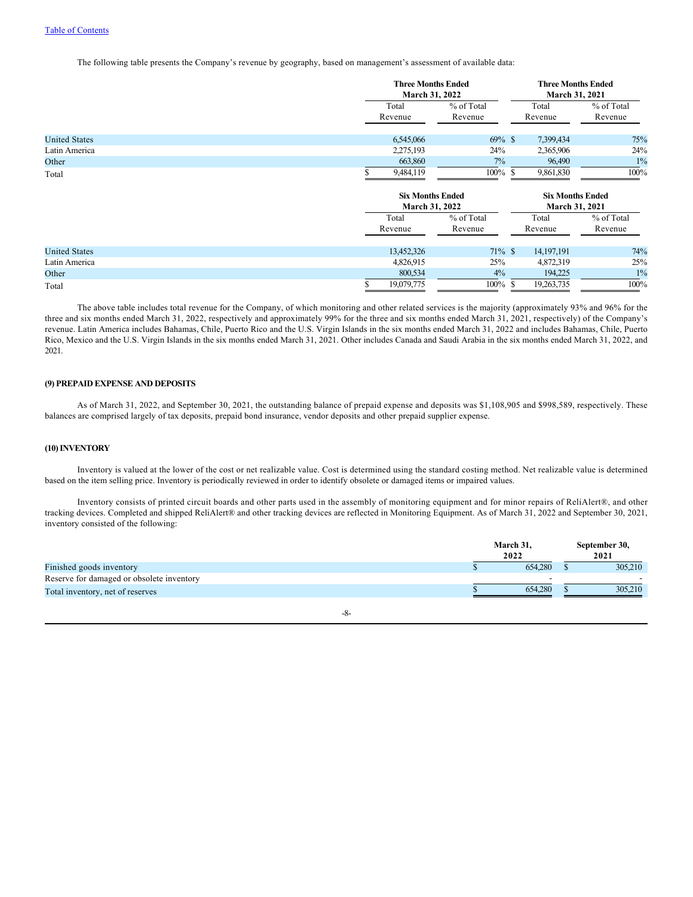The following table presents the Company's revenue by geography, based on management's assessment of available data:

| | Three Months Ended March 31, 2022 | | Three Months Ended March 31, 2021 | |
|---|---|---|---|---|
| | Total Revenue | % of Total Revenue | Total Revenue | % of Total Revenue |
| United States | 6,545,066 | 69% | $ 7,399,434 | 75% |
| Latin America | 2,275,193 | 24% | 2,365,906 | 24% |
| Other | 663,860 | 7% | 96,490 | 1% |
| Total | $ 9,484,119 | 100% | $ 9,861,830 | 100% |

| | Six Months Ended March 31, 2022 | | Six Months Ended March 31, 2021 | |
|---|---|---|---|---|
| | Total Revenue | % of Total Revenue | Total Revenue | % of Total Revenue |
| United States | 13,452,326 | 71% | $ 14,197,191 | 74% |
| Latin America | 4,826,915 | 25% | 4,872,319 | 25% |
| Other | 800,534 | 4% | 194,225 | 1% |
| Total | $ 19,079,775 | 100% | $ 19,263,735 | 100% |

The above table includes total revenue for the Company, of which monitoring and other related services is the majority (approximately 93% and 96% for the three and six months ended March 31, 2022, respectively and approximately 99% for the three and six months ended March 31, 2021, respectively) of the Company's revenue. Latin America includes Bahamas, Chile, Puerto Rico and the U.S. Virgin Islands in the six months ended March 31, 2022 and includes Bahamas, Chile, Puerto Rico, Mexico and the U.S. Virgin Islands in the six months ended March 31, 2021. Other includes Canada and Saudi Arabia in the six months ended March 31, 2022, and 2021.

**(9) PREPAID EXPENSE AND DEPOSITS**

As of March 31, 2022, and September 30, 2021, the outstanding balance of prepaid expense and deposits was $1,108,905 and $998,589, respectively. These balances are comprised largely of tax deposits, prepaid bond insurance, vendor deposits and other prepaid supplier expense.

**(10) INVENTORY**

Inventory is valued at the lower of the cost or net realizable value. Cost is determined using the standard costing method. Net realizable value is determined based on the item selling price. Inventory is periodically reviewed in order to identify obsolete or damaged items or impaired values.

Inventory consists of printed circuit boards and other parts used in the assembly of monitoring equipment and for minor repairs of ReliAlert®, and other tracking devices. Completed and shipped ReliAlert® and other tracking devices are reflected in Monitoring Equipment. As of March 31, 2022 and September 30, 2021, inventory consisted of the following:

| | March 31, 2022 | September 30, 2021 |
|---|---|---|
| Finished goods inventory | $ 654,280 | $ 305,210 |
| Reserve for damaged or obsolete inventory | - | - |
| Total inventory, net of reserves | $ 654,280 | $ 305,210 |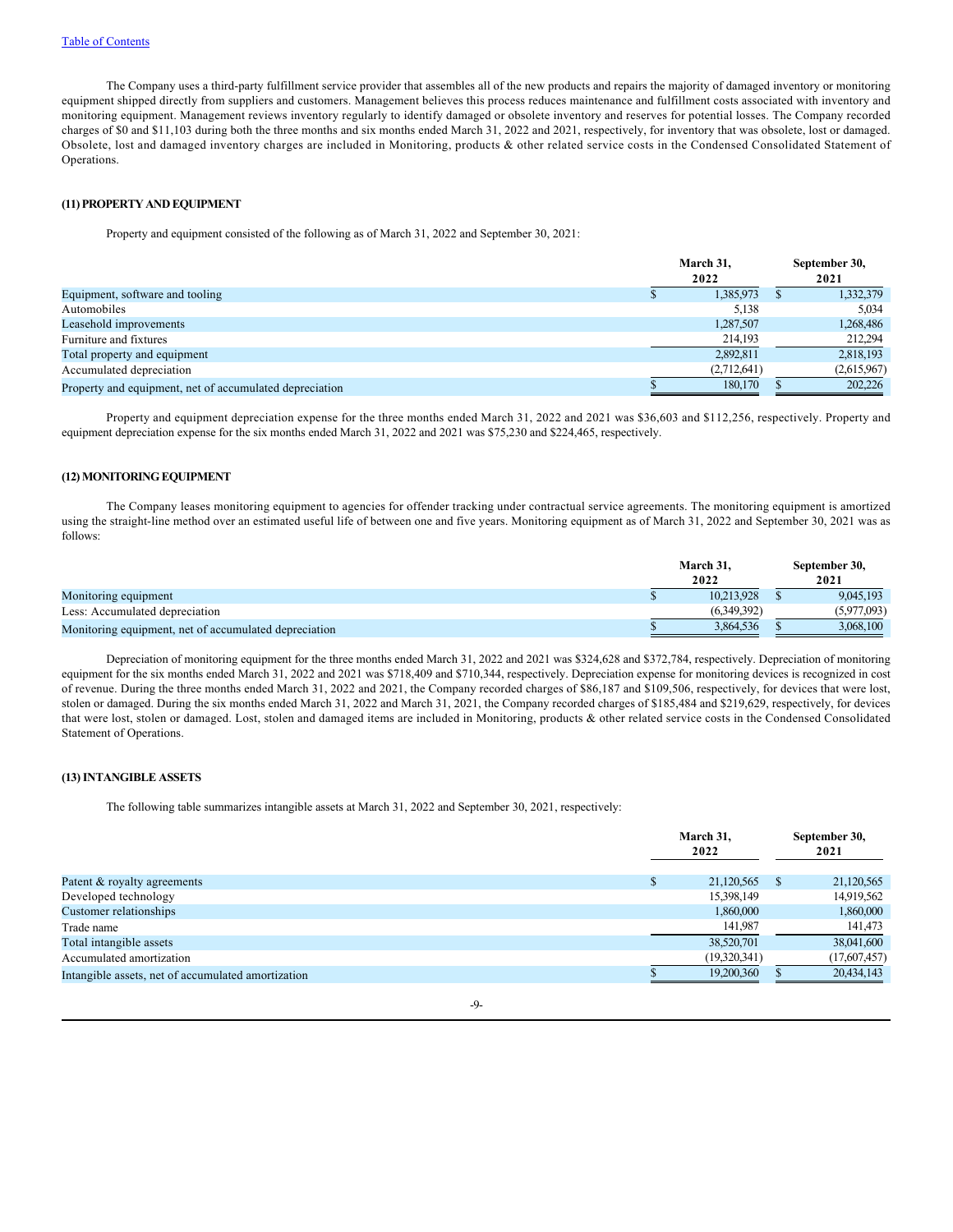The Company uses a third-party fulfillment service provider that assembles all of the new products and repairs the majority of damaged inventory or monitoring equipment shipped directly from suppliers and customers. Management believes this process reduces maintenance and fulfillment costs associated with inventory and monitoring equipment. Management reviews inventory regularly to identify damaged or obsolete inventory and reserves for potential losses. The Company recorded charges of $0 and $11,103 during both the three months and six months ended March 31, 2022 and 2021, respectively, for inventory that was obsolete, lost or damaged. Obsolete, lost and damaged inventory charges are included in Monitoring, products & other related service costs in the Condensed Consolidated Statement of Operations.

## (11) PROPERTY AND EQUIPMENT

Property and equipment consisted of the following as of March 31, 2022 and September 30, 2021:

| | March 31, 2022 | September 30, 2021 |
|---|---|---|
| Equipment, software and tooling | $ 1,385,973 | $ 1,332,379 |
| Automobiles | 5,138 | 5,034 |
| Leasehold improvements | 1,287,507 | 1,268,486 |
| Furniture and fixtures | 214,193 | 212,294 |
| Total property and equipment | 2,892,811 | 2,818,193 |
| Accumulated depreciation | (2,712,641) | (2,615,967) |
| Property and equipment, net of accumulated depreciation | $ 180,170 | $ 202,226 |

Property and equipment depreciation expense for the three months ended March 31, 2022 and 2021 was $36,603 and $112,256, respectively. Property and equipment depreciation expense for the six months ended March 31, 2022 and 2021 was $75,230 and $224,465, respectively.

## (12) MONITORING EQUIPMENT

The Company leases monitoring equipment to agencies for offender tracking under contractual service agreements. The monitoring equipment is amortized using the straight-line method over an estimated useful life of between one and five years. Monitoring equipment as of March 31, 2022 and September 30, 2021 was as follows:

| | March 31, 2022 | September 30, 2021 |
|---|---|---|
| Monitoring equipment | $ 10,213,928 | $ 9,045,193 |
| Less: Accumulated depreciation | (6,349,392) | (5,977,093) |
| Monitoring equipment, net of accumulated depreciation | $ 3,864,536 | $ 3,068,100 |

Depreciation of monitoring equipment for the three months ended March 31, 2022 and 2021 was $324,628 and $372,784, respectively. Depreciation of monitoring equipment for the six months ended March 31, 2022 and 2021 was $718,409 and $710,344, respectively. Depreciation expense for monitoring devices is recognized in cost of revenue. During the three months ended March 31, 2022 and 2021, the Company recorded charges of $86,187 and $109,506, respectively, for devices that were lost, stolen or damaged. During the six months ended March 31, 2022 and March 31, 2021, the Company recorded charges of $185,484 and $219,629, respectively, for devices that were lost, stolen or damaged. Lost, stolen and damaged items are included in Monitoring, products & other related service costs in the Condensed Consolidated Statement of Operations.

## (13) INTANGIBLE ASSETS

The following table summarizes intangible assets at March 31, 2022 and September 30, 2021, respectively:

| | March 31, 2022 | September 30, 2021 |
|---|---|---|
| Patent & royalty agreements | $ 21,120,565 | $ 21,120,565 |
| Developed technology | 15,398,149 | 14,919,562 |
| Customer relationships | 1,860,000 | 1,860,000 |
| Trade name | 141,987 | 141,473 |
| Total intangible assets | 38,520,701 | 38,041,600 |
| Accumulated amortization | (19,320,341) | (17,607,457) |
| Intangible assets, net of accumulated amortization | $ 19,200,360 | $ 20,434,143 |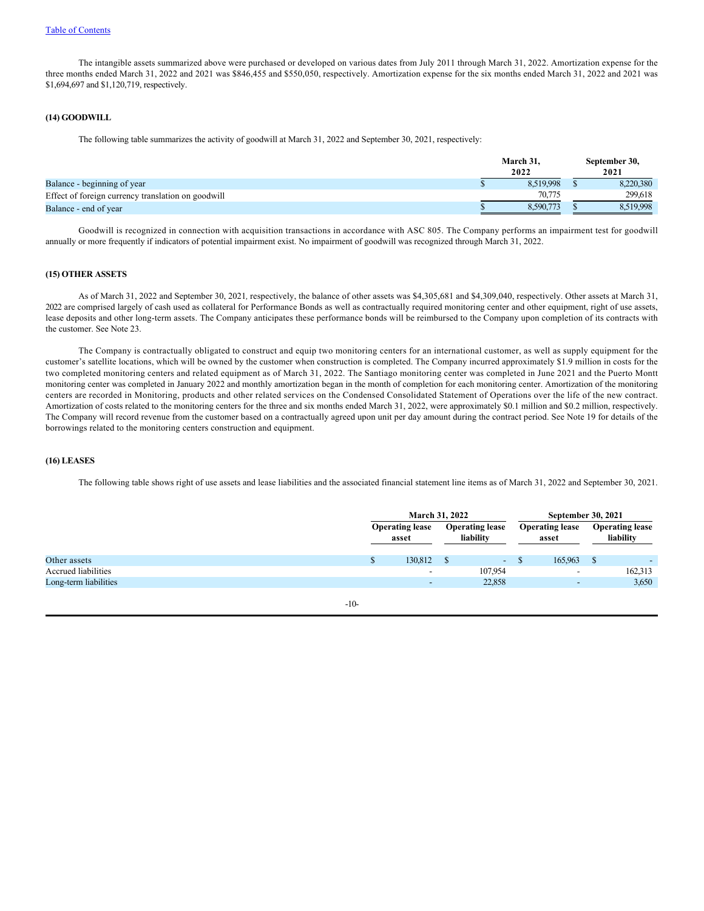The intangible assets summarized above were purchased or developed on various dates from July 2011 through March 31, 2022. Amortization expense for the three months ended March 31, 2022 and 2021 was $846,455 and $550,050, respectively. Amortization expense for the six months ended March 31, 2022 and 2021 was $1,694,697 and $1,120,719, respectively.

### (14) GOODWILL

The following table summarizes the activity of goodwill at March 31, 2022 and September 30, 2021, respectively:

| | March 31, 2022 | September 30, 2021 |
|---|---|---|
| Balance - beginning of year | $ 8,519,998 | $ 8,220,380 |
| Effect of foreign currency translation on goodwill | 70,775 | 299,618 |
| Balance - end of year | $ 8,590,773 | $ 8,519,998 |

Goodwill is recognized in connection with acquisition transactions in accordance with ASC 805. The Company performs an impairment test for goodwill annually or more frequently if indicators of potential impairment exist. No impairment of goodwill was recognized through March 31, 2022.

### (15) OTHER ASSETS

As of March 31, 2022 and September 30, 2021, respectively, the balance of other assets was $4,305,681 and $4,309,040, respectively. Other assets at March 31, 2022 are comprised largely of cash used as collateral for Performance Bonds as well as contractually required monitoring center and other equipment, right of use assets, lease deposits and other long-term assets. The Company anticipates these performance bonds will be reimbursed to the Company upon completion of its contracts with the customer. See Note 23.

The Company is contractually obligated to construct and equip two monitoring centers for an international customer, as well as supply equipment for the customer's satellite locations, which will be owned by the customer when construction is completed. The Company incurred approximately $1.9 million in costs for the two completed monitoring centers and related equipment as of March 31, 2022. The Santiago monitoring center was completed in June 2021 and the Puerto Montt monitoring center was completed in January 2022 and monthly amortization began in the month of completion for each monitoring center. Amortization of the monitoring centers are recorded in Monitoring, products and other related services on the Condensed Consolidated Statement of Operations over the life of the new contract. Amortization of costs related to the monitoring centers for the three and six months ended March 31, 2022, were approximately $0.1 million and $0.2 million, respectively. The Company will record revenue from the customer based on a contractually agreed upon unit per day amount during the contract period. See Note 19 for details of the borrowings related to the monitoring centers construction and equipment.

### (16) LEASES

The following table shows right of use assets and lease liabilities and the associated financial statement line items as of March 31, 2022 and September 30, 2021.

| | March 31, 2022 | | September 30, 2021 | |
|---|---|---|---|---|
| | Operating lease asset | Operating lease liability | Operating lease asset | Operating lease liability |
| Other assets | $ 130,812 | $ - | $ 165,963 | $ - |
| Accrued liabilities | - | 107,954 | - | 162,313 |
| Long-term liabilities | - | 22,858 | - | 3,650 |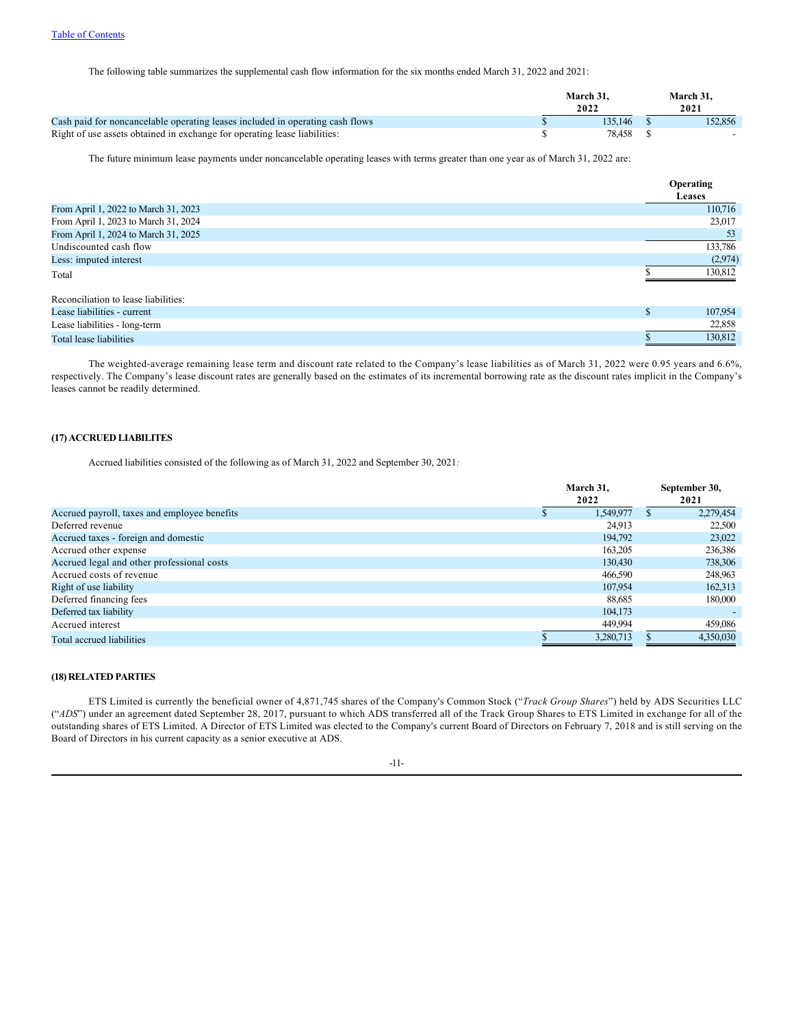The following table summarizes the supplemental cash flow information for the six months ended March 31, 2022 and 2021:

| | March 31, 2022 | March 31, 2021 |
|---|---|---|
| Cash paid for noncancelable operating leases included in operating cash flows | $ 135,146 | $ 152,856 |
| Right of use assets obtained in exchange for operating lease liabilities: | $ 78,458 | $ - |

The future minimum lease payments under noncancelable operating leases with terms greater than one year as of March 31, 2022 are:

| | Operating Leases |
|---|---|
| From April 1, 2022 to March 31, 2023 | 110,716 |
| From April 1, 2023 to March 31, 2024 | 23,017 |
| From April 1, 2024 to March 31, 2025 | 53 |
| Undiscounted cash flow | 133,786 |
| Less: imputed interest | (2,974) |
| Total | $ 130,812 |
| | |
| Reconciliation to lease liabilities: | |
| Lease liabilities - current | $ 107,954 |
| Lease liabilities - long-term | 22,858 |
| Total lease liabilities | $ 130,812 |

The weighted-average remaining lease term and discount rate related to the Company's lease liabilities as of March 31, 2022 were 0.95 years and 6.6%, respectively. The Company's lease discount rates are generally based on the estimates of its incremental borrowing rate as the discount rates implicit in the Company's leases cannot be readily determined.

## (17) ACCRUED LIABILITES

Accrued liabilities consisted of the following as of March 31, 2022 and September 30, 2021:

| | March 31, 2022 | September 30, 2021 |
|---|---|---|
| Accrued payroll, taxes and employee benefits | $ 1,549,977 | $ 2,279,454 |
| Deferred revenue | 24,913 | 22,500 |
| Accrued taxes - foreign and domestic | 194,792 | 23,022 |
| Accrued other expense | 163,205 | 236,386 |
| Accrued legal and other professional costs | 130,430 | 738,306 |
| Accrued costs of revenue | 466,590 | 248,963 |
| Right of use liability | 107,954 | 162,313 |
| Deferred financing fees | 88,685 | 180,000 |
| Deferred tax liability | 104,173 | - |
| Accrued interest | 449,994 | 459,086 |
| Total accrued liabilities | $ 3,280,713 | $ 4,350,030 |

## (18) RELATED PARTIES

ETS Limited is currently the beneficial owner of 4,871,745 shares of the Company's Common Stock ("*Track Group Shares*") held by ADS Securities LLC ("*ADS*") under an agreement dated September 28, 2017, pursuant to which ADS transferred all of the Track Group Shares to ETS Limited in exchange for all of the outstanding shares of ETS Limited. A Director of ETS Limited was elected to the Company's current Board of Directors on February 7, 2018 and is still serving on the Board of Directors in his current capacity as a senior executive at ADS.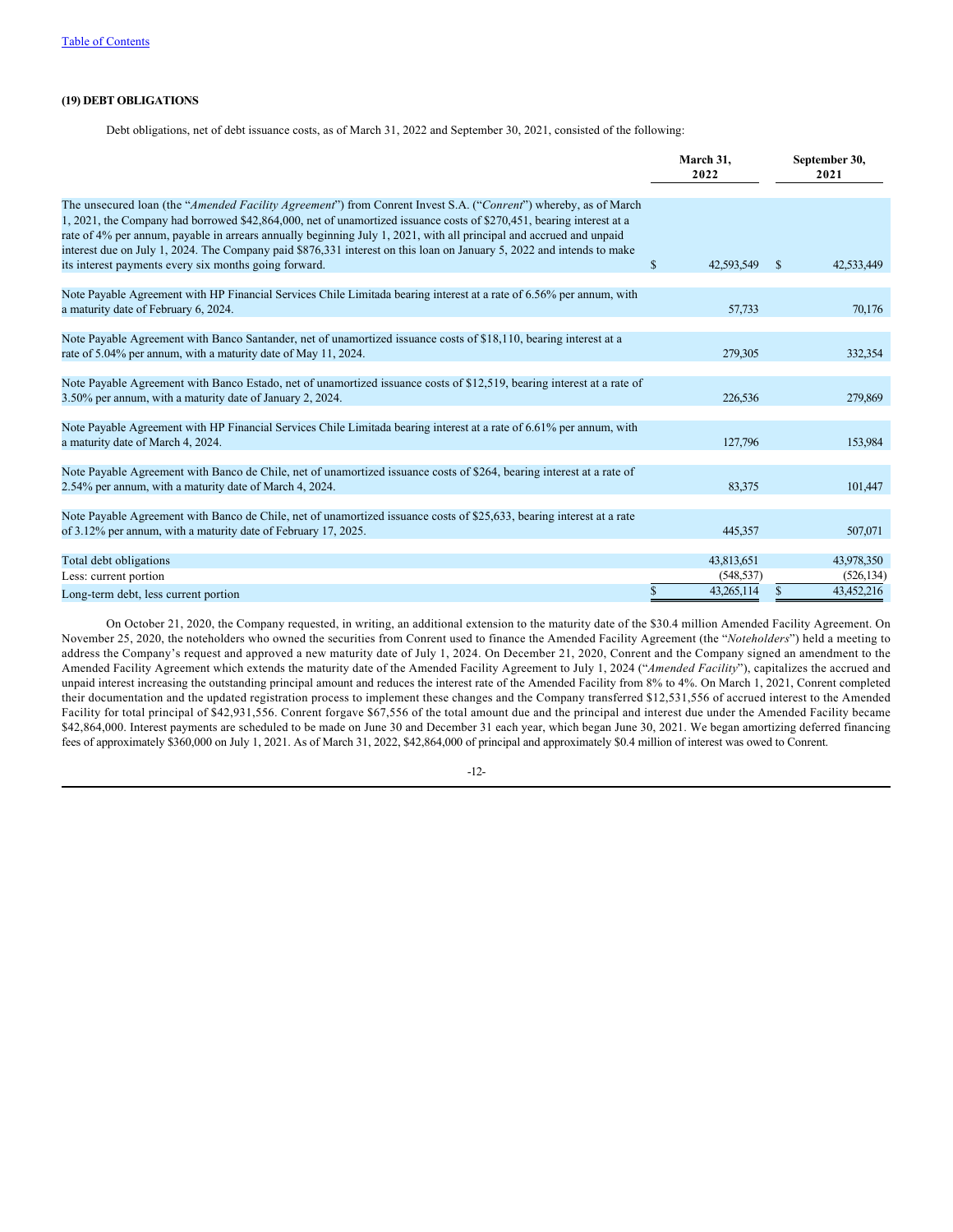[Table of Contents](#)

### (19) DEBT OBLIGATIONS

Debt obligations, net of debt issuance costs, as of March 31, 2022 and September 30, 2021, consisted of the following:

| | March 31, 2022 | September 30, 2021 |
|---|---|---|
| The unsecured loan (the "*Amended Facility Agreement*") from Conrent Invest S.A. ("*Conrent*") whereby, as of March 1, 2021, the Company had borrowed $42,864,000, net of unamortized issuance costs of $270,451, bearing interest at a rate of 4% per annum, payable in arrears annually beginning July 1, 2021, with all principal and accrued and unpaid interest due on July 1, 2024. The Company paid $876,331 interest on this loan on January 5, 2022 and intends to make its interest payments every six months going forward. | $ 42,593,549 | $ 42,533,449 |
| Note Payable Agreement with HP Financial Services Chile Limitada bearing interest at a rate of 6.56% per annum, with a maturity date of February 6, 2024. | 57,733 | 70,176 |
| Note Payable Agreement with Banco Santander, net of unamortized issuance costs of $18,110, bearing interest at a rate of 5.04% per annum, with a maturity date of May 11, 2024. | 279,305 | 332,354 |
| Note Payable Agreement with Banco Estado, net of unamortized issuance costs of $12,519, bearing interest at a rate of 3.50% per annum, with a maturity date of January 2, 2024. | 226,536 | 279,869 |
| Note Payable Agreement with HP Financial Services Chile Limitada bearing interest at a rate of 6.61% per annum, with a maturity date of March 4, 2024. | 127,796 | 153,984 |
| Note Payable Agreement with Banco de Chile, net of unamortized issuance costs of $264, bearing interest at a rate of 2.54% per annum, with a maturity date of March 4, 2024. | 83,375 | 101,447 |
| Note Payable Agreement with Banco de Chile, net of unamortized issuance costs of $25,633, bearing interest at a rate of 3.12% per annum, with a maturity date of February 17, 2025. | 445,357 | 507,071 |
| Total debt obligations | 43,813,651 | 43,978,350 |
| Less: current portion | (548,537) | (526,134) |
| Long-term debt, less current portion | $ 43,265,114 | $ 43,452,216 |

On October 21, 2020, the Company requested, in writing, an additional extension to the maturity date of the $30.4 million Amended Facility Agreement. On November 25, 2020, the noteholders who owned the securities from Conrent used to finance the Amended Facility Agreement (the "*Noteholders*") held a meeting to address the Company's request and approved a new maturity date of July 1, 2024. On December 21, 2020, Conrent and the Company signed an amendment to the Amended Facility Agreement which extends the maturity date of the Amended Facility Agreement to July 1, 2024 ("*Amended Facility*"), capitalizes the accrued and unpaid interest increasing the outstanding principal amount and reduces the interest rate of the Amended Facility from 8% to 4%. On March 1, 2021, Conrent completed their documentation and the updated registration process to implement these changes and the Company transferred $12,531,556 of accrued interest to the Amended Facility for total principal of $42,931,556. Conrent forgave $67,556 of the total amount due and the principal and interest due under the Amended Facility became $42,864,000. Interest payments are scheduled to be made on June 30 and December 31 each year, which began June 30, 2021. We began amortizing deferred financing fees of approximately $360,000 on July 1, 2021. As of March 31, 2022, $42,864,000 of principal and approximately $0.4 million of interest was owed to Conrent.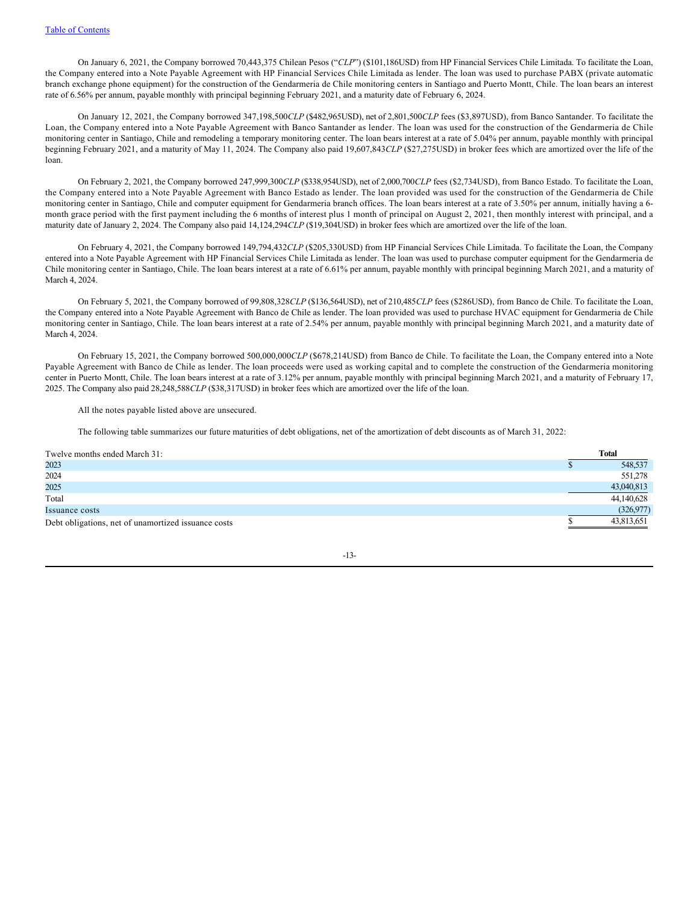On January 6, 2021, the Company borrowed 70,443,375 Chilean Pesos ("*CLP*") ($101,186USD) from HP Financial Services Chile Limitada. To facilitate the Loan, the Company entered into a Note Payable Agreement with HP Financial Services Chile Limitada as lender. The loan was used to purchase PABX (private automatic branch exchange phone equipment) for the construction of the Gendarmeria de Chile monitoring centers in Santiago and Puerto Montt, Chile. The loan bears an interest rate of 6.56% per annum, payable monthly with principal beginning February 2021, and a maturity date of February 6, 2024.

On January 12, 2021, the Company borrowed 347,198,500*CLP* ($482,965USD), net of 2,801,500*CLP* fees ($3,897USD), from Banco Santander. To facilitate the Loan, the Company entered into a Note Payable Agreement with Banco Santander as lender. The loan was used for the construction of the Gendarmeria de Chile monitoring center in Santiago, Chile and remodeling a temporary monitoring center. The loan bears interest at a rate of 5.04% per annum, payable monthly with principal beginning February 2021, and a maturity of May 11, 2024. The Company also paid 19,607,843*CLP* ($27,275USD) in broker fees which are amortized over the life of the loan.

On February 2, 2021, the Company borrowed 247,999,300*CLP* ($338,954USD), net of 2,000,700*CLP* fees ($2,734USD), from Banco Estado. To facilitate the Loan, the Company entered into a Note Payable Agreement with Banco Estado as lender. The loan provided was used for the construction of the Gendarmeria de Chile monitoring center in Santiago, Chile and computer equipment for Gendarmeria branch offices. The loan bears interest at a rate of 3.50% per annum, initially having a 6-month grace period with the first payment including the 6 months of interest plus 1 month of principal on August 2, 2021, then monthly interest with principal, and a maturity date of January 2, 2024. The Company also paid 14,124,294*CLP* ($19,304USD) in broker fees which are amortized over the life of the loan.

On February 4, 2021, the Company borrowed 149,794,432*CLP* ($205,330USD) from HP Financial Services Chile Limitada. To facilitate the Loan, the Company entered into a Note Payable Agreement with HP Financial Services Chile Limitada as lender. The loan was used to purchase computer equipment for the Gendarmeria de Chile monitoring center in Santiago, Chile. The loan bears interest at a rate of 6.61% per annum, payable monthly with principal beginning March 2021, and a maturity of March 4, 2024.

On February 5, 2021, the Company borrowed of 99,808,328*CLP* ($136,564USD), net of 210,485*CLP* fees ($286USD), from Banco de Chile. To facilitate the Loan, the Company entered into a Note Payable Agreement with Banco de Chile as lender. The loan provided was used to purchase HVAC equipment for Gendarmeria de Chile monitoring center in Santiago, Chile. The loan bears interest at a rate of 2.54% per annum, payable monthly with principal beginning March 2021, and a maturity date of March 4, 2024.

On February 15, 2021, the Company borrowed 500,000,000*CLP* ($678,214USD) from Banco de Chile. To facilitate the Loan, the Company entered into a Note Payable Agreement with Banco de Chile as lender. The loan proceeds were used as working capital and to complete the construction of the Gendarmeria monitoring center in Puerto Montt, Chile. The loan bears interest at a rate of 3.12% per annum, payable monthly with principal beginning March 2021, and a maturity of February 17, 2025. The Company also paid 28,248,588*CLP* ($38,317USD) in broker fees which are amortized over the life of the loan.

All the notes payable listed above are unsecured.

The following table summarizes our future maturities of debt obligations, net of the amortization of debt discounts as of March 31, 2022:

| Twelve months ended March 31: | **Total** |
|---|---|
| 2023 | $ 548,537 |
| 2024 | 551,278 |
| 2025 | 43,040,813 |
| Total | 44,140,628 |
| Issuance costs | (326,977) |
| Debt obligations, net of unamortized issuance costs | $ 43,813,651 |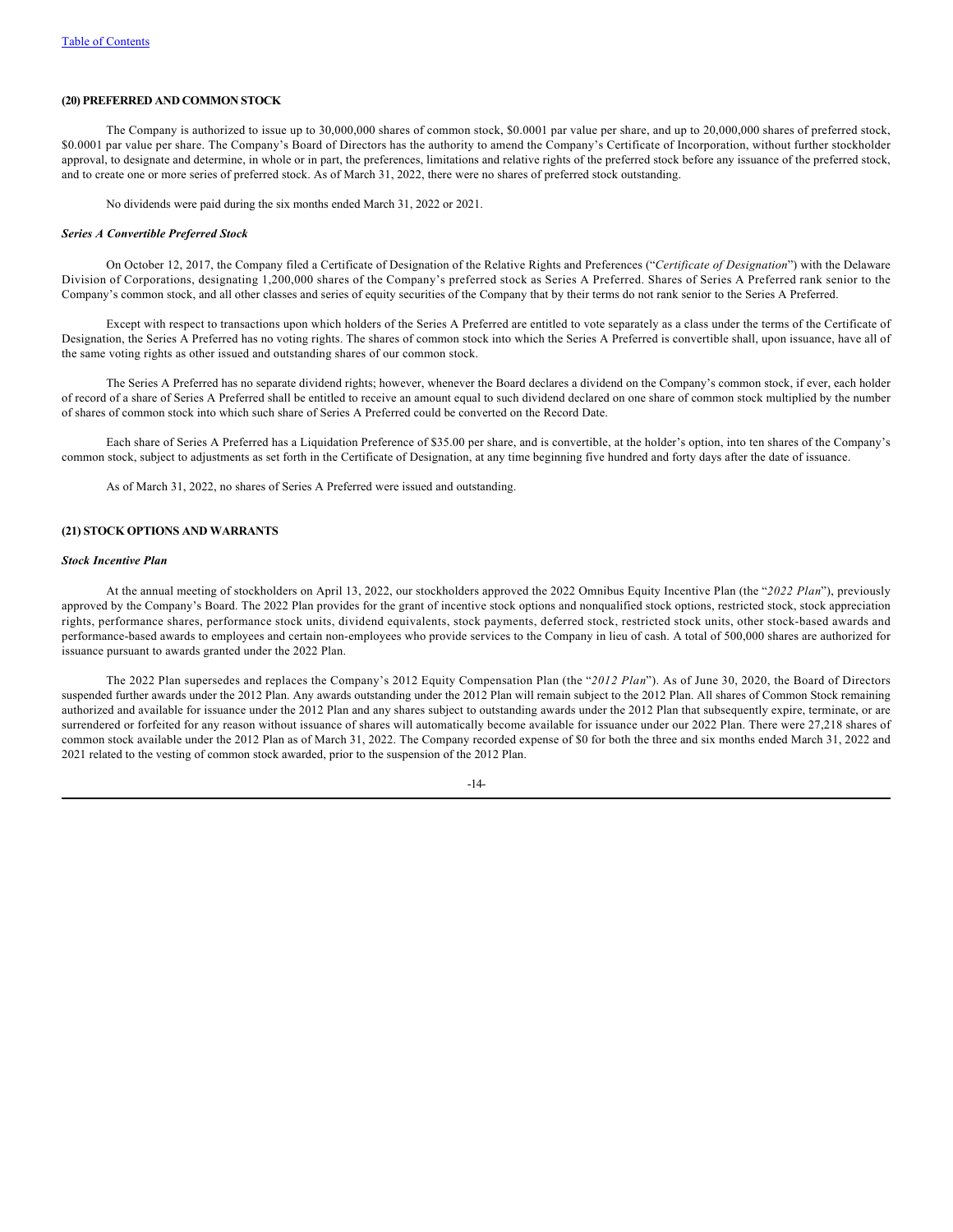[Table of Contents](#)

## (20) PREFERRED AND COMMON STOCK

The Company is authorized to issue up to 30,000,000 shares of common stock, $0.0001 par value per share, and up to 20,000,000 shares of preferred stock, $0.0001 par value per share. The Company's Board of Directors has the authority to amend the Company's Certificate of Incorporation, without further stockholder approval, to designate and determine, in whole or in part, the preferences, limitations and relative rights of the preferred stock before any issuance of the preferred stock, and to create one or more series of preferred stock. As of March 31, 2022, there were no shares of preferred stock outstanding.

No dividends were paid during the six months ended March 31, 2022 or 2021.

### *Series A Convertible Preferred Stock*

On October 12, 2017, the Company filed a Certificate of Designation of the Relative Rights and Preferences ("*Certificate of Designation*") with the Delaware Division of Corporations, designating 1,200,000 shares of the Company's preferred stock as Series A Preferred. Shares of Series A Preferred rank senior to the Company's common stock, and all other classes and series of equity securities of the Company that by their terms do not rank senior to the Series A Preferred.

Except with respect to transactions upon which holders of the Series A Preferred are entitled to vote separately as a class under the terms of the Certificate of Designation, the Series A Preferred has no voting rights. The shares of common stock into which the Series A Preferred is convertible shall, upon issuance, have all of the same voting rights as other issued and outstanding shares of our common stock.

The Series A Preferred has no separate dividend rights; however, whenever the Board declares a dividend on the Company's common stock, if ever, each holder of record of a share of Series A Preferred shall be entitled to receive an amount equal to such dividend declared on one share of common stock multiplied by the number of shares of common stock into which such share of Series A Preferred could be converted on the Record Date.

Each share of Series A Preferred has a Liquidation Preference of $35.00 per share, and is convertible, at the holder's option, into ten shares of the Company's common stock, subject to adjustments as set forth in the Certificate of Designation, at any time beginning five hundred and forty days after the date of issuance.

As of March 31, 2022, no shares of Series A Preferred were issued and outstanding.

## (21) STOCK OPTIONS AND WARRANTS

### *Stock Incentive Plan*

At the annual meeting of stockholders on April 13, 2022, our stockholders approved the 2022 Omnibus Equity Incentive Plan (the "*2022 Plan*"), previously approved by the Company's Board. The 2022 Plan provides for the grant of incentive stock options and nonqualified stock options, restricted stock, stock appreciation rights, performance shares, performance stock units, dividend equivalents, stock payments, deferred stock, restricted stock units, other stock-based awards and performance-based awards to employees and certain non-employees who provide services to the Company in lieu of cash. A total of 500,000 shares are authorized for issuance pursuant to awards granted under the 2022 Plan.

The 2022 Plan supersedes and replaces the Company's 2012 Equity Compensation Plan (the "*2012 Plan*"). As of June 30, 2020, the Board of Directors suspended further awards under the 2012 Plan. Any awards outstanding under the 2012 Plan will remain subject to the 2012 Plan. All shares of Common Stock remaining authorized and available for issuance under the 2012 Plan and any shares subject to outstanding awards under the 2012 Plan that subsequently expire, terminate, or are surrendered or forfeited for any reason without issuance of shares will automatically become available for issuance under our 2022 Plan. There were 27,218 shares of common stock available under the 2012 Plan as of March 31, 2022. The Company recorded expense of $0 for both the three and six months ended March 31, 2022 and 2021 related to the vesting of common stock awarded, prior to the suspension of the 2012 Plan.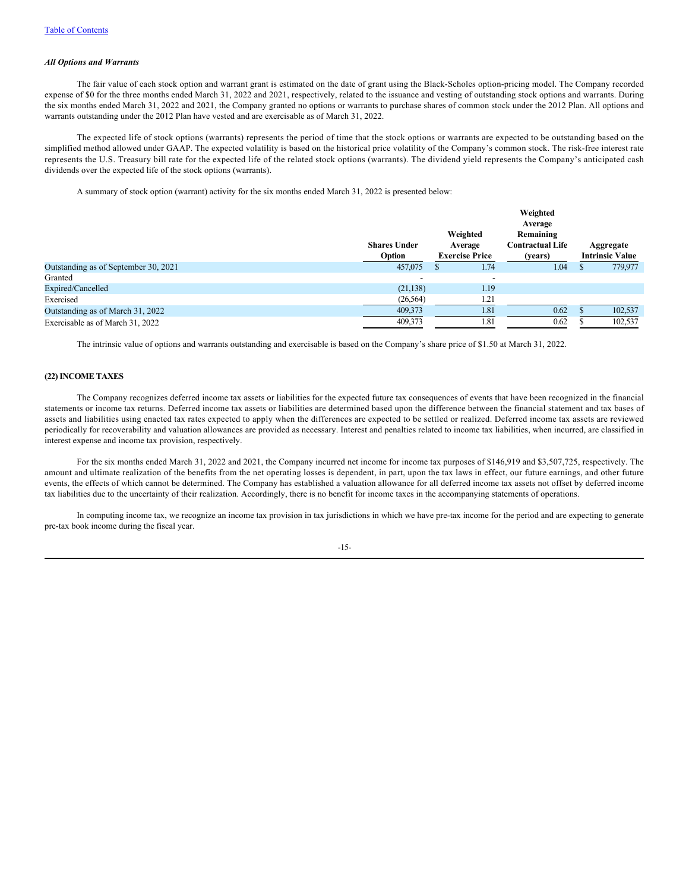***All Options and Warrants***

The fair value of each stock option and warrant grant is estimated on the date of grant using the Black-Scholes option-pricing model. The Company recorded expense of $0 for the three months ended March 31, 2022 and 2021, respectively, related to the issuance and vesting of outstanding stock options and warrants. During the six months ended March 31, 2022 and 2021, the Company granted no options or warrants to purchase shares of common stock under the 2012 Plan. All options and warrants outstanding under the 2012 Plan have vested and are exercisable as of March 31, 2022.

The expected life of stock options (warrants) represents the period of time that the stock options or warrants are expected to be outstanding based on the simplified method allowed under GAAP. The expected volatility is based on the historical price volatility of the Company's common stock. The risk-free interest rate represents the U.S. Treasury bill rate for the expected life of the related stock options (warrants). The dividend yield represents the Company's anticipated cash dividends over the expected life of the stock options (warrants).

A summary of stock option (warrant) activity for the six months ended March 31, 2022 is presented below:

| | Shares Under Option | Weighted Average Exercise Price | Weighted Average Remaining Contractual Life (years) | Aggregate Intrinsic Value |
|---|---|---|---|---|
| Outstanding as of September 30, 2021 | 457,075 | $ 1.74 | 1.04 | $ 779,977 |
| Granted | - | - | | |
| Expired/Cancelled | (21,138) | 1.19 | | |
| Exercised | (26,564) | 1.21 | | |
| Outstanding as of March 31, 2022 | 409,373 | 1.81 | 0.62 | $ 102,537 |
| Exercisable as of March 31, 2022 | 409,373 | 1.81 | 0.62 | $ 102,537 |

The intrinsic value of options and warrants outstanding and exercisable is based on the Company's share price of $1.50 at March 31, 2022.

## (22) INCOME TAXES

The Company recognizes deferred income tax assets or liabilities for the expected future tax consequences of events that have been recognized in the financial statements or income tax returns. Deferred income tax assets or liabilities are determined based upon the difference between the financial statement and tax bases of assets and liabilities using enacted tax rates expected to apply when the differences are expected to be settled or realized. Deferred income tax assets are reviewed periodically for recoverability and valuation allowances are provided as necessary. Interest and penalties related to income tax liabilities, when incurred, are classified in interest expense and income tax provision, respectively.

For the six months ended March 31, 2022 and 2021, the Company incurred net income for income tax purposes of $146,919 and $3,507,725, respectively. The amount and ultimate realization of the benefits from the net operating losses is dependent, in part, upon the tax laws in effect, our future earnings, and other future events, the effects of which cannot be determined. The Company has established a valuation allowance for all deferred income tax assets not offset by deferred income tax liabilities due to the uncertainty of their realization. Accordingly, there is no benefit for income taxes in the accompanying statements of operations.

In computing income tax, we recognize an income tax provision in tax jurisdictions in which we have pre-tax income for the period and are expecting to generate pre-tax book income during the fiscal year.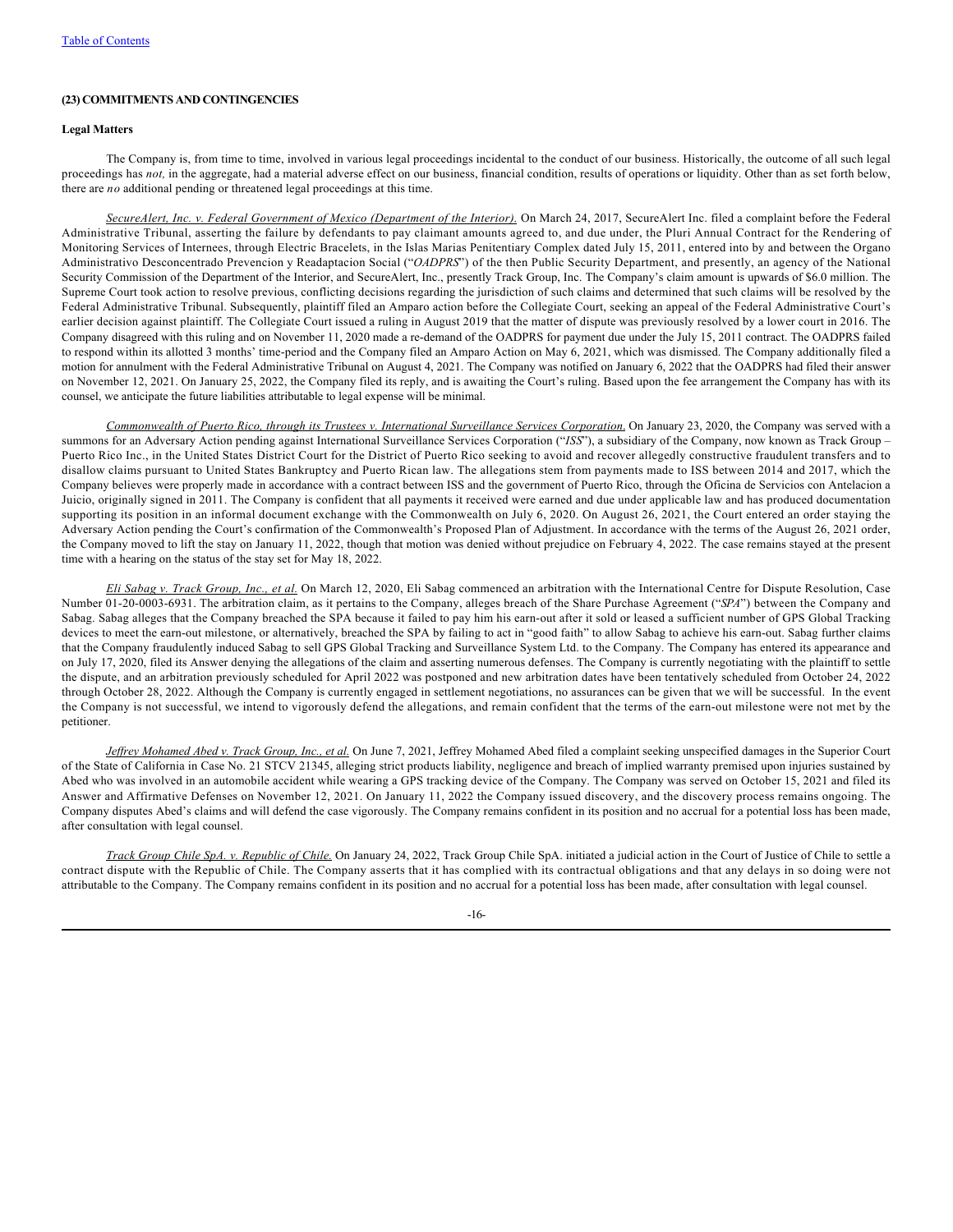## (23) COMMITMENTS AND CONTINGENCIES

### Legal Matters

The Company is, from time to time, involved in various legal proceedings incidental to the conduct of our business. Historically, the outcome of all such legal proceedings has *not,* in the aggregate, had a material adverse effect on our business, financial condition, results of operations or liquidity. Other than as set forth below, there are *no* additional pending or threatened legal proceedings at this time.

*SecureAlert, Inc. v. Federal Government of Mexico (Department of the Interior).* On March 24, 2017, SecureAlert Inc. filed a complaint before the Federal Administrative Tribunal, asserting the failure by defendants to pay claimant amounts agreed to, and due under, the Pluri Annual Contract for the Rendering of Monitoring Services of Internees, through Electric Bracelets, in the Islas Marias Penitentiary Complex dated July 15, 2011, entered into by and between the Organo Administrativo Desconcentrado Prevencion y Readaptacion Social ("*OADPRS*") of the then Public Security Department, and presently, an agency of the National Security Commission of the Department of the Interior, and SecureAlert, Inc., presently Track Group, Inc. The Company's claim amount is upwards of $6.0 million. The Supreme Court took action to resolve previous, conflicting decisions regarding the jurisdiction of such claims and determined that such claims will be resolved by the Federal Administrative Tribunal. Subsequently, plaintiff filed an Amparo action before the Collegiate Court, seeking an appeal of the Federal Administrative Court's earlier decision against plaintiff. The Collegiate Court issued a ruling in August 2019 that the matter of dispute was previously resolved by a lower court in 2016. The Company disagreed with this ruling and on November 11, 2020 made a re-demand of the OADPRS for payment due under the July 15, 2011 contract. The OADPRS failed to respond within its allotted 3 months' time-period and the Company filed an Amparo Action on May 6, 2021, which was dismissed. The Company additionally filed a motion for annulment with the Federal Administrative Tribunal on August 4, 2021. The Company was notified on January 6, 2022 that the OADPRS had filed their answer on November 12, 2021. On January 25, 2022, the Company filed its reply, and is awaiting the Court's ruling. Based upon the fee arrangement the Company has with its counsel, we anticipate the future liabilities attributable to legal expense will be minimal.

*Commonwealth of Puerto Rico, through its Trustees v. International Surveillance Services Corporation.* On January 23, 2020, the Company was served with a summons for an Adversary Action pending against International Surveillance Services Corporation ("*ISS*"), a subsidiary of the Company, now known as Track Group – Puerto Rico Inc., in the United States District Court for the District of Puerto Rico seeking to avoid and recover allegedly constructive fraudulent transfers and to disallow claims pursuant to United States Bankruptcy and Puerto Rican law. The allegations stem from payments made to ISS between 2014 and 2017, which the Company believes were properly made in accordance with a contract between ISS and the government of Puerto Rico, through the Oficina de Servicios con Antelacion a Juicio, originally signed in 2011. The Company is confident that all payments it received were earned and due under applicable law and has produced documentation supporting its position in an informal document exchange with the Commonwealth on July 6, 2020. On August 26, 2021, the Court entered an order staying the Adversary Action pending the Court's confirmation of the Commonwealth's Proposed Plan of Adjustment. In accordance with the terms of the August 26, 2021 order, the Company moved to lift the stay on January 11, 2022, though that motion was denied without prejudice on February 4, 2022. The case remains stayed at the present time with a hearing on the status of the stay set for May 18, 2022.

*Eli Sabag v. Track Group, Inc., et al.* On March 12, 2020, Eli Sabag commenced an arbitration with the International Centre for Dispute Resolution, Case Number 01-20-0003-6931. The arbitration claim, as it pertains to the Company, alleges breach of the Share Purchase Agreement ("*SPA*") between the Company and Sabag. Sabag alleges that the Company breached the SPA because it failed to pay him his earn-out after it sold or leased a sufficient number of GPS Global Tracking devices to meet the earn-out milestone, or alternatively, breached the SPA by failing to act in "good faith" to allow Sabag to achieve his earn-out. Sabag further claims that the Company fraudulently induced Sabag to sell GPS Global Tracking and Surveillance System Ltd. to the Company. The Company has entered its appearance and on July 17, 2020, filed its Answer denying the allegations of the claim and asserting numerous defenses. The Company is currently negotiating with the plaintiff to settle the dispute, and an arbitration previously scheduled for April 2022 was postponed and new arbitration dates have been tentatively scheduled from October 24, 2022 through October 28, 2022. Although the Company is currently engaged in settlement negotiations, no assurances can be given that we will be successful. In the event the Company is not successful, we intend to vigorously defend the allegations, and remain confident that the terms of the earn-out milestone were not met by the petitioner.

*Jeffrey Mohamed Abed v. Track Group, Inc., et al.* On June 7, 2021, Jeffrey Mohamed Abed filed a complaint seeking unspecified damages in the Superior Court of the State of California in Case No. 21 STCV 21345, alleging strict products liability, negligence and breach of implied warranty premised upon injuries sustained by Abed who was involved in an automobile accident while wearing a GPS tracking device of the Company. The Company was served on October 15, 2021 and filed its Answer and Affirmative Defenses on November 12, 2021. On January 11, 2022 the Company issued discovery, and the discovery process remains ongoing. The Company disputes Abed's claims and will defend the case vigorously. The Company remains confident in its position and no accrual for a potential loss has been made, after consultation with legal counsel.

*Track Group Chile SpA. v. Republic of Chile.* On January 24, 2022, Track Group Chile SpA. initiated a judicial action in the Court of Justice of Chile to settle a contract dispute with the Republic of Chile. The Company asserts that it has complied with its contractual obligations and that any delays in so doing were not attributable to the Company. The Company remains confident in its position and no accrual for a potential loss has been made, after consultation with legal counsel.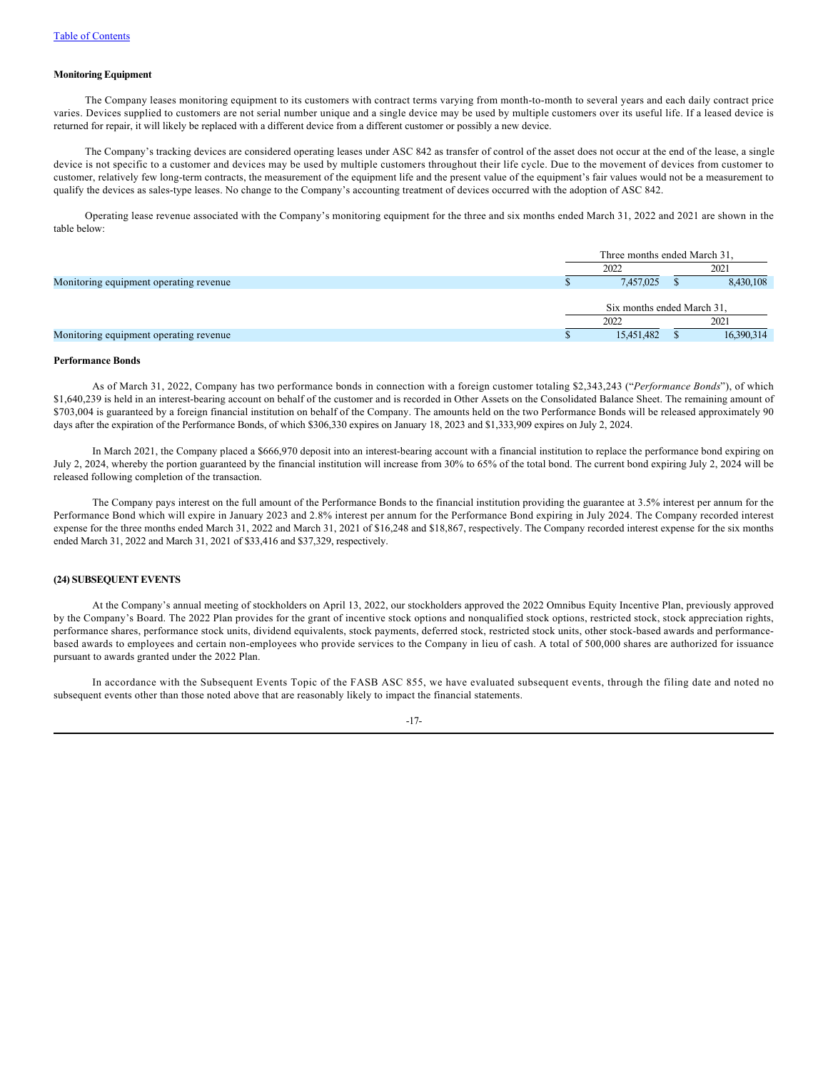Table of Contents

**Monitoring Equipment**

The Company leases monitoring equipment to its customers with contract terms varying from month-to-month to several years and each daily contract price varies. Devices supplied to customers are not serial number unique and a single device may be used by multiple customers over its useful life. If a leased device is returned for repair, it will likely be replaced with a different device from a different customer or possibly a new device.

The Company's tracking devices are considered operating leases under ASC 842 as transfer of control of the asset does not occur at the end of the lease, a single device is not specific to a customer and devices may be used by multiple customers throughout their life cycle. Due to the movement of devices from customer to customer, relatively few long-term contracts, the measurement of the equipment life and the present value of the equipment's fair values would not be a measurement to qualify the devices as sales-type leases. No change to the Company's accounting treatment of devices occurred with the adoption of ASC 842.

Operating lease revenue associated with the Company's monitoring equipment for the three and six months ended March 31, 2022 and 2021 are shown in the table below:

| | Three months ended March 31, | |
|---|---|---|
| | 2022 | 2021 |
| Monitoring equipment operating revenue | $ 7,457,025 | $ 8,430,108 |
| | **Six months ended March 31,** | |
| | 2022 | 2021 |
| Monitoring equipment operating revenue | $ 15,451,482 | $ 16,390,314 |

**Performance Bonds**

As of March 31, 2022, Company has two performance bonds in connection with a foreign customer totaling $2,343,243 ("*Performance Bonds*"), of which $1,640,239 is held in an interest-bearing account on behalf of the customer and is recorded in Other Assets on the Consolidated Balance Sheet. The remaining amount of $703,004 is guaranteed by a foreign financial institution on behalf of the Company. The amounts held on the two Performance Bonds will be released approximately 90 days after the expiration of the Performance Bonds, of which $306,330 expires on January 18, 2023 and $1,333,909 expires on July 2, 2024.

In March 2021, the Company placed a $666,970 deposit into an interest-bearing account with a financial institution to replace the performance bond expiring on July 2, 2024, whereby the portion guaranteed by the financial institution will increase from 30% to 65% of the total bond. The current bond expiring July 2, 2024 will be released following completion of the transaction.

The Company pays interest on the full amount of the Performance Bonds to the financial institution providing the guarantee at 3.5% interest per annum for the Performance Bond which will expire in January 2023 and 2.8% interest per annum for the Performance Bond expiring in July 2024. The Company recorded interest expense for the three months ended March 31, 2022 and March 31, 2021 of $16,248 and $18,867, respectively. The Company recorded interest expense for the six months ended March 31, 2022 and March 31, 2021 of $33,416 and $37,329, respectively.

**(24) SUBSEQUENT EVENTS**

At the Company's annual meeting of stockholders on April 13, 2022, our stockholders approved the 2022 Omnibus Equity Incentive Plan, previously approved by the Company's Board. The 2022 Plan provides for the grant of incentive stock options and nonqualified stock options, restricted stock, stock appreciation rights, performance shares, performance stock units, dividend equivalents, stock payments, deferred stock, restricted stock units, other stock-based awards and performance-based awards to employees and certain non-employees who provide services to the Company in lieu of cash. A total of 500,000 shares are authorized for issuance pursuant to awards granted under the 2022 Plan.

In accordance with the Subsequent Events Topic of the FASB ASC 855, we have evaluated subsequent events, through the filing date and noted no subsequent events other than those noted above that are reasonably likely to impact the financial statements.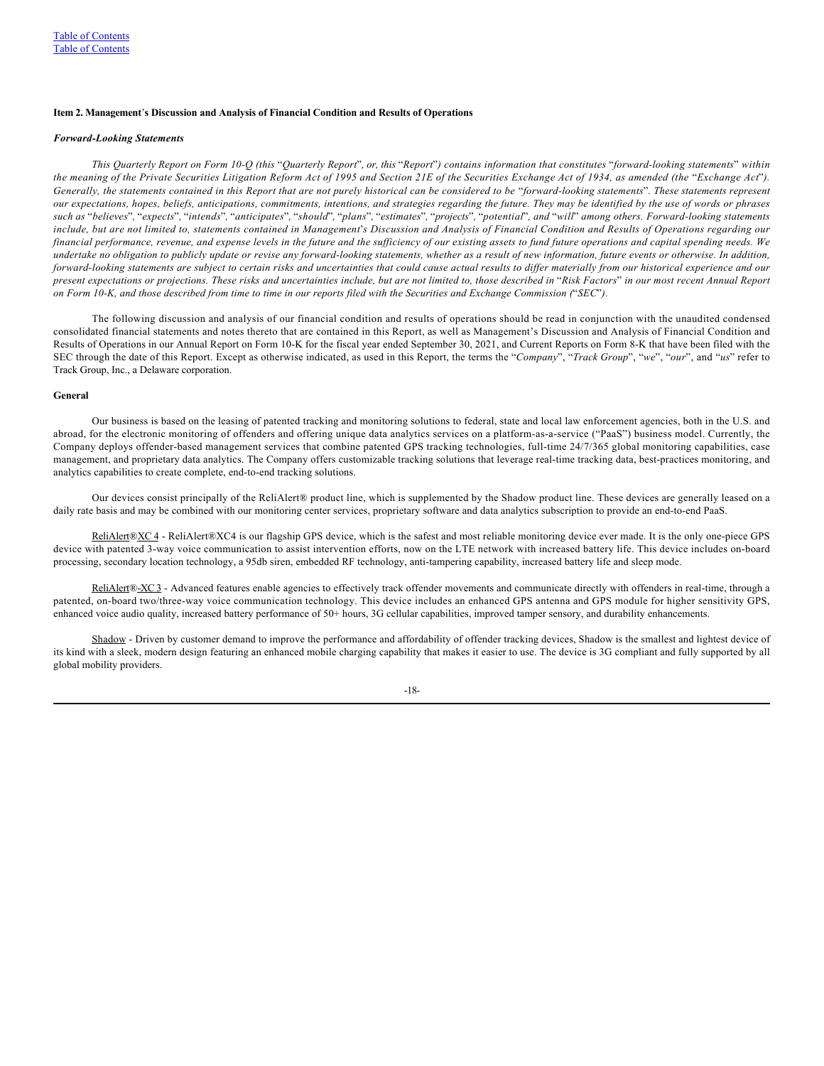## Item 2. Management's Discussion and Analysis of Financial Condition and Results of Operations

### *Forward-Looking Statements*

*This Quarterly Report on Form 10-Q (this* "*Quarterly Report*"*, or, this* "*Report*"*) contains information that constitutes* "*forward-looking statements*" *within the meaning of the Private Securities Litigation Reform Act of 1995 and Section 21E of the Securities Exchange Act of 1934, as amended (the* "*Exchange Act*"*). Generally, the statements contained in this Report that are not purely historical can be considered to be* "*forward-looking statements*"*. These statements represent our expectations, hopes, beliefs, anticipations, commitments, intentions, and strategies regarding the future. They may be identified by the use of words or phrases such as* "*believes*"*,* "*expects*"*,* "*intends*"*,* "*anticipates*"*,* "*should*"*,* "*plans*"*,* "*estimates*"*,* "*projects*"*,* "*potential*"*, and* "*will*" *among others. Forward-looking statements include, but are not limited to, statements contained in Management's Discussion and Analysis of Financial Condition and Results of Operations regarding our financial performance, revenue, and expense levels in the future and the sufficiency of our existing assets to fund future operations and capital spending needs. We undertake no obligation to publicly update or revise any forward-looking statements, whether as a result of new information, future events or otherwise. In addition, forward-looking statements are subject to certain risks and uncertainties that could cause actual results to differ materially from our historical experience and our present expectations or projections. These risks and uncertainties include, but are not limited to, those described in* "*Risk Factors*" *in our most recent Annual Report on Form 10-K, and those described from time to time in our reports filed with the Securities and Exchange Commission (*"*SEC*"*).*

The following discussion and analysis of our financial condition and results of operations should be read in conjunction with the unaudited condensed consolidated financial statements and notes thereto that are contained in this Report, as well as Management's Discussion and Analysis of Financial Condition and Results of Operations in our Annual Report on Form 10-K for the fiscal year ended September 30, 2021, and Current Reports on Form 8-K that have been filed with the SEC through the date of this Report. Except as otherwise indicated, as used in this Report, the terms the "*Company*", "*Track Group*", "*we*", "*our*", and "*us*" refer to Track Group, Inc., a Delaware corporation.

### General

Our business is based on the leasing of patented tracking and monitoring solutions to federal, state and local law enforcement agencies, both in the U.S. and abroad, for the electronic monitoring of offenders and offering unique data analytics services on a platform-as-a-service ("PaaS") business model. Currently, the Company deploys offender-based management services that combine patented GPS tracking technologies, full-time 24/7/365 global monitoring capabilities, case management, and proprietary data analytics. The Company offers customizable tracking solutions that leverage real-time tracking data, best-practices monitoring, and analytics capabilities to create complete, end-to-end tracking solutions.

Our devices consist principally of the ReliAlert® product line, which is supplemented by the Shadow product line. These devices are generally leased on a daily rate basis and may be combined with our monitoring center services, proprietary software and data analytics subscription to provide an end-to-end PaaS.

ReliAlert®XC 4 - ReliAlert®XC4 is our flagship GPS device, which is the safest and most reliable monitoring device ever made. It is the only one-piece GPS device with patented 3-way voice communication to assist intervention efforts, now on the LTE network with increased battery life. This device includes on-board processing, secondary location technology, a 95db siren, embedded RF technology, anti-tampering capability, increased battery life and sleep mode.

ReliAlert®-XC 3 - Advanced features enable agencies to effectively track offender movements and communicate directly with offenders in real-time, through a patented, on-board two/three-way voice communication technology. This device includes an enhanced GPS antenna and GPS module for higher sensitivity GPS, enhanced voice audio quality, increased battery performance of 50+ hours, 3G cellular capabilities, improved tamper sensory, and durability enhancements.

Shadow - Driven by customer demand to improve the performance and affordability of offender tracking devices, Shadow is the smallest and lightest device of its kind with a sleek, modern design featuring an enhanced mobile charging capability that makes it easier to use. The device is 3G compliant and fully supported by all global mobility providers.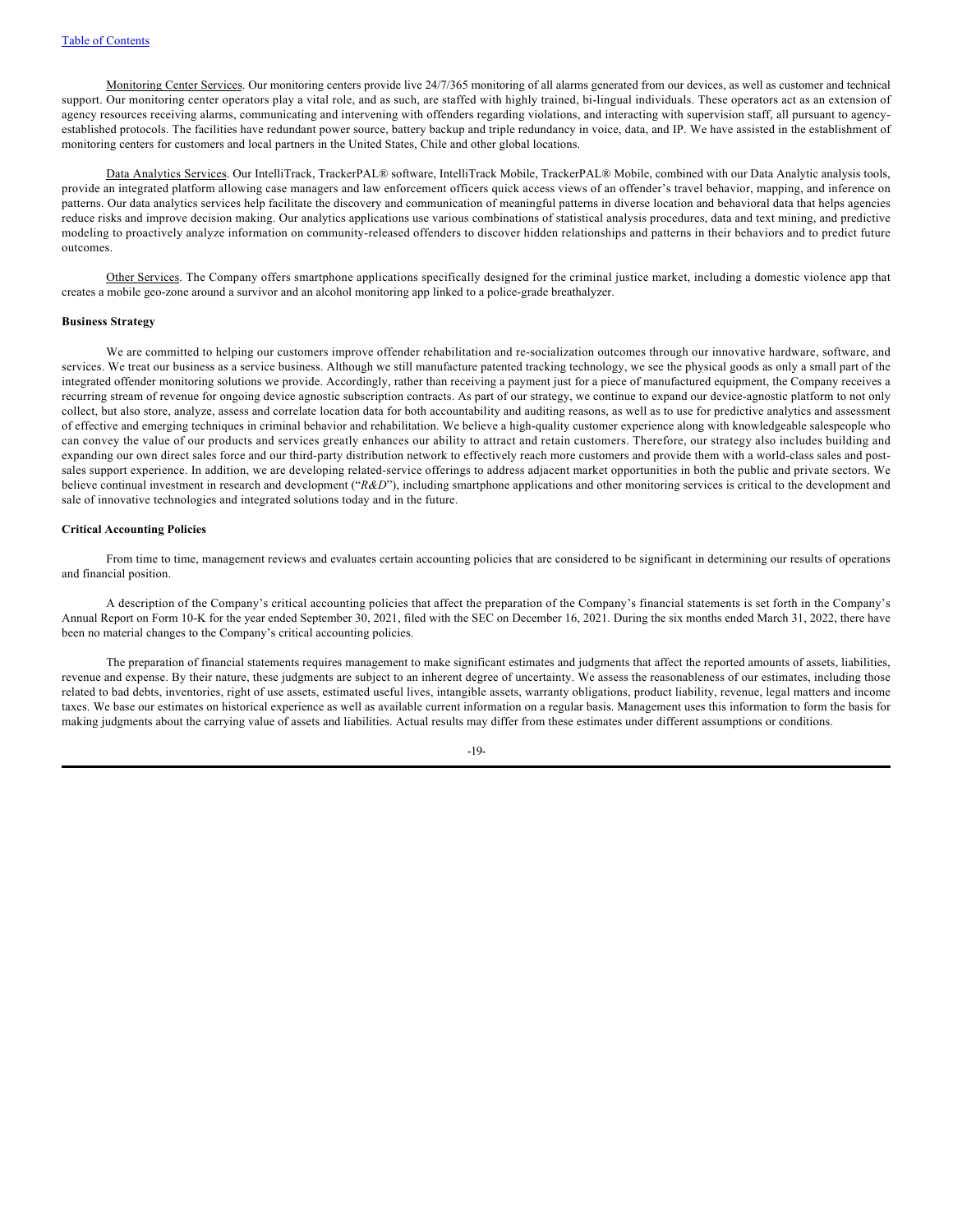Monitoring Center Services. Our monitoring centers provide live 24/7/365 monitoring of all alarms generated from our devices, as well as customer and technical support. Our monitoring center operators play a vital role, and as such, are staffed with highly trained, bi-lingual individuals. These operators act as an extension of agency resources receiving alarms, communicating and intervening with offenders regarding violations, and interacting with supervision staff, all pursuant to agency-established protocols. The facilities have redundant power source, battery backup and triple redundancy in voice, data, and IP. We have assisted in the establishment of monitoring centers for customers and local partners in the United States, Chile and other global locations.

Data Analytics Services. Our IntelliTrack, TrackerPAL® software, IntelliTrack Mobile, TrackerPAL® Mobile, combined with our Data Analytic analysis tools, provide an integrated platform allowing case managers and law enforcement officers quick access views of an offender's travel behavior, mapping, and inference on patterns. Our data analytics services help facilitate the discovery and communication of meaningful patterns in diverse location and behavioral data that helps agencies reduce risks and improve decision making. Our analytics applications use various combinations of statistical analysis procedures, data and text mining, and predictive modeling to proactively analyze information on community-released offenders to discover hidden relationships and patterns in their behaviors and to predict future outcomes.

Other Services. The Company offers smartphone applications specifically designed for the criminal justice market, including a domestic violence app that creates a mobile geo-zone around a survivor and an alcohol monitoring app linked to a police-grade breathalyzer.

**Business Strategy**

We are committed to helping our customers improve offender rehabilitation and re-socialization outcomes through our innovative hardware, software, and services. We treat our business as a service business. Although we still manufacture patented tracking technology, we see the physical goods as only a small part of the integrated offender monitoring solutions we provide. Accordingly, rather than receiving a payment just for a piece of manufactured equipment, the Company receives a recurring stream of revenue for ongoing device agnostic subscription contracts. As part of our strategy, we continue to expand our device-agnostic platform to not only collect, but also store, analyze, assess and correlate location data for both accountability and auditing reasons, as well as to use for predictive analytics and assessment of effective and emerging techniques in criminal behavior and rehabilitation. We believe a high-quality customer experience along with knowledgeable salespeople who can convey the value of our products and services greatly enhances our ability to attract and retain customers. Therefore, our strategy also includes building and expanding our own direct sales force and our third-party distribution network to effectively reach more customers and provide them with a world-class sales and post-sales support experience. In addition, we are developing related-service offerings to address adjacent market opportunities in both the public and private sectors. We believe continual investment in research and development ("*R&D*"), including smartphone applications and other monitoring services is critical to the development and sale of innovative technologies and integrated solutions today and in the future.

**Critical Accounting Policies**

From time to time, management reviews and evaluates certain accounting policies that are considered to be significant in determining our results of operations and financial position.

A description of the Company's critical accounting policies that affect the preparation of the Company's financial statements is set forth in the Company's Annual Report on Form 10-K for the year ended September 30, 2021, filed with the SEC on December 16, 2021. During the six months ended March 31, 2022, there have been no material changes to the Company's critical accounting policies.

The preparation of financial statements requires management to make significant estimates and judgments that affect the reported amounts of assets, liabilities, revenue and expense. By their nature, these judgments are subject to an inherent degree of uncertainty. We assess the reasonableness of our estimates, including those related to bad debts, inventories, right of use assets, estimated useful lives, intangible assets, warranty obligations, product liability, revenue, legal matters and income taxes. We base our estimates on historical experience as well as available current information on a regular basis. Management uses this information to form the basis for making judgments about the carrying value of assets and liabilities. Actual results may differ from these estimates under different assumptions or conditions.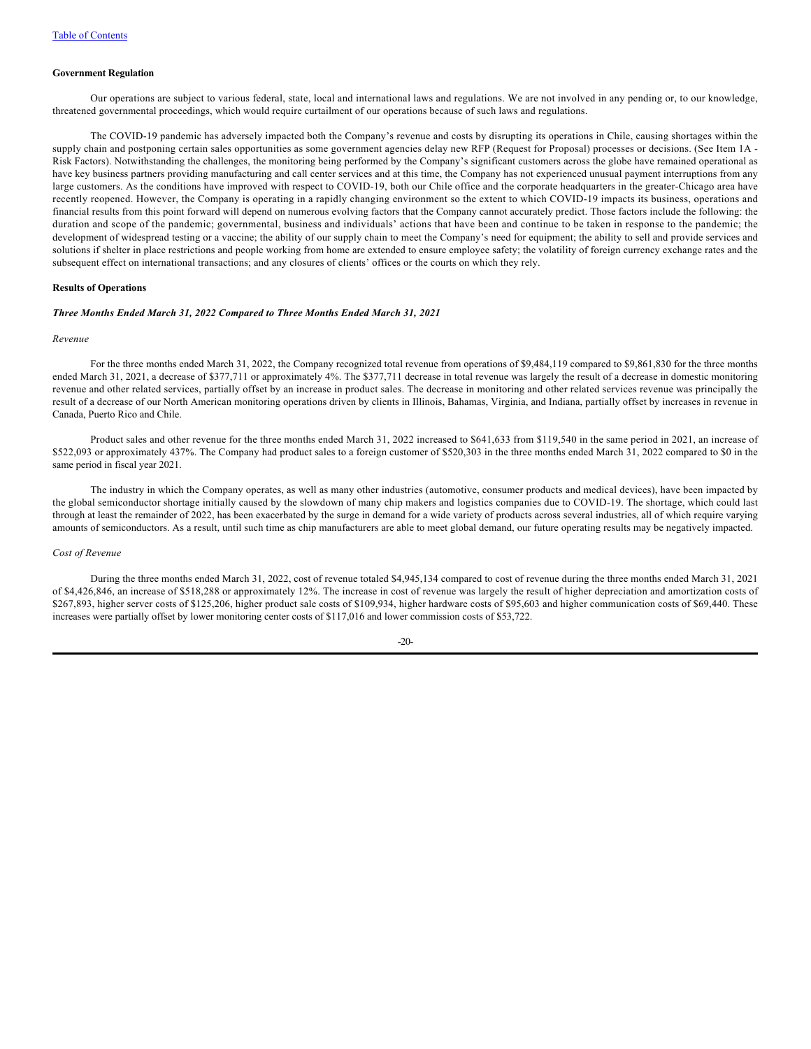**Government Regulation**

Our operations are subject to various federal, state, local and international laws and regulations. We are not involved in any pending or, to our knowledge, threatened governmental proceedings, which would require curtailment of our operations because of such laws and regulations.

The COVID-19 pandemic has adversely impacted both the Company's revenue and costs by disrupting its operations in Chile, causing shortages within the supply chain and postponing certain sales opportunities as some government agencies delay new RFP (Request for Proposal) processes or decisions. (See Item 1A - Risk Factors). Notwithstanding the challenges, the monitoring being performed by the Company's significant customers across the globe have remained operational as have key business partners providing manufacturing and call center services and at this time, the Company has not experienced unusual payment interruptions from any large customers. As the conditions have improved with respect to COVID-19, both our Chile office and the corporate headquarters in the greater-Chicago area have recently reopened. However, the Company is operating in a rapidly changing environment so the extent to which COVID-19 impacts its business, operations and financial results from this point forward will depend on numerous evolving factors that the Company cannot accurately predict. Those factors include the following: the duration and scope of the pandemic; governmental, business and individuals' actions that have been and continue to be taken in response to the pandemic; the development of widespread testing or a vaccine; the ability of our supply chain to meet the Company's need for equipment; the ability to sell and provide services and solutions if shelter in place restrictions and people working from home are extended to ensure employee safety; the volatility of foreign currency exchange rates and the subsequent effect on international transactions; and any closures of clients' offices or the courts on which they rely.

**Results of Operations**

***Three Months Ended March 31, 2022 Compared to Three Months Ended March 31, 2021***

*Revenue*

For the three months ended March 31, 2022, the Company recognized total revenue from operations of $9,484,119 compared to $9,861,830 for the three months ended March 31, 2021, a decrease of $377,711 or approximately 4%. The $377,711 decrease in total revenue was largely the result of a decrease in domestic monitoring revenue and other related services, partially offset by an increase in product sales. The decrease in monitoring and other related services revenue was principally the result of a decrease of our North American monitoring operations driven by clients in Illinois, Bahamas, Virginia, and Indiana, partially offset by increases in revenue in Canada, Puerto Rico and Chile.

Product sales and other revenue for the three months ended March 31, 2022 increased to $641,633 from $119,540 in the same period in 2021, an increase of $522,093 or approximately 437%. The Company had product sales to a foreign customer of $520,303 in the three months ended March 31, 2022 compared to $0 in the same period in fiscal year 2021.

The industry in which the Company operates, as well as many other industries (automotive, consumer products and medical devices), have been impacted by the global semiconductor shortage initially caused by the slowdown of many chip makers and logistics companies due to COVID-19. The shortage, which could last through at least the remainder of 2022, has been exacerbated by the surge in demand for a wide variety of products across several industries, all of which require varying amounts of semiconductors. As a result, until such time as chip manufacturers are able to meet global demand, our future operating results may be negatively impacted.

*Cost of Revenue*

During the three months ended March 31, 2022, cost of revenue totaled $4,945,134 compared to cost of revenue during the three months ended March 31, 2021 of $4,426,846, an increase of $518,288 or approximately 12%. The increase in cost of revenue was largely the result of higher depreciation and amortization costs of $267,893, higher server costs of $125,206, higher product sale costs of $109,934, higher hardware costs of $95,603 and higher communication costs of $69,440. These increases were partially offset by lower monitoring center costs of $117,016 and lower commission costs of $53,722.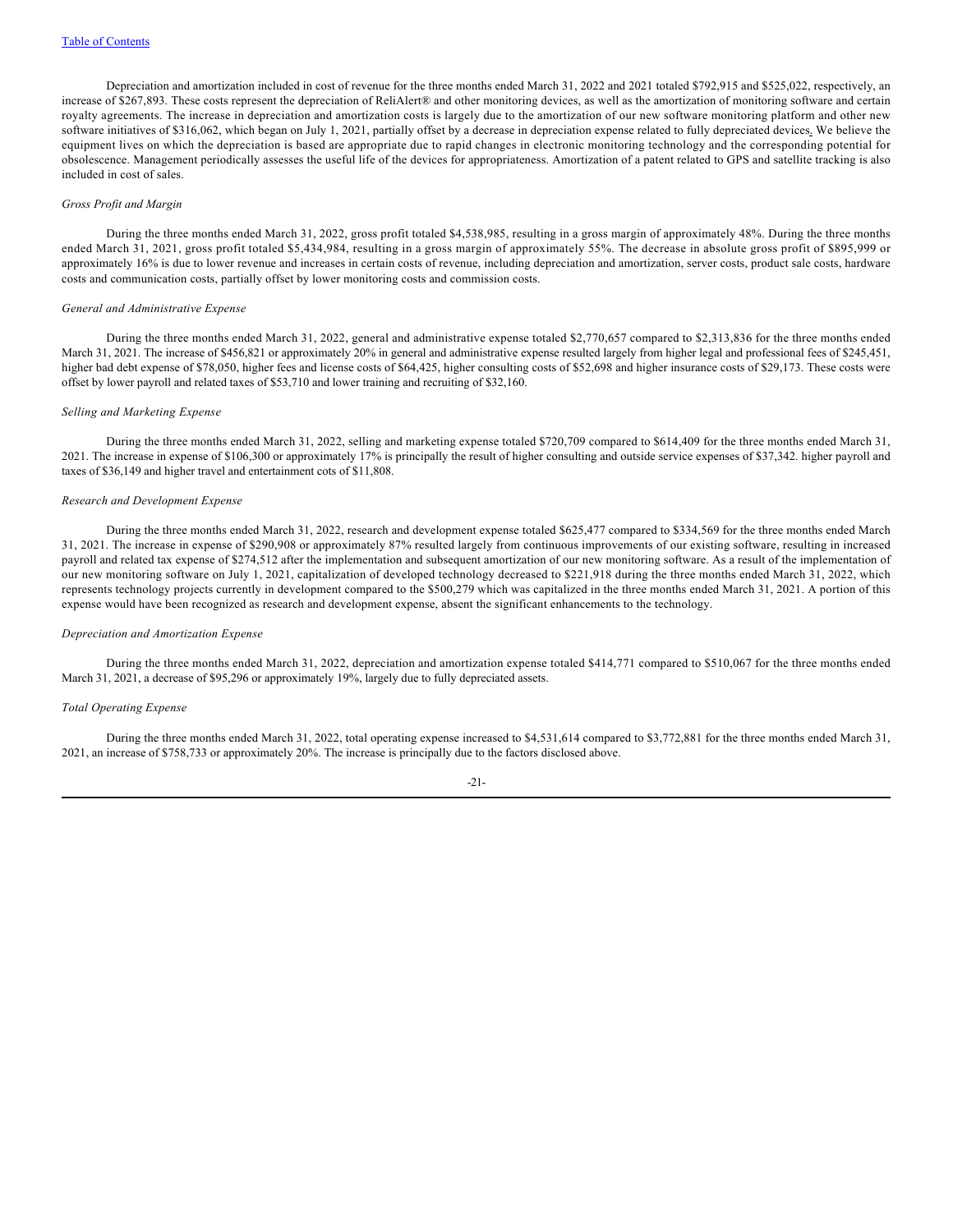Depreciation and amortization included in cost of revenue for the three months ended March 31, 2022 and 2021 totaled $792,915 and $525,022, respectively, an increase of $267,893. These costs represent the depreciation of ReliAlert® and other monitoring devices, as well as the amortization of monitoring software and certain royalty agreements. The increase in depreciation and amortization costs is largely due to the amortization of our new software monitoring platform and other new software initiatives of $316,062, which began on July 1, 2021, partially offset by a decrease in depreciation expense related to fully depreciated devices. We believe the equipment lives on which the depreciation is based are appropriate due to rapid changes in electronic monitoring technology and the corresponding potential for obsolescence. Management periodically assesses the useful life of the devices for appropriateness. Amortization of a patent related to GPS and satellite tracking is also included in cost of sales.

*Gross Profit and Margin*

During the three months ended March 31, 2022, gross profit totaled $4,538,985, resulting in a gross margin of approximately 48%. During the three months ended March 31, 2021, gross profit totaled $5,434,984, resulting in a gross margin of approximately 55%. The decrease in absolute gross profit of $895,999 or approximately 16% is due to lower revenue and increases in certain costs of revenue, including depreciation and amortization, server costs, product sale costs, hardware costs and communication costs, partially offset by lower monitoring costs and commission costs.

*General and Administrative Expense*

During the three months ended March 31, 2022, general and administrative expense totaled $2,770,657 compared to $2,313,836 for the three months ended March 31, 2021. The increase of $456,821 or approximately 20% in general and administrative expense resulted largely from higher legal and professional fees of $245,451, higher bad debt expense of $78,050, higher fees and license costs of $64,425, higher consulting costs of $52,698 and higher insurance costs of $29,173. These costs were offset by lower payroll and related taxes of $53,710 and lower training and recruiting of $32,160.

*Selling and Marketing Expense*

During the three months ended March 31, 2022, selling and marketing expense totaled $720,709 compared to $614,409 for the three months ended March 31, 2021. The increase in expense of $106,300 or approximately 17% is principally the result of higher consulting and outside service expenses of $37,342. higher payroll and taxes of $36,149 and higher travel and entertainment cots of $11,808.

*Research and Development Expense*

During the three months ended March 31, 2022, research and development expense totaled $625,477 compared to $334,569 for the three months ended March 31, 2021. The increase in expense of $290,908 or approximately 87% resulted largely from continuous improvements of our existing software, resulting in increased payroll and related tax expense of $274,512 after the implementation and subsequent amortization of our new monitoring software. As a result of the implementation of our new monitoring software on July 1, 2021, capitalization of developed technology decreased to $221,918 during the three months ended March 31, 2022, which represents technology projects currently in development compared to the $500,279 which was capitalized in the three months ended March 31, 2021. A portion of this expense would have been recognized as research and development expense, absent the significant enhancements to the technology.

*Depreciation and Amortization Expense*

During the three months ended March 31, 2022, depreciation and amortization expense totaled $414,771 compared to $510,067 for the three months ended March 31, 2021, a decrease of $95,296 or approximately 19%, largely due to fully depreciated assets.

*Total Operating Expense*

During the three months ended March 31, 2022, total operating expense increased to $4,531,614 compared to $3,772,881 for the three months ended March 31, 2021, an increase of $758,733 or approximately 20%. The increase is principally due to the factors disclosed above.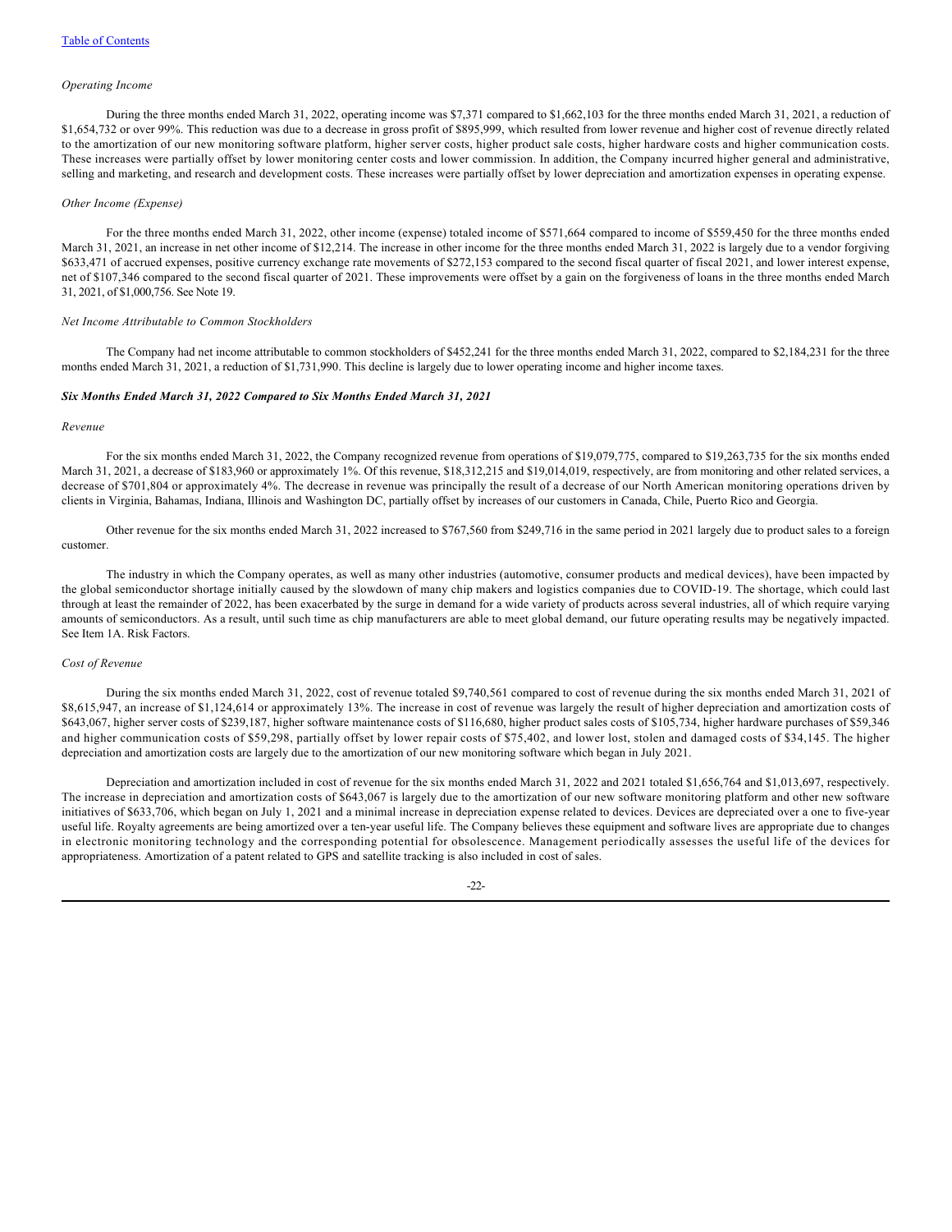*Operating Income*

During the three months ended March 31, 2022, operating income was $7,371 compared to $1,662,103 for the three months ended March 31, 2021, a reduction of $1,654,732 or over 99%. This reduction was due to a decrease in gross profit of $895,999, which resulted from lower revenue and higher cost of revenue directly related to the amortization of our new monitoring software platform, higher server costs, higher product sale costs, higher hardware costs and higher communication costs. These increases were partially offset by lower monitoring center costs and lower commission. In addition, the Company incurred higher general and administrative, selling and marketing, and research and development costs. These increases were partially offset by lower depreciation and amortization expenses in operating expense.

*Other Income (Expense)*

For the three months ended March 31, 2022, other income (expense) totaled income of $571,664 compared to income of $559,450 for the three months ended March 31, 2021, an increase in net other income of $12,214. The increase in other income for the three months ended March 31, 2022 is largely due to a vendor forgiving $633,471 of accrued expenses, positive currency exchange rate movements of $272,153 compared to the second fiscal quarter of fiscal 2021, and lower interest expense, net of $107,346 compared to the second fiscal quarter of 2021. These improvements were offset by a gain on the forgiveness of loans in the three months ended March 31, 2021, of $1,000,756. See Note 19.

*Net Income Attributable to Common Stockholders*

The Company had net income attributable to common stockholders of $452,241 for the three months ended March 31, 2022, compared to $2,184,231 for the three months ended March 31, 2021, a reduction of $1,731,990. This decline is largely due to lower operating income and higher income taxes.

***Six Months Ended March 31, 2022 Compared to Six Months Ended March 31, 2021***

*Revenue*

For the six months ended March 31, 2022, the Company recognized revenue from operations of $19,079,775, compared to $19,263,735 for the six months ended March 31, 2021, a decrease of $183,960 or approximately 1%. Of this revenue, $18,312,215 and $19,014,019, respectively, are from monitoring and other related services, a decrease of $701,804 or approximately 4%. The decrease in revenue was principally the result of a decrease of our North American monitoring operations driven by clients in Virginia, Bahamas, Indiana, Illinois and Washington DC, partially offset by increases of our customers in Canada, Chile, Puerto Rico and Georgia.

Other revenue for the six months ended March 31, 2022 increased to $767,560 from $249,716 in the same period in 2021 largely due to product sales to a foreign customer.

The industry in which the Company operates, as well as many other industries (automotive, consumer products and medical devices), have been impacted by the global semiconductor shortage initially caused by the slowdown of many chip makers and logistics companies due to COVID-19. The shortage, which could last through at least the remainder of 2022, has been exacerbated by the surge in demand for a wide variety of products across several industries, all of which require varying amounts of semiconductors. As a result, until such time as chip manufacturers are able to meet global demand, our future operating results may be negatively impacted. See Item 1A. Risk Factors.

*Cost of Revenue*

During the six months ended March 31, 2022, cost of revenue totaled $9,740,561 compared to cost of revenue during the six months ended March 31, 2021 of $8,615,947, an increase of $1,124,614 or approximately 13%. The increase in cost of revenue was largely the result of higher depreciation and amortization costs of $643,067, higher server costs of $239,187, higher software maintenance costs of $116,680, higher product sales costs of $105,734, higher hardware purchases of $59,346 and higher communication costs of $59,298, partially offset by lower repair costs of $75,402, and lower lost, stolen and damaged costs of $34,145. The higher depreciation and amortization costs are largely due to the amortization of our new monitoring software which began in July 2021.

Depreciation and amortization included in cost of revenue for the six months ended March 31, 2022 and 2021 totaled $1,656,764 and $1,013,697, respectively. The increase in depreciation and amortization costs of $643,067 is largely due to the amortization of our new software monitoring platform and other new software initiatives of $633,706, which began on July 1, 2021 and a minimal increase in depreciation expense related to devices. Devices are depreciated over a one to five-year useful life. Royalty agreements are being amortized over a ten-year useful life. The Company believes these equipment and software lives are appropriate due to changes in electronic monitoring technology and the corresponding potential for obsolescence. Management periodically assesses the useful life of the devices for appropriateness. Amortization of a patent related to GPS and satellite tracking is also included in cost of sales.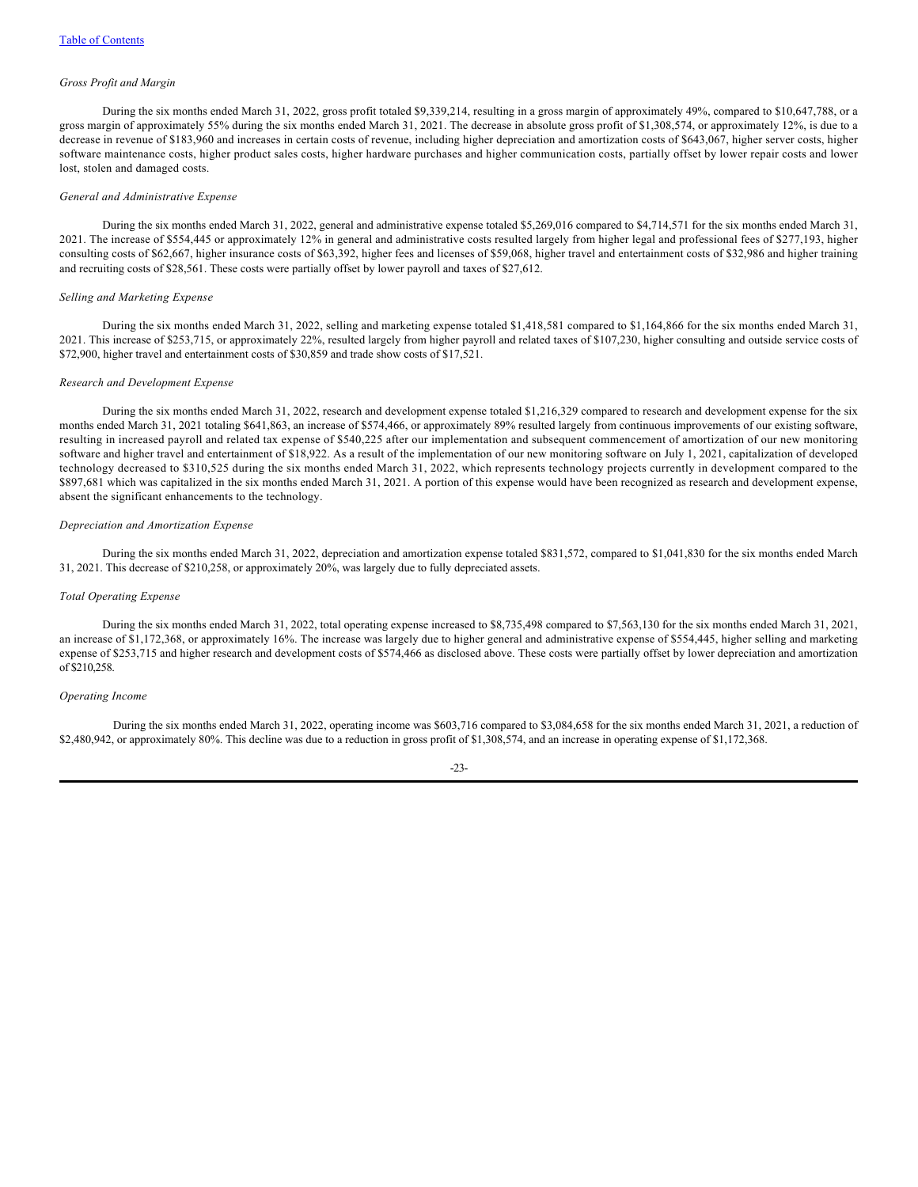*Gross Profit and Margin*

During the six months ended March 31, 2022, gross profit totaled $9,339,214, resulting in a gross margin of approximately 49%, compared to $10,647,788, or a gross margin of approximately 55% during the six months ended March 31, 2021. The decrease in absolute gross profit of $1,308,574, or approximately 12%, is due to a decrease in revenue of $183,960 and increases in certain costs of revenue, including higher depreciation and amortization costs of $643,067, higher server costs, higher software maintenance costs, higher product sales costs, higher hardware purchases and higher communication costs, partially offset by lower repair costs and lower lost, stolen and damaged costs.

*General and Administrative Expense*

During the six months ended March 31, 2022, general and administrative expense totaled $5,269,016 compared to $4,714,571 for the six months ended March 31, 2021. The increase of $554,445 or approximately 12% in general and administrative costs resulted largely from higher legal and professional fees of $277,193, higher consulting costs of $62,667, higher insurance costs of $63,392, higher fees and licenses of $59,068, higher travel and entertainment costs of $32,986 and higher training and recruiting costs of $28,561. These costs were partially offset by lower payroll and taxes of $27,612.

*Selling and Marketing Expense*

During the six months ended March 31, 2022, selling and marketing expense totaled $1,418,581 compared to $1,164,866 for the six months ended March 31, 2021. This increase of $253,715, or approximately 22%, resulted largely from higher payroll and related taxes of $107,230, higher consulting and outside service costs of $72,900, higher travel and entertainment costs of $30,859 and trade show costs of $17,521.

*Research and Development Expense*

During the six months ended March 31, 2022, research and development expense totaled $1,216,329 compared to research and development expense for the six months ended March 31, 2021 totaling $641,863, an increase of $574,466, or approximately 89% resulted largely from continuous improvements of our existing software, resulting in increased payroll and related tax expense of $540,225 after our implementation and subsequent commencement of amortization of our new monitoring software and higher travel and entertainment of $18,922. As a result of the implementation of our new monitoring software on July 1, 2021, capitalization of developed technology decreased to $310,525 during the six months ended March 31, 2022, which represents technology projects currently in development compared to the $897,681 which was capitalized in the six months ended March 31, 2021. A portion of this expense would have been recognized as research and development expense, absent the significant enhancements to the technology.

*Depreciation and Amortization Expense*

During the six months ended March 31, 2022, depreciation and amortization expense totaled $831,572, compared to $1,041,830 for the six months ended March 31, 2021. This decrease of $210,258, or approximately 20%, was largely due to fully depreciated assets.

*Total Operating Expense*

During the six months ended March 31, 2022, total operating expense increased to $8,735,498 compared to $7,563,130 for the six months ended March 31, 2021, an increase of $1,172,368, or approximately 16%. The increase was largely due to higher general and administrative expense of $554,445, higher selling and marketing expense of $253,715 and higher research and development costs of $574,466 as disclosed above. These costs were partially offset by lower depreciation and amortization of $210,258.

*Operating Income*

During the six months ended March 31, 2022, operating income was $603,716 compared to $3,084,658 for the six months ended March 31, 2021, a reduction of $2,480,942, or approximately 80%. This decline was due to a reduction in gross profit of $1,308,574, and an increase in operating expense of $1,172,368.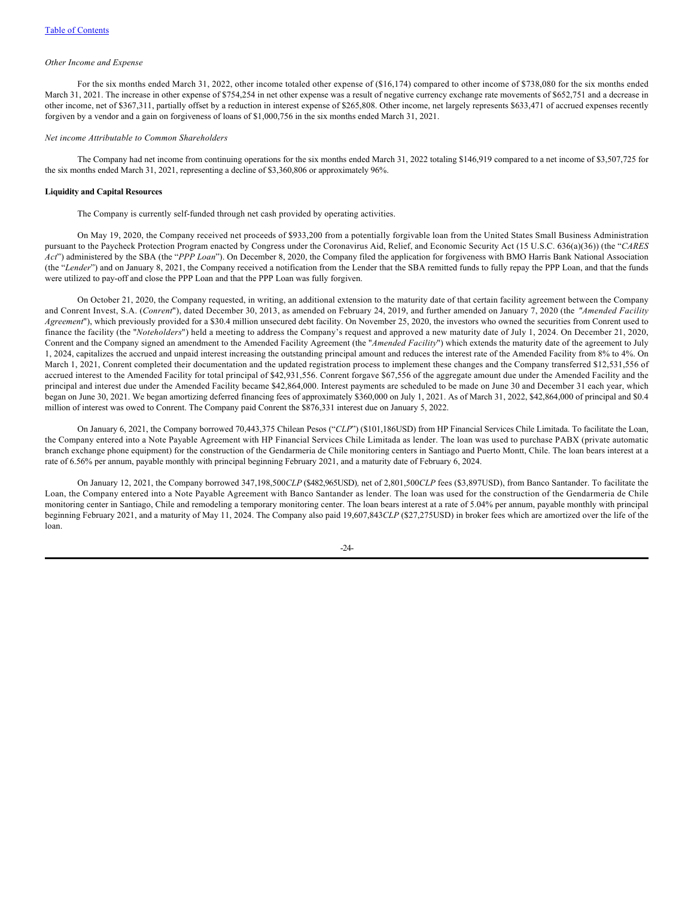[Table of Contents](#)

*Other Income and Expense*

For the six months ended March 31, 2022, other income totaled other expense of ($16,174) compared to other income of $738,080 for the six months ended March 31, 2021. The increase in other expense of $754,254 in net other expense was a result of negative currency exchange rate movements of $652,751 and a decrease in other income, net of $367,311, partially offset by a reduction in interest expense of $265,808. Other income, net largely represents $633,471 of accrued expenses recently forgiven by a vendor and a gain on forgiveness of loans of $1,000,756 in the six months ended March 31, 2021.

*Net income Attributable to Common Shareholders*

The Company had net income from continuing operations for the six months ended March 31, 2022 totaling $146,919 compared to a net income of $3,507,725 for the six months ended March 31, 2021, representing a decline of $3,360,806 or approximately 96%.

**Liquidity and Capital Resources**

The Company is currently self-funded through net cash provided by operating activities.

On May 19, 2020, the Company received net proceeds of $933,200 from a potentially forgivable loan from the United States Small Business Administration pursuant to the Paycheck Protection Program enacted by Congress under the Coronavirus Aid, Relief, and Economic Security Act (15 U.S.C. 636(a)(36)) (the "*CARES Act*") administered by the SBA (the "*PPP Loan*"). On December 8, 2020, the Company filed the application for forgiveness with BMO Harris Bank National Association (the "*Lender*") and on January 8, 2021, the Company received a notification from the Lender that the SBA remitted funds to fully repay the PPP Loan, and that the funds were utilized to pay-off and close the PPP Loan and that the PPP Loan was fully forgiven.

On October 21, 2020, the Company requested, in writing, an additional extension to the maturity date of that certain facility agreement between the Company and Conrent Invest, S.A. (*Conrent*"), dated December 30, 2013, as amended on February 24, 2019, and further amended on January 7, 2020 (the *"Amended Facility Agreement*"), which previously provided for a $30.4 million unsecured debt facility. On November 25, 2020, the investors who owned the securities from Conrent used to finance the facility (the "*Noteholders*") held a meeting to address the Company's request and approved a new maturity date of July 1, 2024. On December 21, 2020, Conrent and the Company signed an amendment to the Amended Facility Agreement (the "*Amended Facility*") which extends the maturity date of the agreement to July 1, 2024, capitalizes the accrued and unpaid interest increasing the outstanding principal amount and reduces the interest rate of the Amended Facility from 8% to 4%. On March 1, 2021, Conrent completed their documentation and the updated registration process to implement these changes and the Company transferred $12,531,556 of accrued interest to the Amended Facility for total principal of $42,931,556. Conrent forgave $67,556 of the aggregate amount due under the Amended Facility and the principal and interest due under the Amended Facility became $42,864,000. Interest payments are scheduled to be made on June 30 and December 31 each year, which began on June 30, 2021. We began amortizing deferred financing fees of approximately $360,000 on July 1, 2021. As of March 31, 2022, $42,864,000 of principal and $0.4 million of interest was owed to Conrent. The Company paid Conrent the $876,331 interest due on January 5, 2022.

On January 6, 2021, the Company borrowed 70,443,375 Chilean Pesos ("*CLP*") ($101,186USD) from HP Financial Services Chile Limitada. To facilitate the Loan, the Company entered into a Note Payable Agreement with HP Financial Services Chile Limitada as lender. The loan was used to purchase PABX (private automatic branch exchange phone equipment) for the construction of the Gendarmeria de Chile monitoring centers in Santiago and Puerto Montt, Chile. The loan bears interest at a rate of 6.56% per annum, payable monthly with principal beginning February 2021, and a maturity date of February 6, 2024.

On January 12, 2021, the Company borrowed 347,198,500*CLP* ($482,965USD), net of 2,801,500*CLP* fees ($3,897USD), from Banco Santander. To facilitate the Loan, the Company entered into a Note Payable Agreement with Banco Santander as lender. The loan was used for the construction of the Gendarmeria de Chile monitoring center in Santiago, Chile and remodeling a temporary monitoring center. The loan bears interest at a rate of 5.04% per annum, payable monthly with principal beginning February 2021, and a maturity of May 11, 2024. The Company also paid 19,607,843*CLP* ($27,275USD) in broker fees which are amortized over the life of the loan.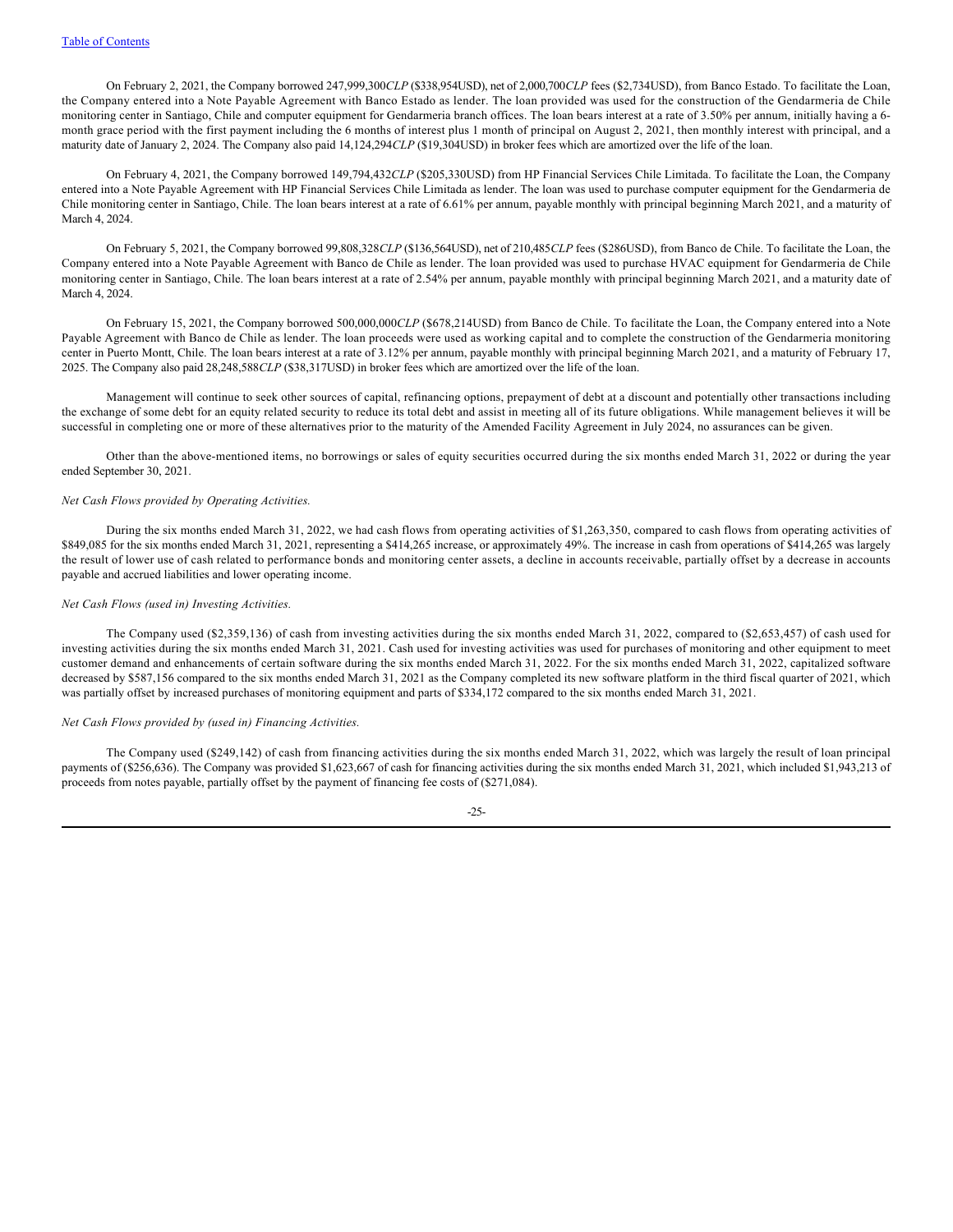On February 2, 2021, the Company borrowed 247,999,300*CLP* ($338,954USD), net of 2,000,700*CLP* fees ($2,734USD), from Banco Estado. To facilitate the Loan, the Company entered into a Note Payable Agreement with Banco Estado as lender. The loan provided was used for the construction of the Gendarmeria de Chile monitoring center in Santiago, Chile and computer equipment for Gendarmeria branch offices. The loan bears interest at a rate of 3.50% per annum, initially having a 6-month grace period with the first payment including the 6 months of interest plus 1 month of principal on August 2, 2021, then monthly interest with principal, and a maturity date of January 2, 2024. The Company also paid 14,124,294*CLP* ($19,304USD) in broker fees which are amortized over the life of the loan.

On February 4, 2021, the Company borrowed 149,794,432*CLP* ($205,330USD) from HP Financial Services Chile Limitada. To facilitate the Loan, the Company entered into a Note Payable Agreement with HP Financial Services Chile Limitada as lender. The loan was used to purchase computer equipment for the Gendarmeria de Chile monitoring center in Santiago, Chile. The loan bears interest at a rate of 6.61% per annum, payable monthly with principal beginning March 2021, and a maturity of March 4, 2024.

On February 5, 2021, the Company borrowed 99,808,328*CLP* ($136,564USD), net of 210,485*CLP* fees ($286USD), from Banco de Chile. To facilitate the Loan, the Company entered into a Note Payable Agreement with Banco de Chile as lender. The loan provided was used to purchase HVAC equipment for Gendarmeria de Chile monitoring center in Santiago, Chile. The loan bears interest at a rate of 2.54% per annum, payable monthly with principal beginning March 2021, and a maturity date of March 4, 2024.

On February 15, 2021, the Company borrowed 500,000,000*CLP* ($678,214USD) from Banco de Chile. To facilitate the Loan, the Company entered into a Note Payable Agreement with Banco de Chile as lender. The loan proceeds were used as working capital and to complete the construction of the Gendarmeria monitoring center in Puerto Montt, Chile. The loan bears interest at a rate of 3.12% per annum, payable monthly with principal beginning March 2021, and a maturity of February 17, 2025. The Company also paid 28,248,588*CLP* ($38,317USD) in broker fees which are amortized over the life of the loan.

Management will continue to seek other sources of capital, refinancing options, prepayment of debt at a discount and potentially other transactions including the exchange of some debt for an equity related security to reduce its total debt and assist in meeting all of its future obligations. While management believes it will be successful in completing one or more of these alternatives prior to the maturity of the Amended Facility Agreement in July 2024, no assurances can be given.

Other than the above-mentioned items, no borrowings or sales of equity securities occurred during the six months ended March 31, 2022 or during the year ended September 30, 2021.

*Net Cash Flows provided by Operating Activities.*

During the six months ended March 31, 2022, we had cash flows from operating activities of $1,263,350, compared to cash flows from operating activities of $849,085 for the six months ended March 31, 2021, representing a $414,265 increase, or approximately 49%. The increase in cash from operations of $414,265 was largely the result of lower use of cash related to performance bonds and monitoring center assets, a decline in accounts receivable, partially offset by a decrease in accounts payable and accrued liabilities and lower operating income.

*Net Cash Flows (used in) Investing Activities.*

The Company used ($2,359,136) of cash from investing activities during the six months ended March 31, 2022, compared to ($2,653,457) of cash used for investing activities during the six months ended March 31, 2021. Cash used for investing activities was used for purchases of monitoring and other equipment to meet customer demand and enhancements of certain software during the six months ended March 31, 2022. For the six months ended March 31, 2022, capitalized software decreased by $587,156 compared to the six months ended March 31, 2021 as the Company completed its new software platform in the third fiscal quarter of 2021, which was partially offset by increased purchases of monitoring equipment and parts of $334,172 compared to the six months ended March 31, 2021.

*Net Cash Flows provided by (used in) Financing Activities.*

The Company used ($249,142) of cash from financing activities during the six months ended March 31, 2022, which was largely the result of loan principal payments of ($256,636). The Company was provided $1,623,667 of cash for financing activities during the six months ended March 31, 2021, which included $1,943,213 of proceeds from notes payable, partially offset by the payment of financing fee costs of ($271,084).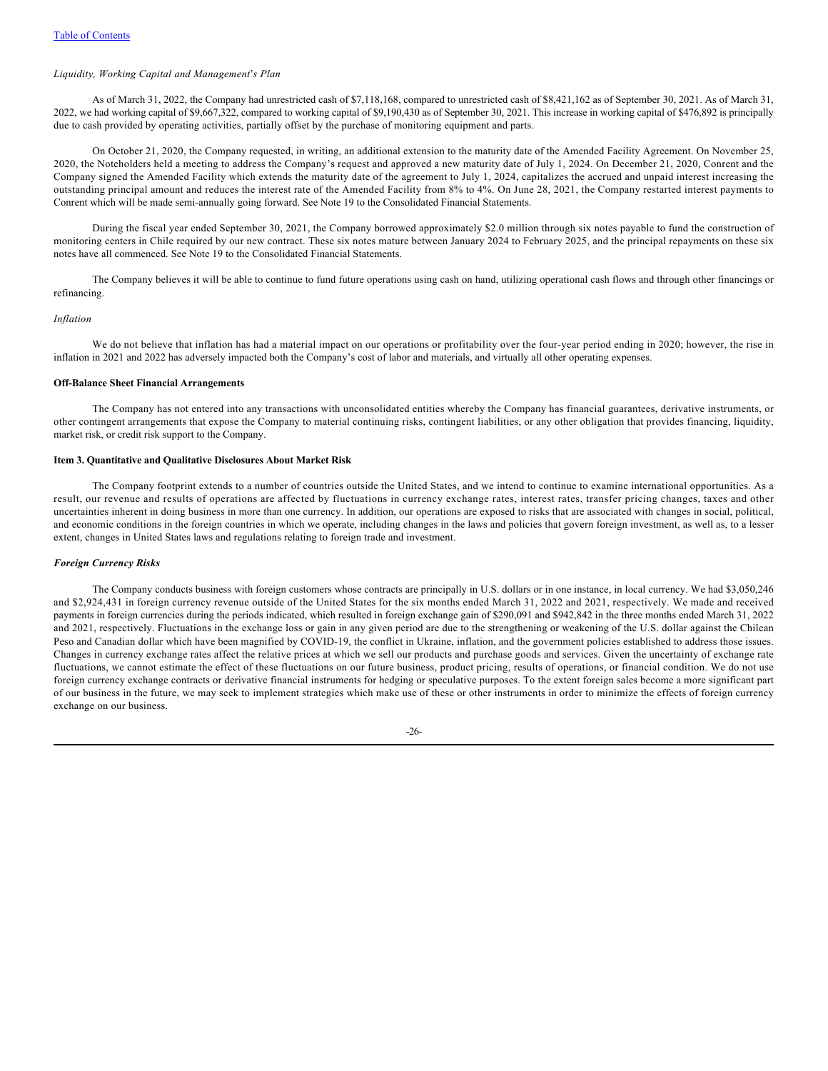*Liquidity, Working Capital and Management's Plan*

As of March 31, 2022, the Company had unrestricted cash of $7,118,168, compared to unrestricted cash of $8,421,162 as of September 30, 2021. As of March 31, 2022, we had working capital of $9,667,322, compared to working capital of $9,190,430 as of September 30, 2021. This increase in working capital of $476,892 is principally due to cash provided by operating activities, partially offset by the purchase of monitoring equipment and parts.

On October 21, 2020, the Company requested, in writing, an additional extension to the maturity date of the Amended Facility Agreement. On November 25, 2020, the Noteholders held a meeting to address the Company's request and approved a new maturity date of July 1, 2024. On December 21, 2020, Conrent and the Company signed the Amended Facility which extends the maturity date of the agreement to July 1, 2024, capitalizes the accrued and unpaid interest increasing the outstanding principal amount and reduces the interest rate of the Amended Facility from 8% to 4%. On June 28, 2021, the Company restarted interest payments to Conrent which will be made semi-annually going forward. See Note 19 to the Consolidated Financial Statements.

During the fiscal year ended September 30, 2021, the Company borrowed approximately $2.0 million through six notes payable to fund the construction of monitoring centers in Chile required by our new contract. These six notes mature between January 2024 to February 2025, and the principal repayments on these six notes have all commenced. See Note 19 to the Consolidated Financial Statements.

The Company believes it will be able to continue to fund future operations using cash on hand, utilizing operational cash flows and through other financings or refinancing.

*Inflation*

We do not believe that inflation has had a material impact on our operations or profitability over the four-year period ending in 2020; however, the rise in inflation in 2021 and 2022 has adversely impacted both the Company's cost of labor and materials, and virtually all other operating expenses.

**Off-Balance Sheet Financial Arrangements**

The Company has not entered into any transactions with unconsolidated entities whereby the Company has financial guarantees, derivative instruments, or other contingent arrangements that expose the Company to material continuing risks, contingent liabilities, or any other obligation that provides financing, liquidity, market risk, or credit risk support to the Company.

**Item 3. Quantitative and Qualitative Disclosures About Market Risk**

The Company footprint extends to a number of countries outside the United States, and we intend to continue to examine international opportunities. As a result, our revenue and results of operations are affected by fluctuations in currency exchange rates, interest rates, transfer pricing changes, taxes and other uncertainties inherent in doing business in more than one currency. In addition, our operations are exposed to risks that are associated with changes in social, political, and economic conditions in the foreign countries in which we operate, including changes in the laws and policies that govern foreign investment, as well as, to a lesser extent, changes in United States laws and regulations relating to foreign trade and investment.

***Foreign Currency Risks***

The Company conducts business with foreign customers whose contracts are principally in U.S. dollars or in one instance, in local currency. We had $3,050,246 and $2,924,431 in foreign currency revenue outside of the United States for the six months ended March 31, 2022 and 2021, respectively. We made and received payments in foreign currencies during the periods indicated, which resulted in foreign exchange gain of $290,091 and $942,842 in the three months ended March 31, 2022 and 2021, respectively. Fluctuations in the exchange loss or gain in any given period are due to the strengthening or weakening of the U.S. dollar against the Chilean Peso and Canadian dollar which have been magnified by COVID-19, the conflict in Ukraine, inflation, and the government policies established to address those issues. Changes in currency exchange rates affect the relative prices at which we sell our products and purchase goods and services. Given the uncertainty of exchange rate fluctuations, we cannot estimate the effect of these fluctuations on our future business, product pricing, results of operations, or financial condition. We do not use foreign currency exchange contracts or derivative financial instruments for hedging or speculative purposes. To the extent foreign sales become a more significant part of our business in the future, we may seek to implement strategies which make use of these or other instruments in order to minimize the effects of foreign currency exchange on our business.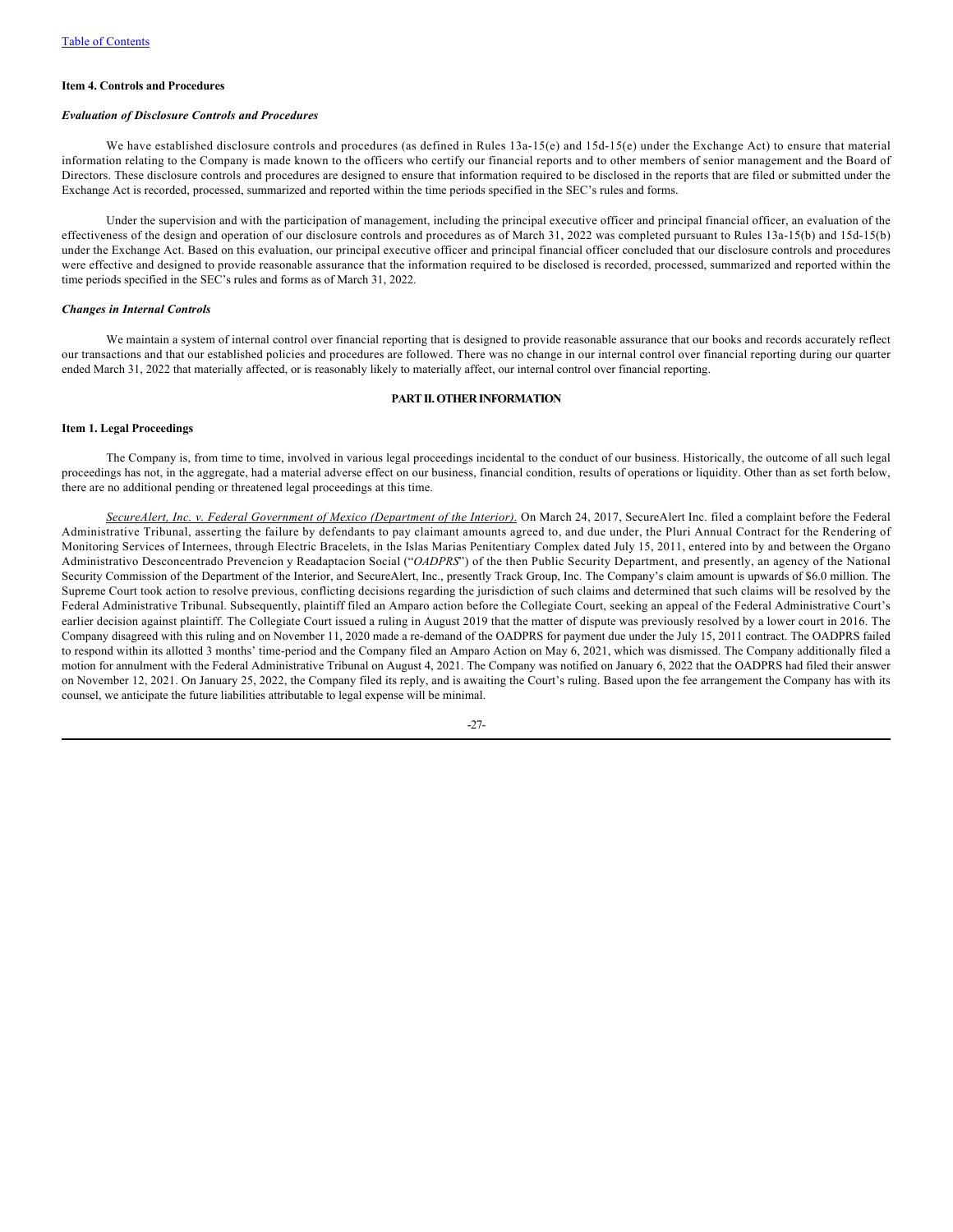**Item 4. Controls and Procedures**

***Evaluation of Disclosure Controls and Procedures***

We have established disclosure controls and procedures (as defined in Rules 13a-15(e) and 15d-15(e) under the Exchange Act) to ensure that material information relating to the Company is made known to the officers who certify our financial reports and to other members of senior management and the Board of Directors. These disclosure controls and procedures are designed to ensure that information required to be disclosed in the reports that are filed or submitted under the Exchange Act is recorded, processed, summarized and reported within the time periods specified in the SEC's rules and forms.

Under the supervision and with the participation of management, including the principal executive officer and principal financial officer, an evaluation of the effectiveness of the design and operation of our disclosure controls and procedures as of March 31, 2022 was completed pursuant to Rules 13a-15(b) and 15d-15(b) under the Exchange Act. Based on this evaluation, our principal executive officer and principal financial officer concluded that our disclosure controls and procedures were effective and designed to provide reasonable assurance that the information required to be disclosed is recorded, processed, summarized and reported within the time periods specified in the SEC's rules and forms as of March 31, 2022.

***Changes in Internal Controls***

We maintain a system of internal control over financial reporting that is designed to provide reasonable assurance that our books and records accurately reflect our transactions and that our established policies and procedures are followed. There was no change in our internal control over financial reporting during our quarter ended March 31, 2022 that materially affected, or is reasonably likely to materially affect, our internal control over financial reporting.

## PART II. OTHER INFORMATION

**Item 1. Legal Proceedings**

The Company is, from time to time, involved in various legal proceedings incidental to the conduct of our business. Historically, the outcome of all such legal proceedings has not, in the aggregate, had a material adverse effect on our business, financial condition, results of operations or liquidity. Other than as set forth below, there are no additional pending or threatened legal proceedings at this time.

*SecureAlert, Inc. v. Federal Government of Mexico (Department of the Interior).* On March 24, 2017, SecureAlert Inc. filed a complaint before the Federal Administrative Tribunal, asserting the failure by defendants to pay claimant amounts agreed to, and due under, the Pluri Annual Contract for the Rendering of Monitoring Services of Internees, through Electric Bracelets, in the Islas Marias Penitentiary Complex dated July 15, 2011, entered into by and between the Organo Administrativo Desconcentrado Prevencion y Readaptacion Social ("*OADPRS*") of the then Public Security Department, and presently, an agency of the National Security Commission of the Department of the Interior, and SecureAlert, Inc., presently Track Group, Inc. The Company's claim amount is upwards of $6.0 million. The Supreme Court took action to resolve previous, conflicting decisions regarding the jurisdiction of such claims and determined that such claims will be resolved by the Federal Administrative Tribunal. Subsequently, plaintiff filed an Amparo action before the Collegiate Court, seeking an appeal of the Federal Administrative Court's earlier decision against plaintiff. The Collegiate Court issued a ruling in August 2019 that the matter of dispute was previously resolved by a lower court in 2016. The Company disagreed with this ruling and on November 11, 2020 made a re-demand of the OADPRS for payment due under the July 15, 2011 contract. The OADPRS failed to respond within its allotted 3 months' time-period and the Company filed an Amparo Action on May 6, 2021, which was dismissed. The Company additionally filed a motion for annulment with the Federal Administrative Tribunal on August 4, 2021. The Company was notified on January 6, 2022 that the OADPRS had filed their answer on November 12, 2021. On January 25, 2022, the Company filed its reply, and is awaiting the Court's ruling. Based upon the fee arrangement the Company has with its counsel, we anticipate the future liabilities attributable to legal expense will be minimal.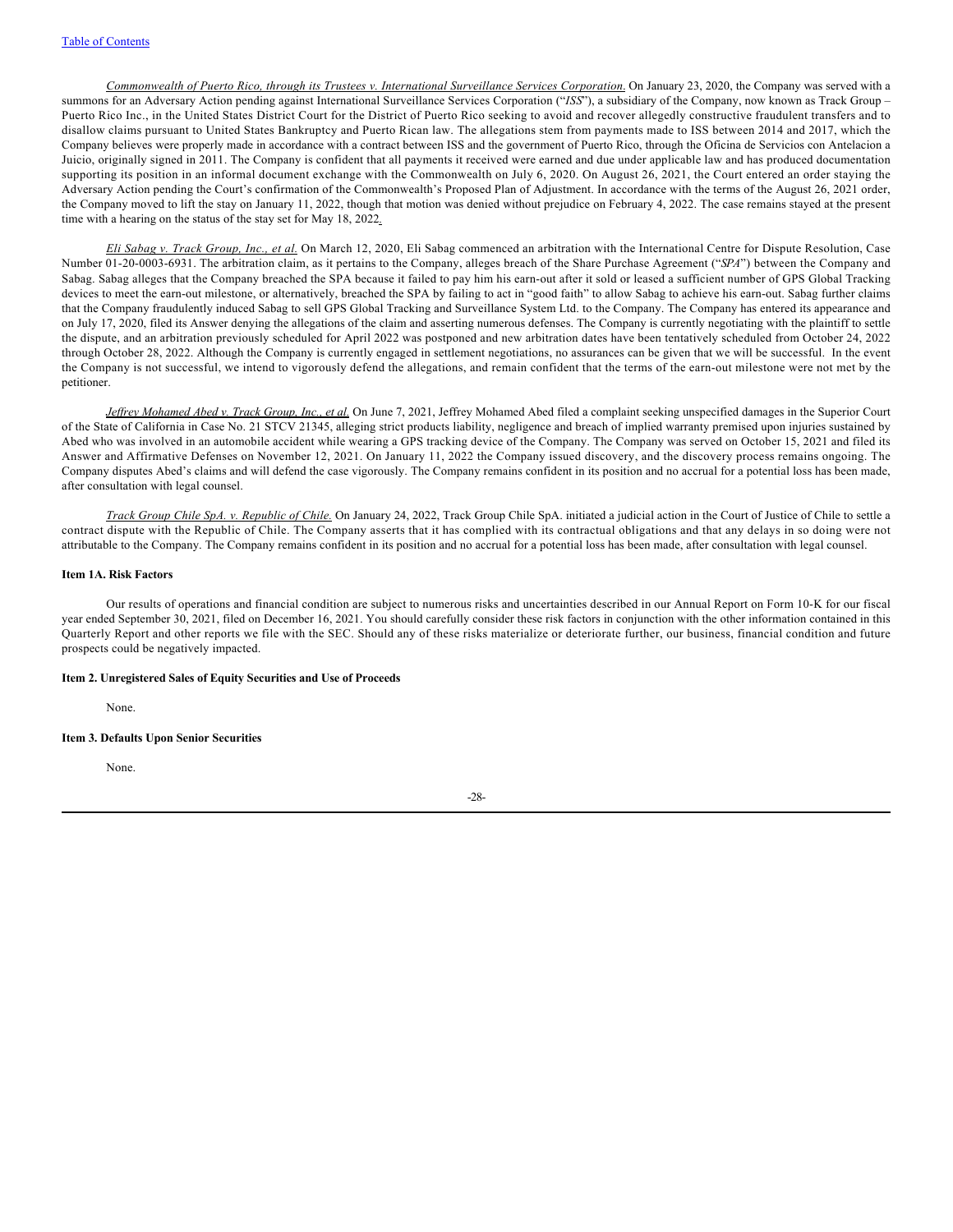*Commonwealth of Puerto Rico, through its Trustees v. International Surveillance Services Corporation.* On January 23, 2020, the Company was served with a summons for an Adversary Action pending against International Surveillance Services Corporation ("*ISS*"), a subsidiary of the Company, now known as Track Group – Puerto Rico Inc., in the United States District Court for the District of Puerto Rico seeking to avoid and recover allegedly constructive fraudulent transfers and to disallow claims pursuant to United States Bankruptcy and Puerto Rican law. The allegations stem from payments made to ISS between 2014 and 2017, which the Company believes were properly made in accordance with a contract between ISS and the government of Puerto Rico, through the Oficina de Servicios con Antelacion a Juicio, originally signed in 2011. The Company is confident that all payments it received were earned and due under applicable law and has produced documentation supporting its position in an informal document exchange with the Commonwealth on July 6, 2020. On August 26, 2021, the Court entered an order staying the Adversary Action pending the Court's confirmation of the Commonwealth's Proposed Plan of Adjustment. In accordance with the terms of the August 26, 2021 order, the Company moved to lift the stay on January 11, 2022, though that motion was denied without prejudice on February 4, 2022. The case remains stayed at the present time with a hearing on the status of the stay set for May 18, 2022.

*Eli Sabag v. Track Group, Inc., et al.* On March 12, 2020, Eli Sabag commenced an arbitration with the International Centre for Dispute Resolution, Case Number 01-20-0003-6931. The arbitration claim, as it pertains to the Company, alleges breach of the Share Purchase Agreement ("*SPA*") between the Company and Sabag. Sabag alleges that the Company breached the SPA because it failed to pay him his earn-out after it sold or leased a sufficient number of GPS Global Tracking devices to meet the earn-out milestone, or alternatively, breached the SPA by failing to act in "good faith" to allow Sabag to achieve his earn-out. Sabag further claims that the Company fraudulently induced Sabag to sell GPS Global Tracking and Surveillance System Ltd. to the Company. The Company has entered its appearance and on July 17, 2020, filed its Answer denying the allegations of the claim and asserting numerous defenses. The Company is currently negotiating with the plaintiff to settle the dispute, and an arbitration previously scheduled for April 2022 was postponed and new arbitration dates have been tentatively scheduled from October 24, 2022 through October 28, 2022. Although the Company is currently engaged in settlement negotiations, no assurances can be given that we will be successful. In the event the Company is not successful, we intend to vigorously defend the allegations, and remain confident that the terms of the earn-out milestone were not met by the petitioner.

*Jeffrey Mohamed Abed v. Track Group, Inc., et al.* On June 7, 2021, Jeffrey Mohamed Abed filed a complaint seeking unspecified damages in the Superior Court of the State of California in Case No. 21 STCV 21345, alleging strict products liability, negligence and breach of implied warranty premised upon injuries sustained by Abed who was involved in an automobile accident while wearing a GPS tracking device of the Company. The Company was served on October 15, 2021 and filed its Answer and Affirmative Defenses on November 12, 2021. On January 11, 2022 the Company issued discovery, and the discovery process remains ongoing. The Company disputes Abed's claims and will defend the case vigorously. The Company remains confident in its position and no accrual for a potential loss has been made, after consultation with legal counsel.

*Track Group Chile SpA. v. Republic of Chile.* On January 24, 2022, Track Group Chile SpA. initiated a judicial action in the Court of Justice of Chile to settle a contract dispute with the Republic of Chile. The Company asserts that it has complied with its contractual obligations and that any delays in so doing were not attributable to the Company. The Company remains confident in its position and no accrual for a potential loss has been made, after consultation with legal counsel.

**Item 1A. Risk Factors**

Our results of operations and financial condition are subject to numerous risks and uncertainties described in our Annual Report on Form 10-K for our fiscal year ended September 30, 2021, filed on December 16, 2021. You should carefully consider these risk factors in conjunction with the other information contained in this Quarterly Report and other reports we file with the SEC. Should any of these risks materialize or deteriorate further, our business, financial condition and future prospects could be negatively impacted.

**Item 2. Unregistered Sales of Equity Securities and Use of Proceeds**

None.

**Item 3. Defaults Upon Senior Securities**

None.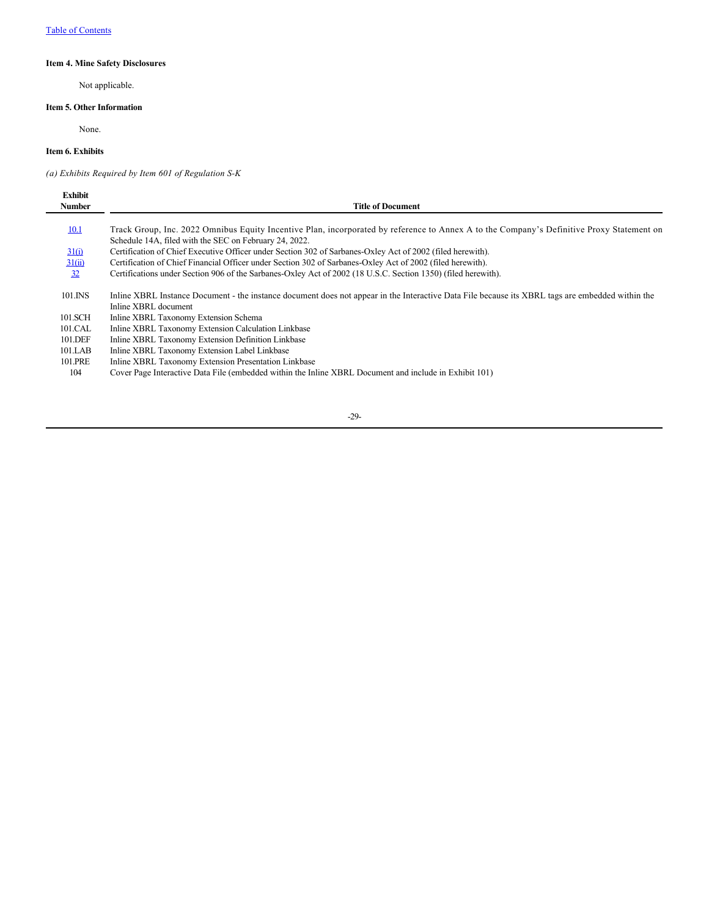### Item 4. Mine Safety Disclosures

Not applicable.

### Item 5. Other Information

None.

### Item 6. Exhibits

*(a) Exhibits Required by Item 601 of Regulation S-K*

| Exhibit Number | Title of Document |
|---|---|
| 10.1 | Track Group, Inc. 2022 Omnibus Equity Incentive Plan, incorporated by reference to Annex A to the Company's Definitive Proxy Statement on Schedule 14A, filed with the SEC on February 24, 2022. |
| 31(i) | Certification of Chief Executive Officer under Section 302 of Sarbanes-Oxley Act of 2002 (filed herewith). |
| 31(ii) | Certification of Chief Financial Officer under Section 302 of Sarbanes-Oxley Act of 2002 (filed herewith). |
| 32 | Certifications under Section 906 of the Sarbanes-Oxley Act of 2002 (18 U.S.C. Section 1350) (filed herewith). |
| 101.INS | Inline XBRL Instance Document - the instance document does not appear in the Interactive Data File because its XBRL tags are embedded within the Inline XBRL document |
| 101.SCH | Inline XBRL Taxonomy Extension Schema |
| 101.CAL | Inline XBRL Taxonomy Extension Calculation Linkbase |
| 101.DEF | Inline XBRL Taxonomy Extension Definition Linkbase |
| 101.LAB | Inline XBRL Taxonomy Extension Label Linkbase |
| 101.PRE | Inline XBRL Taxonomy Extension Presentation Linkbase |
| 104 | Cover Page Interactive Data File (embedded within the Inline XBRL Document and include in Exhibit 101) |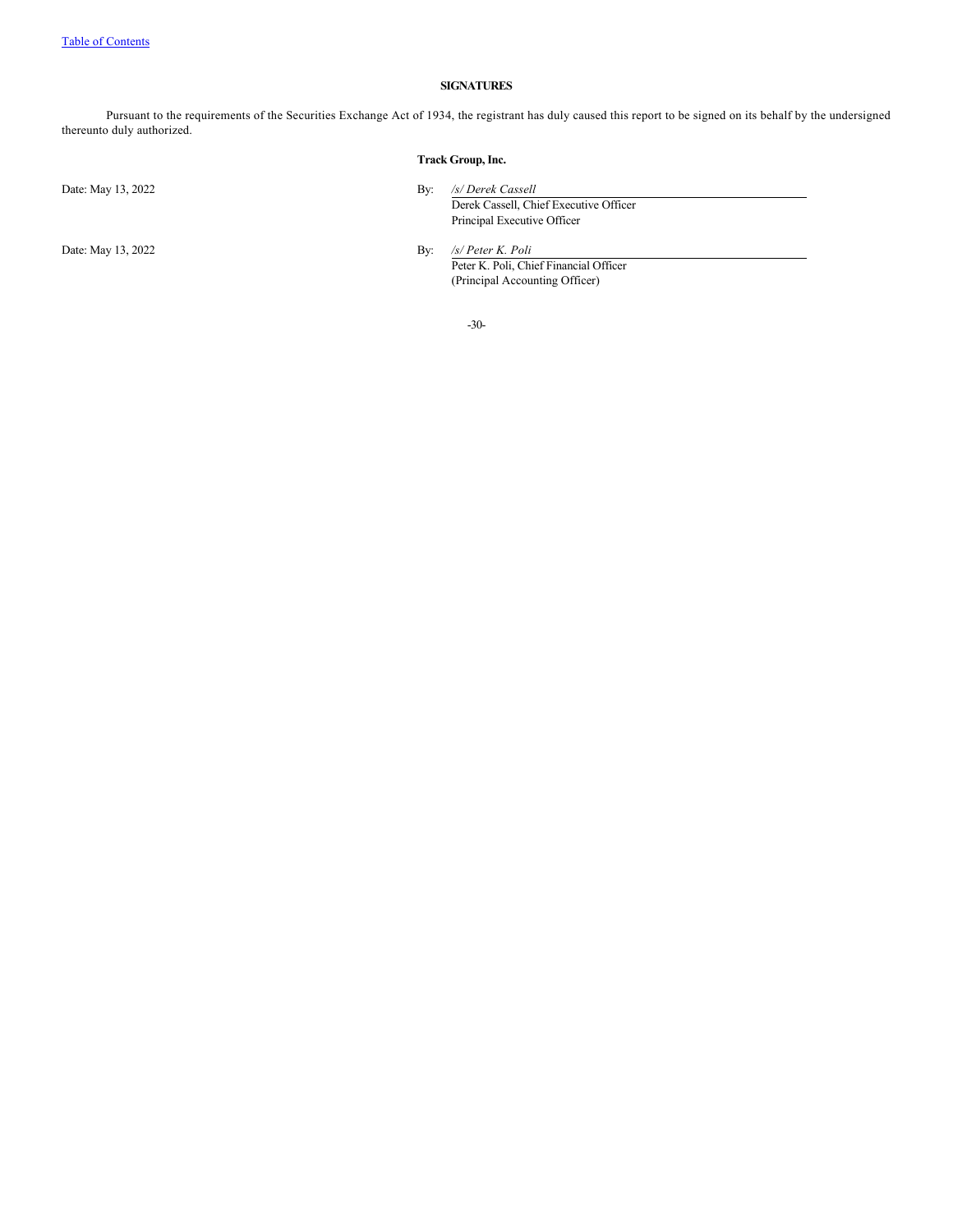## SIGNATURES

Pursuant to the requirements of the Securities Exchange Act of 1934, the registrant has duly caused this report to be signed on its behalf by the undersigned thereunto duly authorized.

**Track Group, Inc.**

Date: May 13, 2022

By: */s/ Derek Cassell*
Derek Cassell, Chief Executive Officer
Principal Executive Officer

Date: May 13, 2022

By: */s/ Peter K. Poli*
Peter K. Poli, Chief Financial Officer
(Principal Accounting Officer)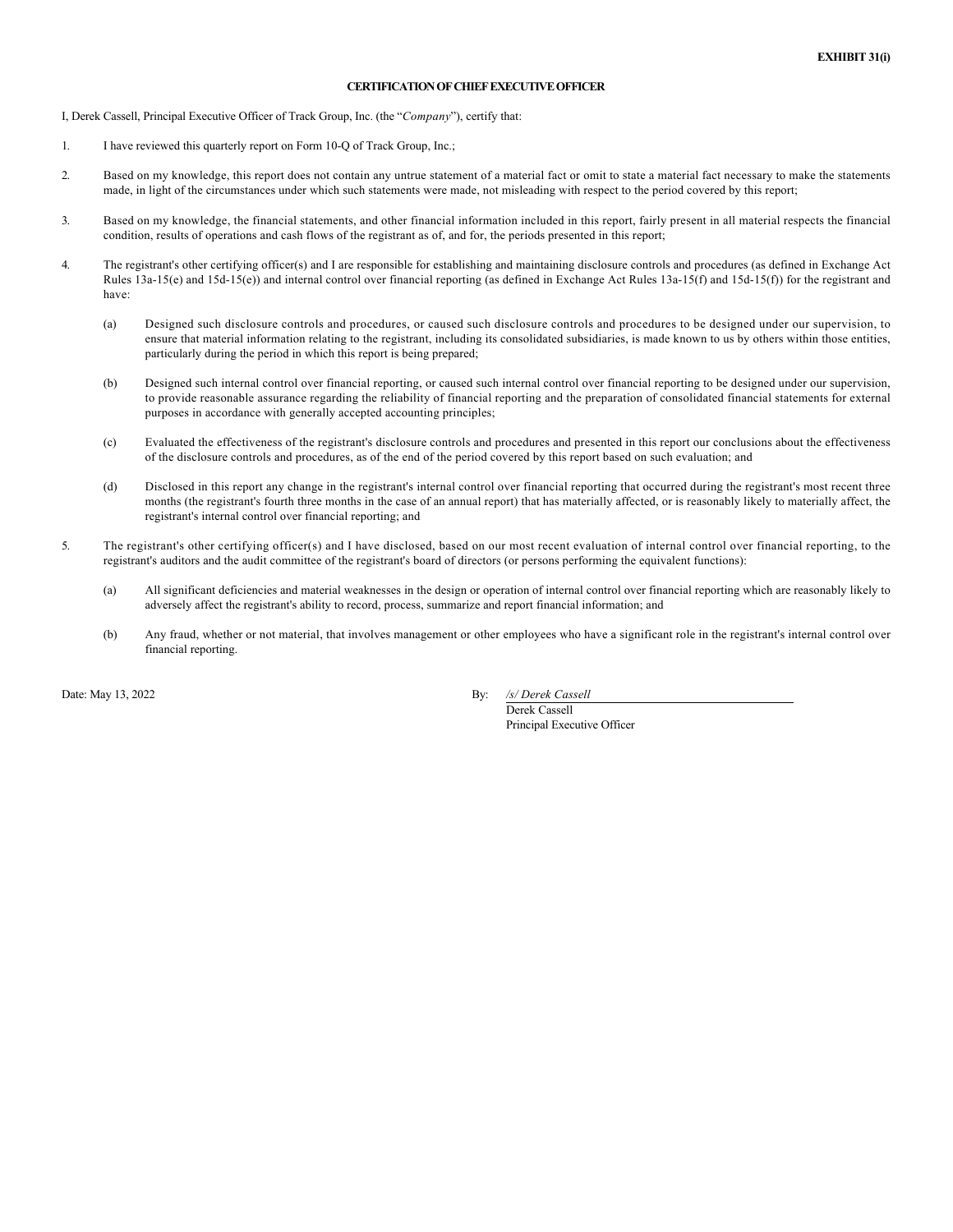**EXHIBIT 31(i)**

# CERTIFICATION OF CHIEF EXECUTIVE OFFICER

I, Derek Cassell, Principal Executive Officer of Track Group, Inc. (the "*Company*"), certify that:

1. I have reviewed this quarterly report on Form 10-Q of Track Group, Inc.;

2. Based on my knowledge, this report does not contain any untrue statement of a material fact or omit to state a material fact necessary to make the statements made, in light of the circumstances under which such statements were made, not misleading with respect to the period covered by this report;

3. Based on my knowledge, the financial statements, and other financial information included in this report, fairly present in all material respects the financial condition, results of operations and cash flows of the registrant as of, and for, the periods presented in this report;

4. The registrant's other certifying officer(s) and I are responsible for establishing and maintaining disclosure controls and procedures (as defined in Exchange Act Rules 13a-15(e) and 15d-15(e)) and internal control over financial reporting (as defined in Exchange Act Rules 13a-15(f) and 15d-15(f)) for the registrant and have:

   (a) Designed such disclosure controls and procedures, or caused such disclosure controls and procedures to be designed under our supervision, to ensure that material information relating to the registrant, including its consolidated subsidiaries, is made known to us by others within those entities, particularly during the period in which this report is being prepared;

   (b) Designed such internal control over financial reporting, or caused such internal control over financial reporting to be designed under our supervision, to provide reasonable assurance regarding the reliability of financial reporting and the preparation of consolidated financial statements for external purposes in accordance with generally accepted accounting principles;

   (c) Evaluated the effectiveness of the registrant's disclosure controls and procedures and presented in this report our conclusions about the effectiveness of the disclosure controls and procedures, as of the end of the period covered by this report based on such evaluation; and

   (d) Disclosed in this report any change in the registrant's internal control over financial reporting that occurred during the registrant's most recent three months (the registrant's fourth three months in the case of an annual report) that has materially affected, or is reasonably likely to materially affect, the registrant's internal control over financial reporting; and

5. The registrant's other certifying officer(s) and I have disclosed, based on our most recent evaluation of internal control over financial reporting, to the registrant's auditors and the audit committee of the registrant's board of directors (or persons performing the equivalent functions):

   (a) All significant deficiencies and material weaknesses in the design or operation of internal control over financial reporting which are reasonably likely to adversely affect the registrant's ability to record, process, summarize and report financial information; and

   (b) Any fraud, whether or not material, that involves management or other employees who have a significant role in the registrant's internal control over financial reporting.

Date: May 13, 2022

By: */s/ Derek Cassell*
Derek Cassell
Principal Executive Officer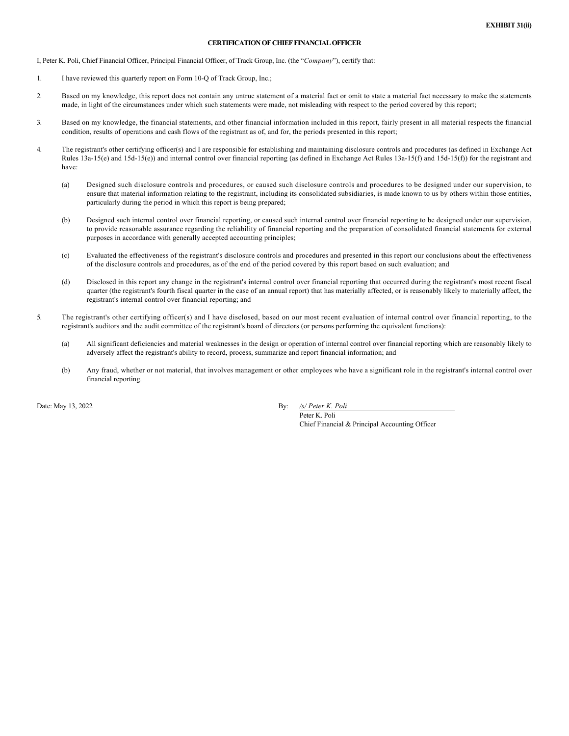**EXHIBIT 31(ii)**

**CERTIFICATION OF CHIEF FINANCIAL OFFICER**

I, Peter K. Poli, Chief Financial Officer, Principal Financial Officer, of Track Group, Inc. (the "*Company*"), certify that:

1. I have reviewed this quarterly report on Form 10-Q of Track Group, Inc.;

2. Based on my knowledge, this report does not contain any untrue statement of a material fact or omit to state a material fact necessary to make the statements made, in light of the circumstances under which such statements were made, not misleading with respect to the period covered by this report;

3. Based on my knowledge, the financial statements, and other financial information included in this report, fairly present in all material respects the financial condition, results of operations and cash flows of the registrant as of, and for, the periods presented in this report;

4. The registrant's other certifying officer(s) and I are responsible for establishing and maintaining disclosure controls and procedures (as defined in Exchange Act Rules 13a-15(e) and 15d-15(e)) and internal control over financial reporting (as defined in Exchange Act Rules 13a-15(f) and 15d-15(f)) for the registrant and have:

   (a) Designed such disclosure controls and procedures, or caused such disclosure controls and procedures to be designed under our supervision, to ensure that material information relating to the registrant, including its consolidated subsidiaries, is made known to us by others within those entities, particularly during the period in which this report is being prepared;

   (b) Designed such internal control over financial reporting, or caused such internal control over financial reporting to be designed under our supervision, to provide reasonable assurance regarding the reliability of financial reporting and the preparation of consolidated financial statements for external purposes in accordance with generally accepted accounting principles;

   (c) Evaluated the effectiveness of the registrant's disclosure controls and procedures and presented in this report our conclusions about the effectiveness of the disclosure controls and procedures, as of the end of the period covered by this report based on such evaluation; and

   (d) Disclosed in this report any change in the registrant's internal control over financial reporting that occurred during the registrant's most recent fiscal quarter (the registrant's fourth fiscal quarter in the case of an annual report) that has materially affected, or is reasonably likely to materially affect, the registrant's internal control over financial reporting; and

5. The registrant's other certifying officer(s) and I have disclosed, based on our most recent evaluation of internal control over financial reporting, to the registrant's auditors and the audit committee of the registrant's board of directors (or persons performing the equivalent functions):

   (a) All significant deficiencies and material weaknesses in the design or operation of internal control over financial reporting which are reasonably likely to adversely affect the registrant's ability to record, process, summarize and report financial information; and

   (b) Any fraud, whether or not material, that involves management or other employees who have a significant role in the registrant's internal control over financial reporting.

Date: May 13, 2022

By: */s/ Peter K. Poli*
Peter K. Poli
Chief Financial & Principal Accounting Officer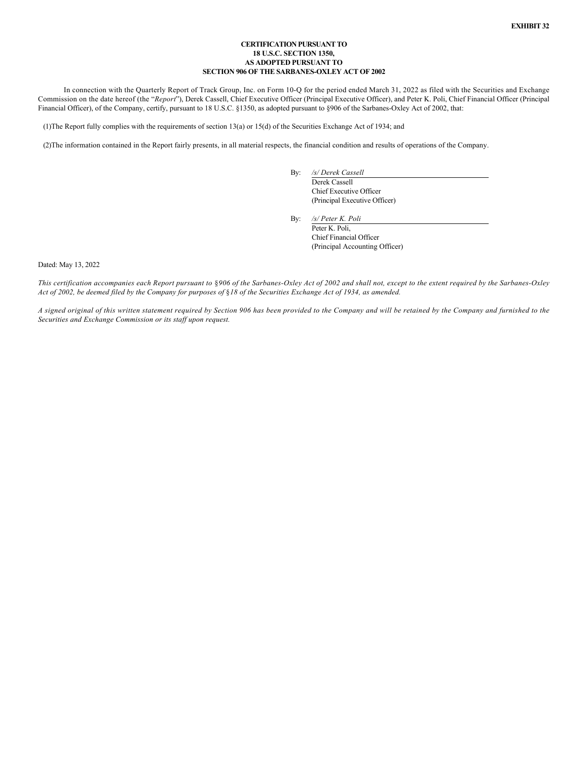**EXHIBIT 32**

**CERTIFICATION PURSUANT TO**
**18 U.S.C. SECTION 1350,**
**AS ADOPTED PURSUANT TO**
**SECTION 906 OF THE SARBANES-OXLEY ACT OF 2002**

In connection with the Quarterly Report of Track Group, Inc. on Form 10-Q for the period ended March 31, 2022 as filed with the Securities and Exchange Commission on the date hereof (the "*Report*"), Derek Cassell, Chief Executive Officer (Principal Executive Officer), and Peter K. Poli, Chief Financial Officer (Principal Financial Officer), of the Company, certify, pursuant to 18 U.S.C. §1350, as adopted pursuant to §906 of the Sarbanes-Oxley Act of 2002, that:

(1)The Report fully complies with the requirements of section 13(a) or 15(d) of the Securities Exchange Act of 1934; and

(2)The information contained in the Report fairly presents, in all material respects, the financial condition and results of operations of the Company.

By: */s/ Derek Cassell*
Derek Cassell
Chief Executive Officer
(Principal Executive Officer)

By: */s/ Peter K. Poli*
Peter K. Poli,
Chief Financial Officer
(Principal Accounting Officer)

Dated: May 13, 2022

*This certification accompanies each Report pursuant to §906 of the Sarbanes-Oxley Act of 2002 and shall not, except to the extent required by the Sarbanes-Oxley Act of 2002, be deemed filed by the Company for purposes of §18 of the Securities Exchange Act of 1934, as amended.*

*A signed original of this written statement required by Section 906 has been provided to the Company and will be retained by the Company and furnished to the Securities and Exchange Commission or its staff upon request.*